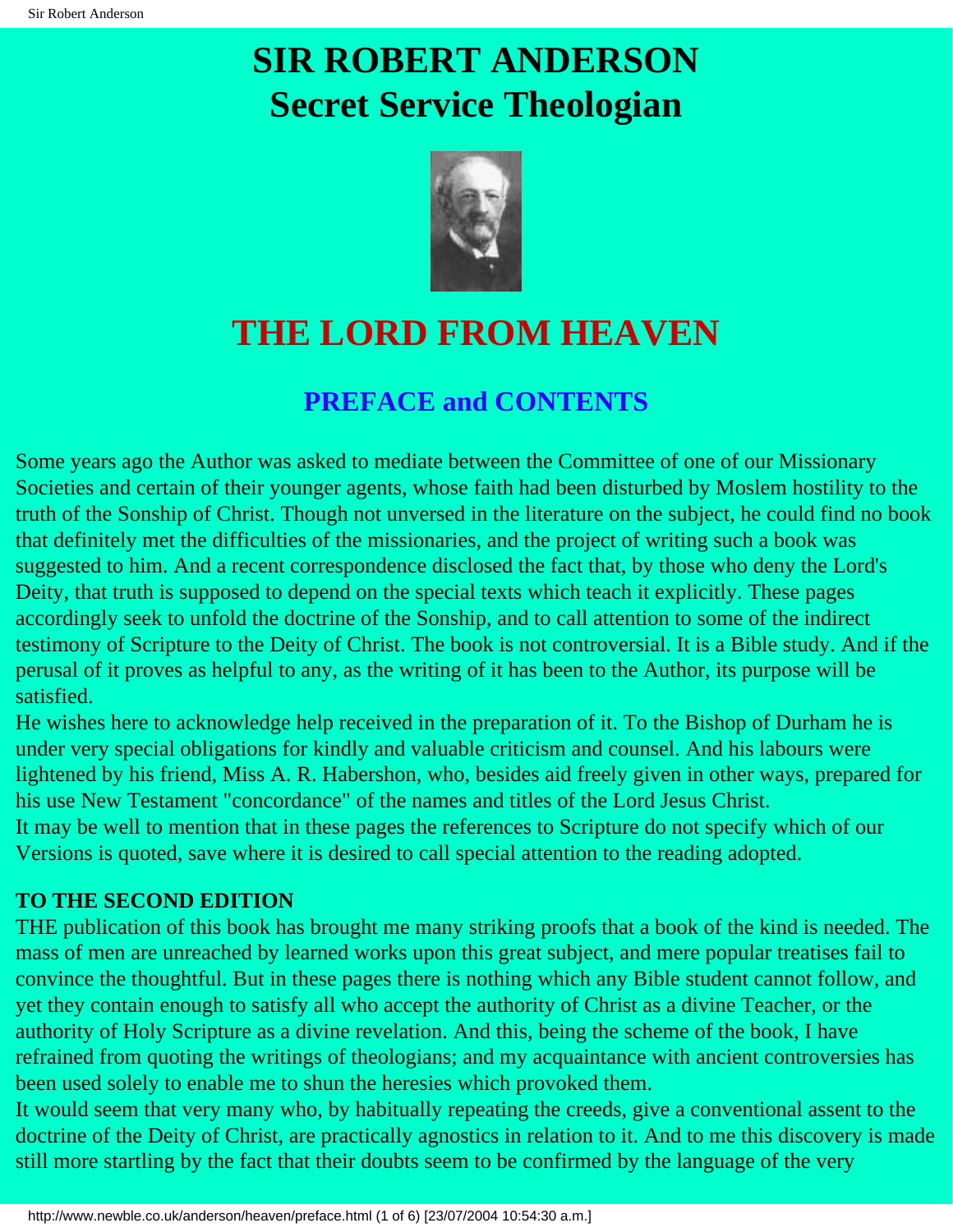# SIR ROBERT ANDERSON
# Secret Service Theologian

## THE LORD FROM HEAVEN

### PREFACE and CONTENTS

Some years ago the Author was asked to mediate between the Committee of one of our Missionary Societies and certain of their younger agents, whose faith had been disturbed by Moslem hostility to the truth of the Sonship of Christ. Though not unversed in the literature on the subject, he could find no book that definitely met the difficulties of the missionaries, and the project of writing such a book was suggested to him. And a recent correspondence disclosed the fact that, by those who deny the Lord's Deity, that truth is supposed to depend on the special texts which teach it explicitly. These pages accordingly seek to unfold the doctrine of the Sonship, and to call attention to some of the indirect testimony of Scripture to the Deity of Christ. The book is not controversial. It is a Bible study. And if the perusal of it proves as helpful to any, as the writing of it has been to the Author, its purpose will be satisfied.

He wishes here to acknowledge help received in the preparation of it. To the Bishop of Durham he is under very special obligations for kindly and valuable criticism and counsel. And his labours were lightened by his friend, Miss A. R. Habershon, who, besides aid freely given in other ways, prepared for his use New Testament "concordance" of the names and titles of the Lord Jesus Christ.

It may be well to mention that in these pages the references to Scripture do not specify which of our Versions is quoted, save where it is desired to call special attention to the reading adopted.

**TO THE SECOND EDITION**

THE publication of this book has brought me many striking proofs that a book of the kind is needed. The mass of men are unreached by learned works upon this great subject, and mere popular treatises fail to convince the thoughtful. But in these pages there is nothing which any Bible student cannot follow, and yet they contain enough to satisfy all who accept the authority of Christ as a divine Teacher, or the authority of Holy Scripture as a divine revelation. And this, being the scheme of the book, I have refrained from quoting the writings of theologians; and my acquaintance with ancient controversies has been used solely to enable me to shun the heresies which provoked them.

It would seem that very many who, by habitually repeating the creeds, give a conventional assent to the doctrine of the Deity of Christ, are practically agnostics in relation to it. And to me this discovery is made still more startling by the fact that their doubts seem to be confirmed by the language of the very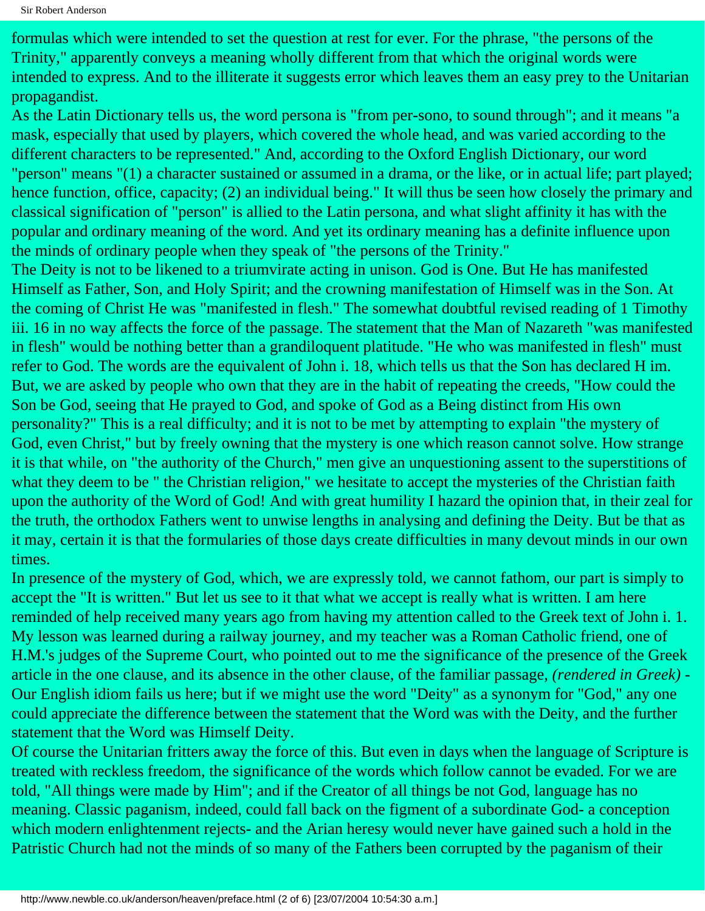formulas which were intended to set the question at rest for ever. For the phrase, "the persons of the Trinity," apparently conveys a meaning wholly different from that which the original words were intended to express. And to the illiterate it suggests error which leaves them an easy prey to the Unitarian propagandist.

As the Latin Dictionary tells us, the word persona is "from per-sono, to sound through"; and it means "a mask, especially that used by players, which covered the whole head, and was varied according to the different characters to be represented." And, according to the Oxford English Dictionary, our word "person" means "(1) a character sustained or assumed in a drama, or the like, or in actual life; part played; hence function, office, capacity; (2) an individual being." It will thus be seen how closely the primary and classical signification of "person" is allied to the Latin persona, and what slight affinity it has with the popular and ordinary meaning of the word. And yet its ordinary meaning has a definite influence upon the minds of ordinary people when they speak of "the persons of the Trinity."

The Deity is not to be likened to a triumvirate acting in unison. God is One. But He has manifested Himself as Father, Son, and Holy Spirit; and the crowning manifestation of Himself was in the Son. At the coming of Christ He was "manifested in flesh." The somewhat doubtful revised reading of 1 Timothy iii. 16 in no way affects the force of the passage. The statement that the Man of Nazareth "was manifested in flesh" would be nothing better than a grandiloquent platitude. "He who was manifested in flesh" must refer to God. The words are the equivalent of John i. 18, which tells us that the Son has declared H im. But, we are asked by people who own that they are in the habit of repeating the creeds, "How could the Son be God, seeing that He prayed to God, and spoke of God as a Being distinct from His own personality?" This is a real difficulty; and it is not to be met by attempting to explain "the mystery of God, even Christ," but by freely owning that the mystery is one which reason cannot solve. How strange it is that while, on "the authority of the Church," men give an unquestioning assent to the superstitions of what they deem to be " the Christian religion," we hesitate to accept the mysteries of the Christian faith upon the authority of the Word of God! And with great humility I hazard the opinion that, in their zeal for the truth, the orthodox Fathers went to unwise lengths in analysing and defining the Deity. But be that as it may, certain it is that the formularies of those days create difficulties in many devout minds in our own times.

In presence of the mystery of God, which, we are expressly told, we cannot fathom, our part is simply to accept the "It is written." But let us see to it that what we accept is really what is written. I am here reminded of help received many years ago from having my attention called to the Greek text of John i. 1. My lesson was learned during a railway journey, and my teacher was a Roman Catholic friend, one of H.M.'s judges of the Supreme Court, who pointed out to me the significance of the presence of the Greek article in the one clause, and its absence in the other clause, of the familiar passage, *(rendered in Greek)* - Our English idiom fails us here; but if we might use the word "Deity" as a synonym for "God," any one could appreciate the difference between the statement that the Word was with the Deity, and the further statement that the Word was Himself Deity.

Of course the Unitarian fritters away the force of this. But even in days when the language of Scripture is treated with reckless freedom, the significance of the words which follow cannot be evaded. For we are told, "All things were made by Him"; and if the Creator of all things be not God, language has no meaning. Classic paganism, indeed, could fall back on the figment of a subordinate God- a conception which modern enlightenment rejects- and the Arian heresy would never have gained such a hold in the Patristic Church had not the minds of so many of the Fathers been corrupted by the paganism of their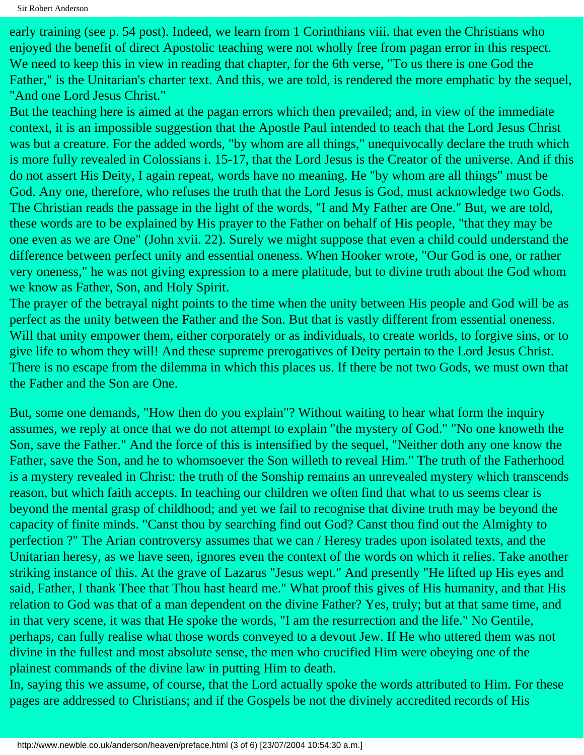early training (see p. 54 post). Indeed, we learn from 1 Corinthians viii. that even the Christians who enjoyed the benefit of direct Apostolic teaching were not wholly free from pagan error in this respect. We need to keep this in view in reading that chapter, for the 6th verse, "To us there is one God the Father," is the Unitarian's charter text. And this, we are told, is rendered the more emphatic by the sequel, "And one Lord Jesus Christ."

But the teaching here is aimed at the pagan errors which then prevailed; and, in view of the immediate context, it is an impossible suggestion that the Apostle Paul intended to teach that the Lord Jesus Christ was but a creature. For the added words, "by whom are all things," unequivocally declare the truth which is more fully revealed in Colossians i. 15-17, that the Lord Jesus is the Creator of the universe. And if this do not assert His Deity, I again repeat, words have no meaning. He "by whom are all things" must be God. Any one, therefore, who refuses the truth that the Lord Jesus is God, must acknowledge two Gods. The Christian reads the passage in the light of the words, "I and My Father are One." But, we are told, these words are to be explained by His prayer to the Father on behalf of His people, "that they may be one even as we are One" (John xvii. 22). Surely we might suppose that even a child could understand the difference between perfect unity and essential oneness. When Hooker wrote, "Our God is one, or rather very oneness," he was not giving expression to a mere platitude, but to divine truth about the God whom we know as Father, Son, and Holy Spirit.

The prayer of the betrayal night points to the time when the unity between His people and God will be as perfect as the unity between the Father and the Son. But that is vastly different from essential oneness. Will that unity empower them, either corporately or as individuals, to create worlds, to forgive sins, or to give life to whom they will! And these supreme prerogatives of Deity pertain to the Lord Jesus Christ. There is no escape from the dilemma in which this places us. If there be not two Gods, we must own that the Father and the Son are One.

But, some one demands, "How then do you explain"? Without waiting to hear what form the inquiry assumes, we reply at once that we do not attempt to explain "the mystery of God." "No one knoweth the Son, save the Father." And the force of this is intensified by the sequel, "Neither doth any one know the Father, save the Son, and he to whomsoever the Son willeth to reveal Him." The truth of the Fatherhood is a mystery revealed in Christ: the truth of the Sonship remains an unrevealed mystery which transcends reason, but which faith accepts. In teaching our children we often find that what to us seems clear is beyond the mental grasp of childhood; and yet we fail to recognise that divine truth may be beyond the capacity of finite minds. "Canst thou by searching find out God? Canst thou find out the Almighty to perfection ?" The Arian controversy assumes that we can / Heresy trades upon isolated texts, and the Unitarian heresy, as we have seen, ignores even the context of the words on which it relies. Take another striking instance of this. At the grave of Lazarus "Jesus wept." And presently "He lifted up His eyes and said, Father, I thank Thee that Thou hast heard me." What proof this gives of His humanity, and that His relation to God was that of a man dependent on the divine Father? Yes, truly; but at that same time, and in that very scene, it was that He spoke the words, "I am the resurrection and the life." No Gentile, perhaps, can fully realise what those words conveyed to a devout Jew. If He who uttered them was not divine in the fullest and most absolute sense, the men who crucified Him were obeying one of the plainest commands of the divine law in putting Him to death.

In, saying this we assume, of course, that the Lord actually spoke the words attributed to Him. For these pages are addressed to Christians; and if the Gospels be not the divinely accredited records of His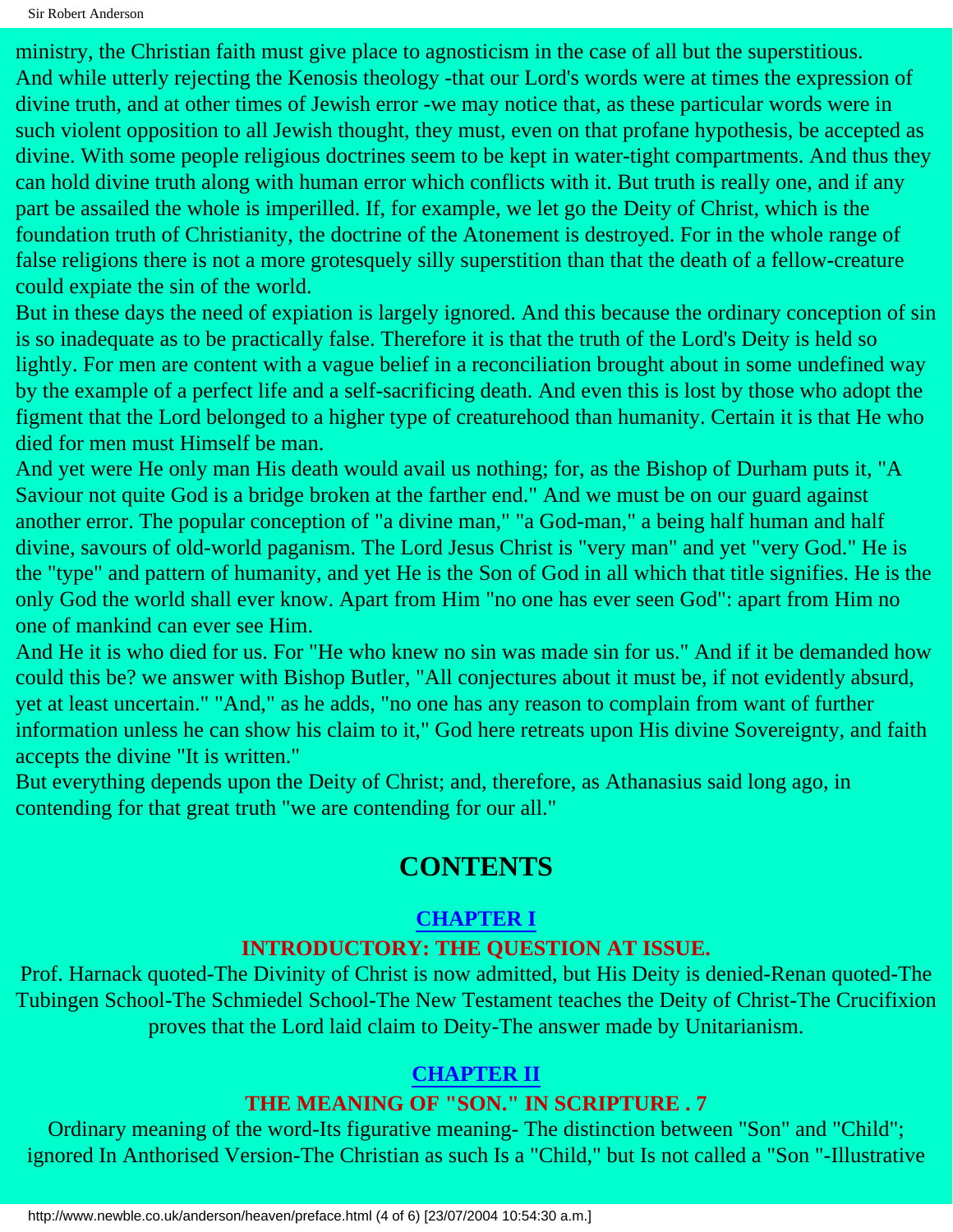ministry, the Christian faith must give place to agnosticism in the case of all but the superstitious.
And while utterly rejecting the Kenosis theology -that our Lord's words were at times the expression of divine truth, and at other times of Jewish error -we may notice that, as these particular words were in such violent opposition to all Jewish thought, they must, even on that profane hypothesis, be accepted as divine. With some people religious doctrines seem to be kept in water-tight compartments. And thus they can hold divine truth along with human error which conflicts with it. But truth is really one, and if any part be assailed the whole is imperilled. If, for example, we let go the Deity of Christ, which is the foundation truth of Christianity, the doctrine of the Atonement is destroyed. For in the whole range of false religions there is not a more grotesquely silly superstition than that the death of a fellow-creature could expiate the sin of the world.
But in these days the need of expiation is largely ignored. And this because the ordinary conception of sin is so inadequate as to be practically false. Therefore it is that the truth of the Lord's Deity is held so lightly. For men are content with a vague belief in a reconciliation brought about in some undefined way by the example of a perfect life and a self-sacrificing death. And even this is lost by those who adopt the figment that the Lord belonged to a higher type of creaturehood than humanity. Certain it is that He who died for men must Himself be man.
And yet were He only man His death would avail us nothing; for, as the Bishop of Durham puts it, "A Saviour not quite God is a bridge broken at the farther end." And we must be on our guard against another error. The popular conception of "a divine man," "a God-man," a being half human and half divine, savours of old-world paganism. The Lord Jesus Christ is "very man" and yet "very God." He is the "type" and pattern of humanity, and yet He is the Son of God in all which that title signifies. He is the only God the world shall ever know. Apart from Him "no one has ever seen God": apart from Him no one of mankind can ever see Him.
And He it is who died for us. For "He who knew no sin was made sin for us." And if it be demanded how could this be? we answer with Bishop Butler, "All conjectures about it must be, if not evidently absurd, yet at least uncertain." "And," as he adds, "no one has any reason to complain from want of further information unless he can show his claim to it," God here retreats upon His divine Sovereignty, and faith accepts the divine "It is written."
But everything depends upon the Deity of Christ; and, therefore, as Athanasius said long ago, in contending for that great truth "we are contending for our all."

## CONTENTS

### CHAPTER I

### INTRODUCTORY: THE QUESTION AT ISSUE.

Prof. Harnack quoted-The Divinity of Christ is now admitted, but His Deity is denied-Renan quoted-The Tubingen School-The Schmiedel School-The New Testament teaches the Deity of Christ-The Crucifixion proves that the Lord laid claim to Deity-The answer made by Unitarianism.

### CHAPTER II

### THE MEANING OF "SON." IN SCRIPTURE . 7

Ordinary meaning of the word-Its figurative meaning- The distinction between "Son" and "Child"; ignored In Anthorised Version-The Christian as such Is a "Child," but Is not called a "Son "-Illustrative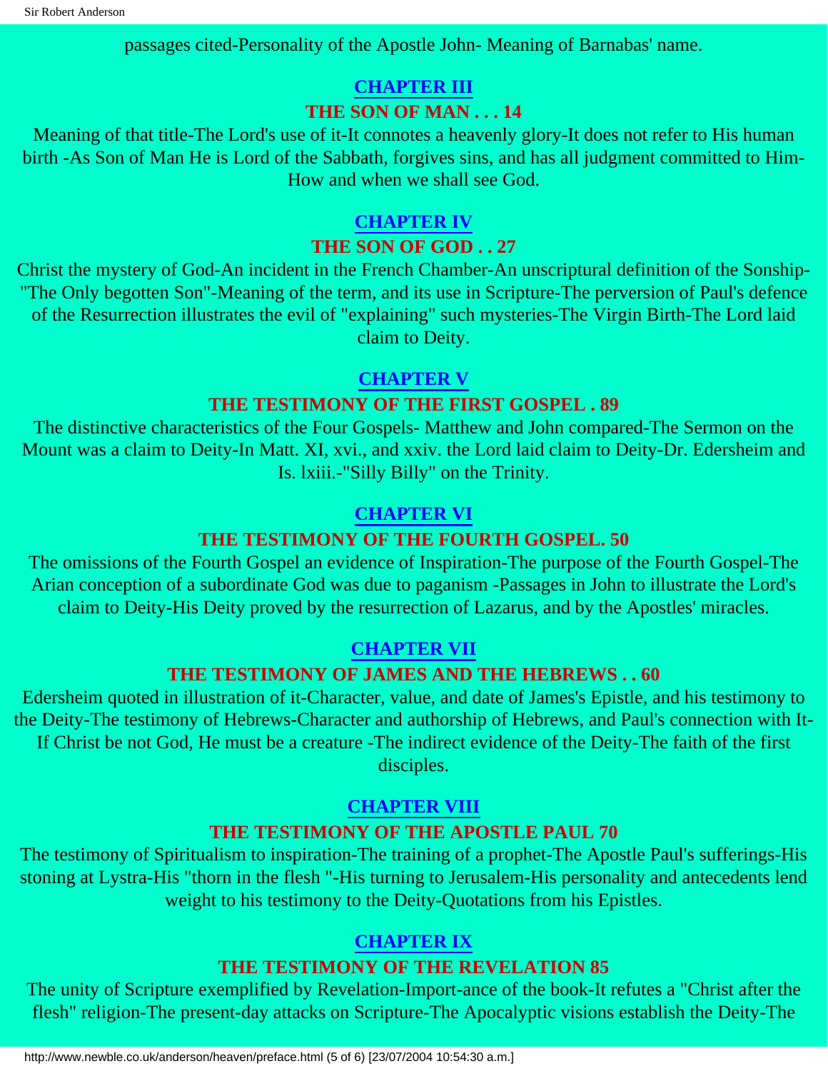passages cited-Personality of the Apostle John- Meaning of Barnabas' name.

## CHAPTER III

### THE SON OF MAN . . . 14

Meaning of that title-The Lord's use of it-It connotes a heavenly glory-It does not refer to His human birth -As Son of Man He is Lord of the Sabbath, forgives sins, and has all judgment committed to Him-How and when we shall see God.

## CHAPTER IV

### THE SON OF GOD . . 27

Christ the mystery of God-An incident in the French Chamber-An unscriptural definition of the Sonship-"The Only begotten Son"-Meaning of the term, and its use in Scripture-The perversion of Paul's defence of the Resurrection illustrates the evil of "explaining" such mysteries-The Virgin Birth-The Lord laid claim to Deity.

## CHAPTER V

### THE TESTIMONY OF THE FIRST GOSPEL . 89

The distinctive characteristics of the Four Gospels- Matthew and John compared-The Sermon on the Mount was a claim to Deity-In Matt. XI, xvi., and xxiv. the Lord laid claim to Deity-Dr. Edersheim and Is. lxiii.-"Silly Billy" on the Trinity.

## CHAPTER VI

### THE TESTIMONY OF THE FOURTH GOSPEL. 50

The omissions of the Fourth Gospel an evidence of Inspiration-The purpose of the Fourth Gospel-The Arian conception of a subordinate God was due to paganism -Passages in John to illustrate the Lord's claim to Deity-His Deity proved by the resurrection of Lazarus, and by the Apostles' miracles.

## CHAPTER VII

### THE TESTIMONY OF JAMES AND THE HEBREWS . . 60

Edersheim quoted in illustration of it-Character, value, and date of James's Epistle, and his testimony to the Deity-The testimony of Hebrews-Character and authorship of Hebrews, and Paul's connection with It-If Christ be not God, He must be a creature -The indirect evidence of the Deity-The faith of the first disciples.

## CHAPTER VIII

### THE TESTIMONY OF THE APOSTLE PAUL 70

The testimony of Spiritualism to inspiration-The training of a prophet-The Apostle Paul's sufferings-His stoning at Lystra-His "thorn in the flesh "-His turning to Jerusalem-His personality and antecedents lend weight to his testimony to the Deity-Quotations from his Epistles.

## CHAPTER IX

### THE TESTIMONY OF THE REVELATION 85

The unity of Scripture exemplified by Revelation-Import-ance of the book-It refutes a "Christ after the flesh" religion-The present-day attacks on Scripture-The Apocalyptic visions establish the Deity-The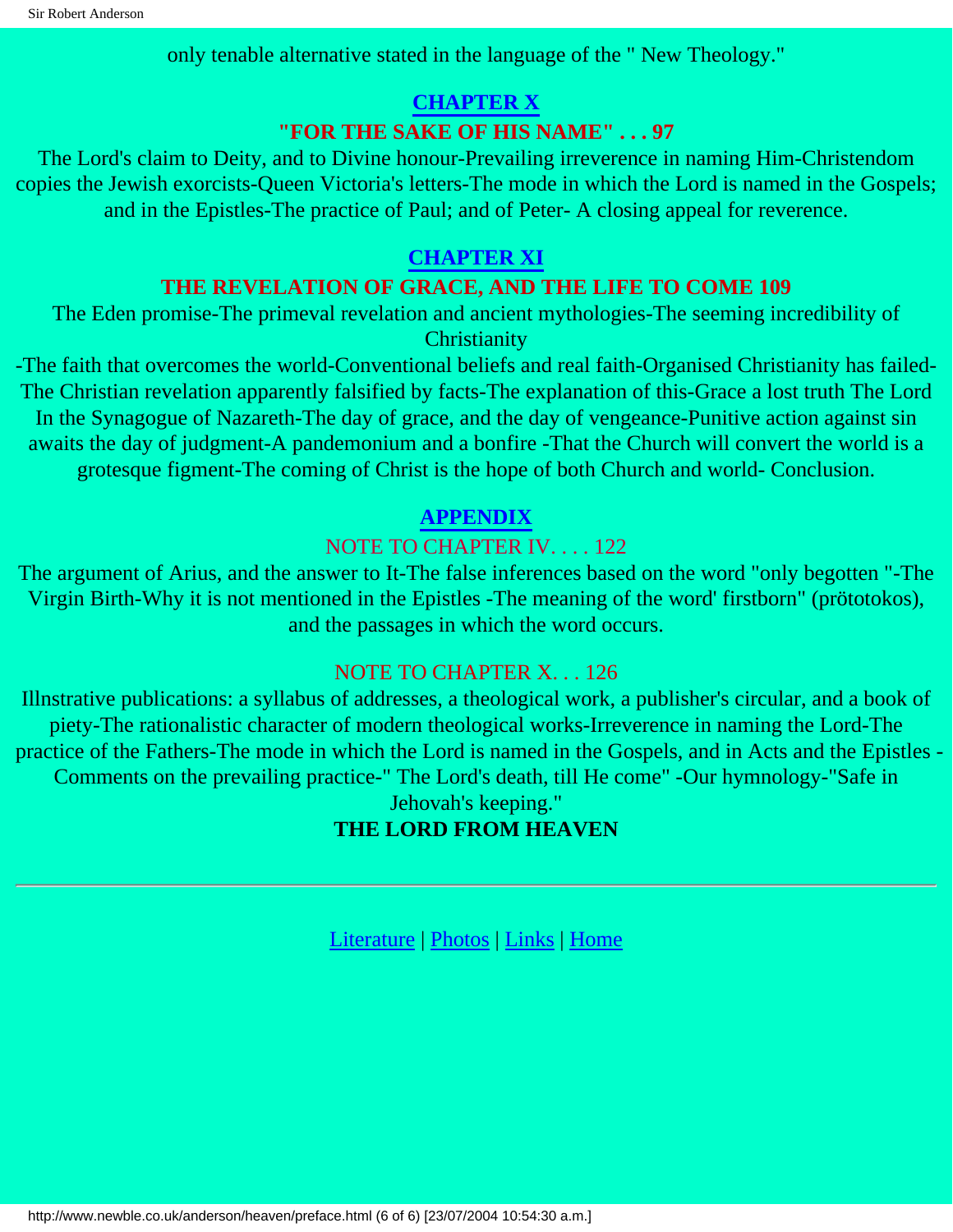only tenable alternative stated in the language of the " New Theology."

## CHAPTER X

### "FOR THE SAKE OF HIS NAME" . . . 97

The Lord's claim to Deity, and to Divine honour-Prevailing irreverence in naming Him-Christendom copies the Jewish exorcists-Queen Victoria's letters-The mode in which the Lord is named in the Gospels; and in the Epistles-The practice of Paul; and of Peter- A closing appeal for reverence.

## CHAPTER XI

### THE REVELATION OF GRACE, AND THE LIFE TO COME 109

The Eden promise-The primeval revelation and ancient mythologies-The seeming incredibility of Christianity
-The faith that overcomes the world-Conventional beliefs and real faith-Organised Christianity has failed-The Christian revelation apparently falsified by facts-The explanation of this-Grace a lost truth The Lord In the Synagogue of Nazareth-The day of grace, and the day of vengeance-Punitive action against sin awaits the day of judgment-A pandemonium and a bonfire -That the Church will convert the world is a grotesque figment-The coming of Christ is the hope of both Church and world- Conclusion.

## APPENDIX

### NOTE TO CHAPTER IV. . . . 122

The argument of Arius, and the answer to It-The false inferences based on the word "only begotten "-The Virgin Birth-Why it is not mentioned in the Epistles -The meaning of the word' firstborn" (prötotokos), and the passages in which the word occurs.

### NOTE TO CHAPTER X. . . 126

Illnstrative publications: a syllabus of addresses, a theological work, a publisher's circular, and a book of piety-The rationalistic character of modern theological works-Irreverence in naming the Lord-The practice of the Fathers-The mode in which the Lord is named in the Gospels, and in Acts and the Epistles - Comments on the prevailing practice-" The Lord's death, till He come" -Our hymnology-"Safe in Jehovah's keeping."

**THE LORD FROM HEAVEN**

---

Literature | Photos | Links | Home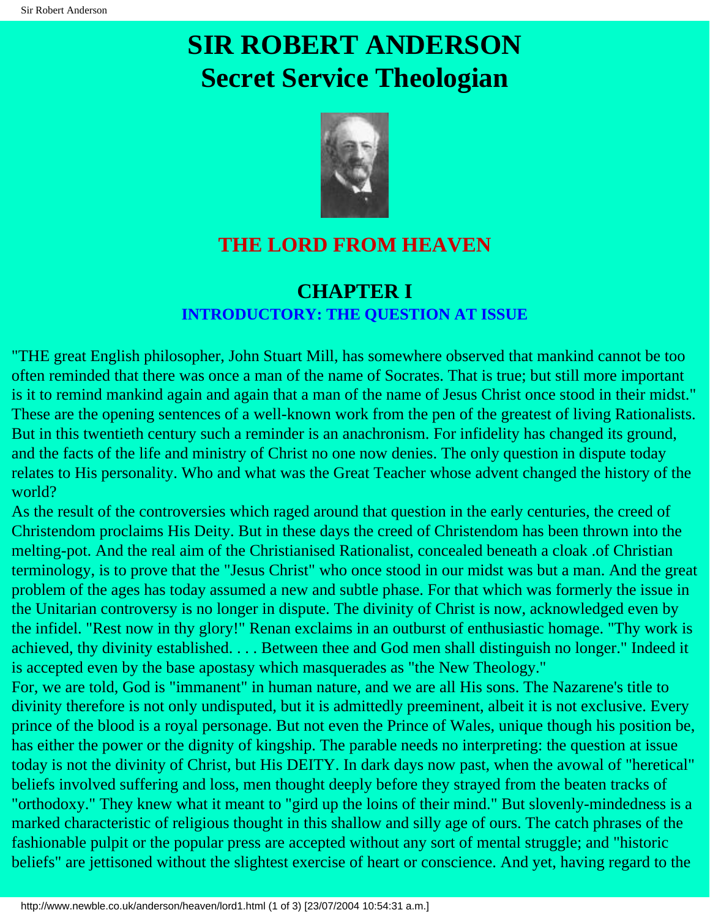# SIR ROBERT ANDERSON
# Secret Service Theologian

## THE LORD FROM HEAVEN

## CHAPTER I

### INTRODUCTORY: THE QUESTION AT ISSUE

"THE great English philosopher, John Stuart Mill, has somewhere observed that mankind cannot be too often reminded that there was once a man of the name of Socrates. That is true; but still more important is it to remind mankind again and again that a man of the name of Jesus Christ once stood in their midst." These are the opening sentences of a well-known work from the pen of the greatest of living Rationalists. But in this twentieth century such a reminder is an anachronism. For infidelity has changed its ground, and the facts of the life and ministry of Christ no one now denies. The only question in dispute today relates to His personality. Who and what was the Great Teacher whose advent changed the history of the world?

As the result of the controversies which raged around that question in the early centuries, the creed of Christendom proclaims His Deity. But in these days the creed of Christendom has been thrown into the melting-pot. And the real aim of the Christianised Rationalist, concealed beneath a cloak .of Christian terminology, is to prove that the "Jesus Christ" who once stood in our midst was but a man. And the great problem of the ages has today assumed a new and subtle phase. For that which was formerly the issue in the Unitarian controversy is no longer in dispute. The divinity of Christ is now, acknowledged even by the infidel. "Rest now in thy glory!" Renan exclaims in an outburst of enthusiastic homage. "Thy work is achieved, thy divinity established. . . . Between thee and God men shall distinguish no longer." Indeed it is accepted even by the base apostasy which masquerades as "the New Theology."

For, we are told, God is "immanent" in human nature, and we are all His sons. The Nazarene's title to divinity therefore is not only undisputed, but it is admittedly preeminent, albeit it is not exclusive. Every prince of the blood is a royal personage. But not even the Prince of Wales, unique though his position be, has either the power or the dignity of kingship. The parable needs no interpreting: the question at issue today is not the divinity of Christ, but His DEITY. In dark days now past, when the avowal of "heretical" beliefs involved suffering and loss, men thought deeply before they strayed from the beaten tracks of "orthodoxy." They knew what it meant to "gird up the loins of their mind." But slovenly-mindedness is a marked characteristic of religious thought in this shallow and silly age of ours. The catch phrases of the fashionable pulpit or the popular press are accepted without any sort of mental struggle; and "historic beliefs" are jettisoned without the slightest exercise of heart or conscience. And yet, having regard to the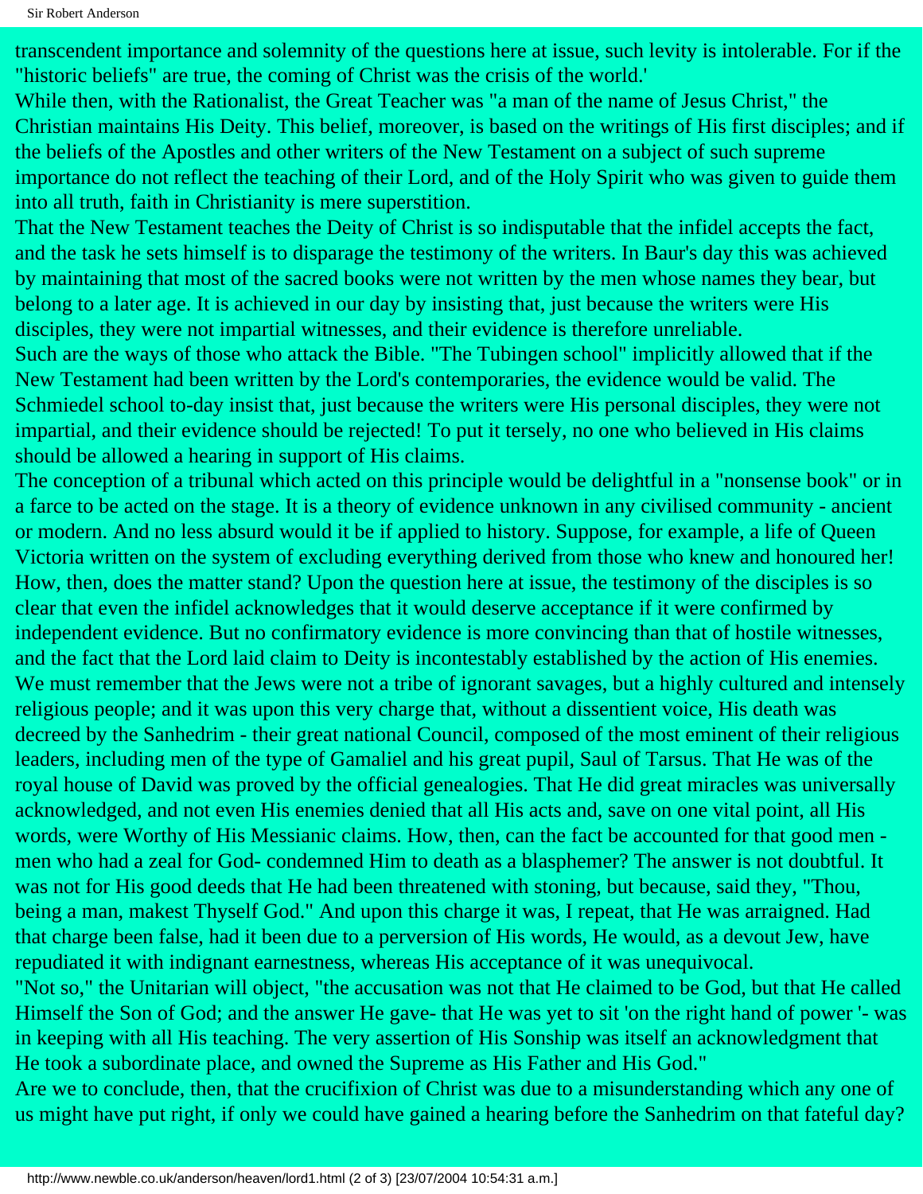transcendent importance and solemnity of the questions here at issue, such levity is intolerable. For if the "historic beliefs" are true, the coming of Christ was the crisis of the world.'

While then, with the Rationalist, the Great Teacher was "a man of the name of Jesus Christ," the Christian maintains His Deity. This belief, moreover, is based on the writings of His first disciples; and if the beliefs of the Apostles and other writers of the New Testament on a subject of such supreme importance do not reflect the teaching of their Lord, and of the Holy Spirit who was given to guide them into all truth, faith in Christianity is mere superstition.

That the New Testament teaches the Deity of Christ is so indisputable that the infidel accepts the fact, and the task he sets himself is to disparage the testimony of the writers. In Baur's day this was achieved by maintaining that most of the sacred books were not written by the men whose names they bear, but belong to a later age. It is achieved in our day by insisting that, just because the writers were His disciples, they were not impartial witnesses, and their evidence is therefore unreliable.

Such are the ways of those who attack the Bible. "The Tubingen school" implicitly allowed that if the New Testament had been written by the Lord's contemporaries, the evidence would be valid. The Schmiedel school to-day insist that, just because the writers were His personal disciples, they were not impartial, and their evidence should be rejected! To put it tersely, no one who believed in His claims should be allowed a hearing in support of His claims.

The conception of a tribunal which acted on this principle would be delightful in a "nonsense book" or in a farce to be acted on the stage. It is a theory of evidence unknown in any civilised community - ancient or modern. And no less absurd would it be if applied to history. Suppose, for example, a life of Queen Victoria written on the system of excluding everything derived from those who knew and honoured her!

How, then, does the matter stand? Upon the question here at issue, the testimony of the disciples is so clear that even the infidel acknowledges that it would deserve acceptance if it were confirmed by independent evidence. But no confirmatory evidence is more convincing than that of hostile witnesses, and the fact that the Lord laid claim to Deity is incontestably established by the action of His enemies.

We must remember that the Jews were not a tribe of ignorant savages, but a highly cultured and intensely religious people; and it was upon this very charge that, without a dissentient voice, His death was decreed by the Sanhedrim - their great national Council, composed of the most eminent of their religious leaders, including men of the type of Gamaliel and his great pupil, Saul of Tarsus. That He was of the royal house of David was proved by the official genealogies. That He did great miracles was universally acknowledged, and not even His enemies denied that all His acts and, save on one vital point, all His words, were Worthy of His Messianic claims. How, then, can the fact be accounted for that good men - men who had a zeal for God- condemned Him to death as a blasphemer? The answer is not doubtful. It was not for His good deeds that He had been threatened with stoning, but because, said they, "Thou, being a man, makest Thyself God." And upon this charge it was, I repeat, that He was arraigned. Had that charge been false, had it been due to a perversion of His words, He would, as a devout Jew, have repudiated it with indignant earnestness, whereas His acceptance of it was unequivocal.

"Not so," the Unitarian will object, "the accusation was not that He claimed to be God, but that He called Himself the Son of God; and the answer He gave- that He was yet to sit 'on the right hand of power '- was in keeping with all His teaching. The very assertion of His Sonship was itself an acknowledgment that He took a subordinate place, and owned the Supreme as His Father and His God."

Are we to conclude, then, that the crucifixion of Christ was due to a misunderstanding which any one of us might have put right, if only we could have gained a hearing before the Sanhedrim on that fateful day?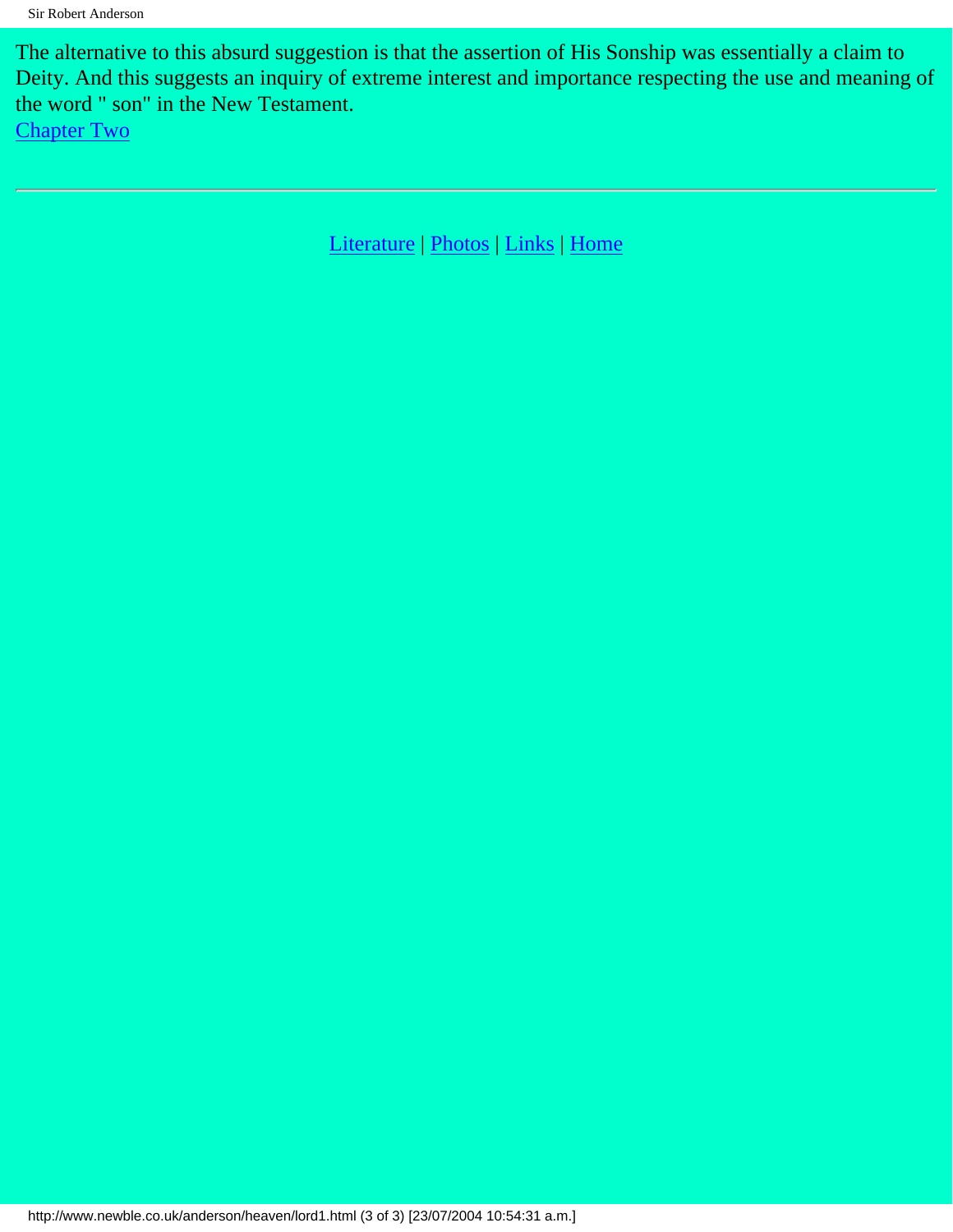The alternative to this absurd suggestion is that the assertion of His Sonship was essentially a claim to Deity. And this suggests an inquiry of extreme interest and importance respecting the use and meaning of the word " son" in the New Testament.

Chapter Two

---

Literature | Photos | Links | Home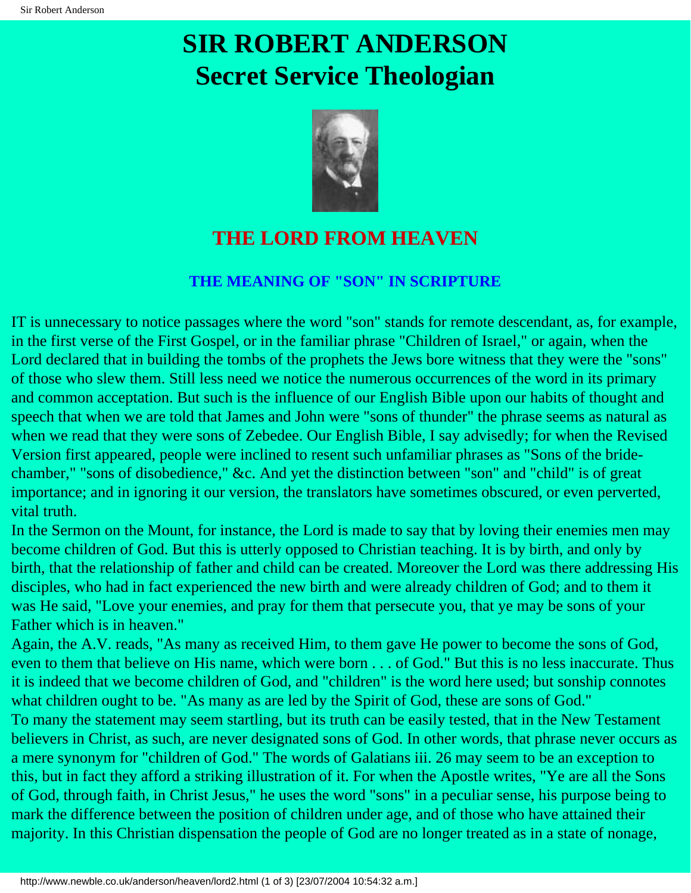# SIR ROBERT ANDERSON
# Secret Service Theologian

## THE LORD FROM HEAVEN

### THE MEANING OF "SON" IN SCRIPTURE

IT is unnecessary to notice passages where the word "son" stands for remote descendant, as, for example, in the first verse of the First Gospel, or in the familiar phrase "Children of Israel," or again, when the Lord declared that in building the tombs of the prophets the Jews bore witness that they were the "sons" of those who slew them. Still less need we notice the numerous occurrences of the word in its primary and common acceptation. But such is the influence of our English Bible upon our habits of thought and speech that when we are told that James and John were "sons of thunder" the phrase seems as natural as when we read that they were sons of Zebedee. Our English Bible, I say advisedly; for when the Revised Version first appeared, people were inclined to resent such unfamiliar phrases as "Sons of the bride-chamber," "sons of disobedience," &c. And yet the distinction between "son" and "child" is of great importance; and in ignoring it our version, the translators have sometimes obscured, or even perverted, vital truth.

In the Sermon on the Mount, for instance, the Lord is made to say that by loving their enemies men may become children of God. But this is utterly opposed to Christian teaching. It is by birth, and only by birth, that the relationship of father and child can be created. Moreover the Lord was there addressing His disciples, who had in fact experienced the new birth and were already children of God; and to them it was He said, "Love your enemies, and pray for them that persecute you, that ye may be sons of your Father which is in heaven."

Again, the A.V. reads, "As many as received Him, to them gave He power to become the sons of God, even to them that believe on His name, which were born . . . of God." But this is no less inaccurate. Thus it is indeed that we become children of God, and "children" is the word here used; but sonship connotes what children ought to be. "As many as are led by the Spirit of God, these are sons of God."

To many the statement may seem startling, but its truth can be easily tested, that in the New Testament believers in Christ, as such, are never designated sons of God. In other words, that phrase never occurs as a mere synonym for "children of God." The words of Galatians iii. 26 may seem to be an exception to this, but in fact they afford a striking illustration of it. For when the Apostle writes, "Ye are all the Sons of God, through faith, in Christ Jesus," he uses the word "sons" in a peculiar sense, his purpose being to mark the difference between the position of children under age, and of those who have attained their majority. In this Christian dispensation the people of God are no longer treated as in a state of nonage,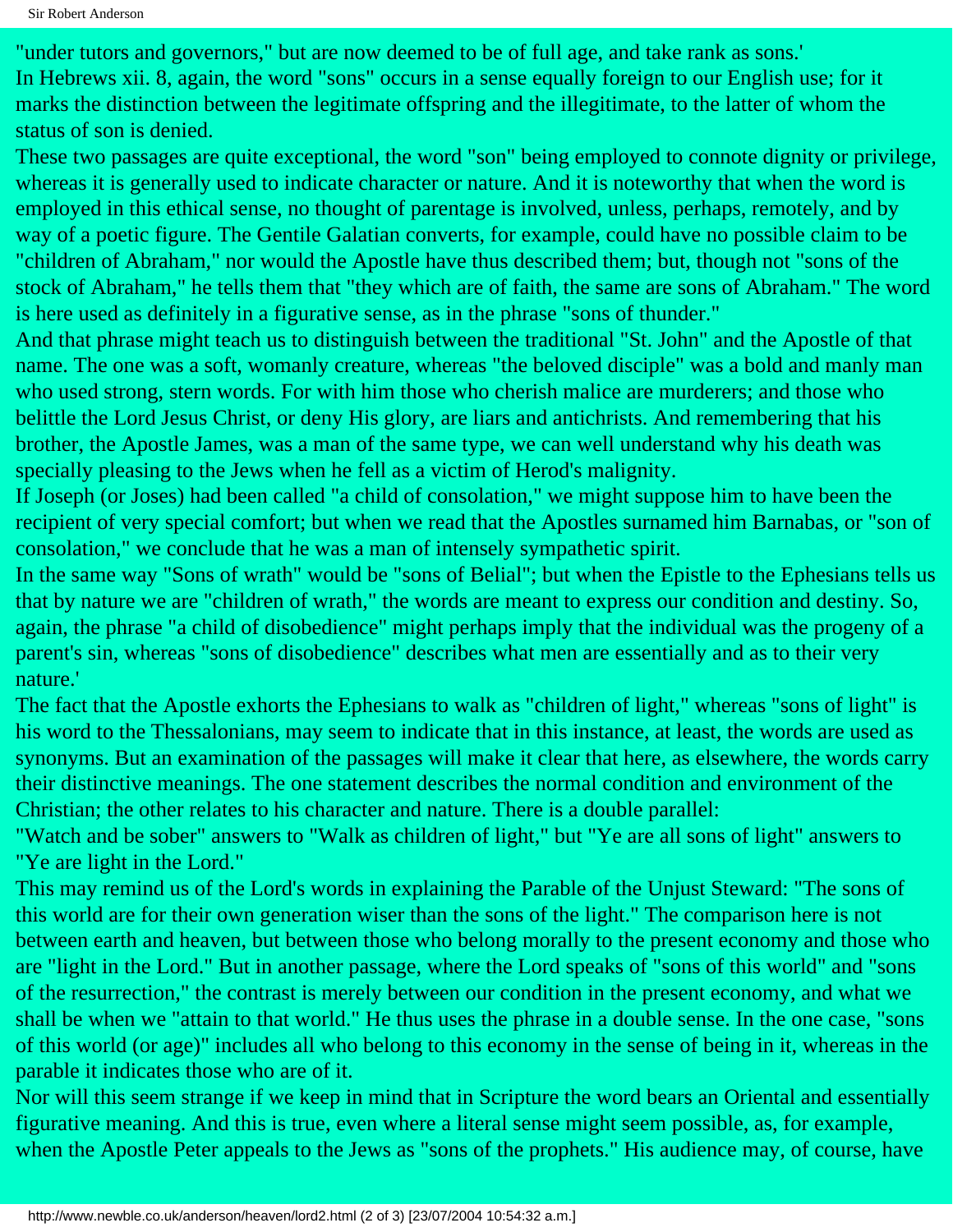"under tutors and governors," but are now deemed to be of full age, and take rank as sons.'

In Hebrews xii. 8, again, the word "sons" occurs in a sense equally foreign to our English use; for it marks the distinction between the legitimate offspring and the illegitimate, to the latter of whom the status of son is denied.

These two passages are quite exceptional, the word "son" being employed to connote dignity or privilege, whereas it is generally used to indicate character or nature. And it is noteworthy that when the word is employed in this ethical sense, no thought of parentage is involved, unless, perhaps, remotely, and by way of a poetic figure. The Gentile Galatian converts, for example, could have no possible claim to be "children of Abraham," nor would the Apostle have thus described them; but, though not "sons of the stock of Abraham," he tells them that "they which are of faith, the same are sons of Abraham." The word is here used as definitely in a figurative sense, as in the phrase "sons of thunder."

And that phrase might teach us to distinguish between the traditional "St. John" and the Apostle of that name. The one was a soft, womanly creature, whereas "the beloved disciple" was a bold and manly man who used strong, stern words. For with him those who cherish malice are murderers; and those who belittle the Lord Jesus Christ, or deny His glory, are liars and antichrists. And remembering that his brother, the Apostle James, was a man of the same type, we can well understand why his death was specially pleasing to the Jews when he fell as a victim of Herod's malignity.

If Joseph (or Joses) had been called "a child of consolation," we might suppose him to have been the recipient of very special comfort; but when we read that the Apostles surnamed him Barnabas, or "son of consolation," we conclude that he was a man of intensely sympathetic spirit.

In the same way "Sons of wrath" would be "sons of Belial"; but when the Epistle to the Ephesians tells us that by nature we are "children of wrath," the words are meant to express our condition and destiny. So, again, the phrase "a child of disobedience" might perhaps imply that the individual was the progeny of a parent's sin, whereas "sons of disobedience" describes what men are essentially and as to their very nature.'

The fact that the Apostle exhorts the Ephesians to walk as "children of light," whereas "sons of light" is his word to the Thessalonians, may seem to indicate that in this instance, at least, the words are used as synonyms. But an examination of the passages will make it clear that here, as elsewhere, the words carry their distinctive meanings. The one statement describes the normal condition and environment of the Christian; the other relates to his character and nature. There is a double parallel:

"Watch and be sober" answers to "Walk as children of light," but "Ye are all sons of light" answers to "Ye are light in the Lord."

This may remind us of the Lord's words in explaining the Parable of the Unjust Steward: "The sons of this world are for their own generation wiser than the sons of the light." The comparison here is not between earth and heaven, but between those who belong morally to the present economy and those who are "light in the Lord." But in another passage, where the Lord speaks of "sons of this world" and "sons of the resurrection," the contrast is merely between our condition in the present economy, and what we shall be when we "attain to that world." He thus uses the phrase in a double sense. In the one case, "sons of this world (or age)" includes all who belong to this economy in the sense of being in it, whereas in the parable it indicates those who are of it.

Nor will this seem strange if we keep in mind that in Scripture the word bears an Oriental and essentially figurative meaning. And this is true, even where a literal sense might seem possible, as, for example, when the Apostle Peter appeals to the Jews as "sons of the prophets." His audience may, of course, have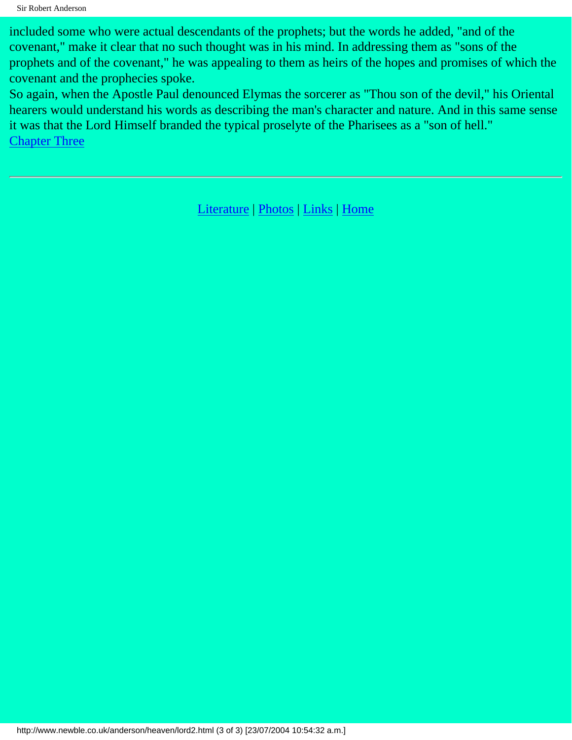included some who were actual descendants of the prophets; but the words he added, "and of the covenant," make it clear that no such thought was in his mind. In addressing them as "sons of the prophets and of the covenant," he was appealing to them as heirs of the hopes and promises of which the covenant and the prophecies spoke.

So again, when the Apostle Paul denounced Elymas the sorcerer as "Thou son of the devil," his Oriental hearers would understand his words as describing the man's character and nature. And in this same sense it was that the Lord Himself branded the typical proselyte of the Pharisees as a "son of hell."

Chapter Three

---

Literature | Photos | Links | Home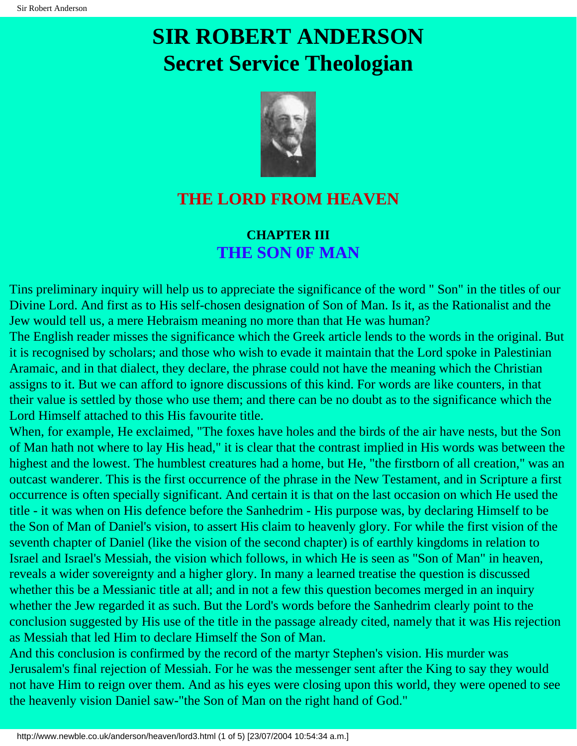# SIR ROBERT ANDERSON
# Secret Service Theologian

## THE LORD FROM HEAVEN

### CHAPTER III
### THE SON 0F MAN

Tins preliminary inquiry will help us to appreciate the significance of the word " Son" in the titles of our Divine Lord. And first as to His self-chosen designation of Son of Man. Is it, as the Rationalist and the Jew would tell us, a mere Hebraism meaning no more than that He was human?

The English reader misses the significance which the Greek article lends to the words in the original. But it is recognised by scholars; and those who wish to evade it maintain that the Lord spoke in Palestinian Aramaic, and in that dialect, they declare, the phrase could not have the meaning which the Christian assigns to it. But we can afford to ignore discussions of this kind. For words are like counters, in that their value is settled by those who use them; and there can be no doubt as to the significance which the Lord Himself attached to this His favourite title.

When, for example, He exclaimed, "The foxes have holes and the birds of the air have nests, but the Son of Man hath not where to lay His head," it is clear that the contrast implied in His words was between the highest and the lowest. The humblest creatures had a home, but He, "the firstborn of all creation," was an outcast wanderer. This is the first occurrence of the phrase in the New Testament, and in Scripture a first occurrence is often specially significant. And certain it is that on the last occasion on which He used the title - it was when on His defence before the Sanhedrim - His purpose was, by declaring Himself to be the Son of Man of Daniel's vision, to assert His claim to heavenly glory. For while the first vision of the seventh chapter of Daniel (like the vision of the second chapter) is of earthly kingdoms in relation to Israel and Israel's Messiah, the vision which follows, in which He is seen as "Son of Man" in heaven, reveals a wider sovereignty and a higher glory. In many a learned treatise the question is discussed whether this be a Messianic title at all; and in not a few this question becomes merged in an inquiry whether the Jew regarded it as such. But the Lord's words before the Sanhedrim clearly point to the conclusion suggested by His use of the title in the passage already cited, namely that it was His rejection as Messiah that led Him to declare Himself the Son of Man.

And this conclusion is confirmed by the record of the martyr Stephen's vision. His murder was Jerusalem's final rejection of Messiah. For he was the messenger sent after the King to say they would not have Him to reign over them. And as his eyes were closing upon this world, they were opened to see the heavenly vision Daniel saw-"the Son of Man on the right hand of God."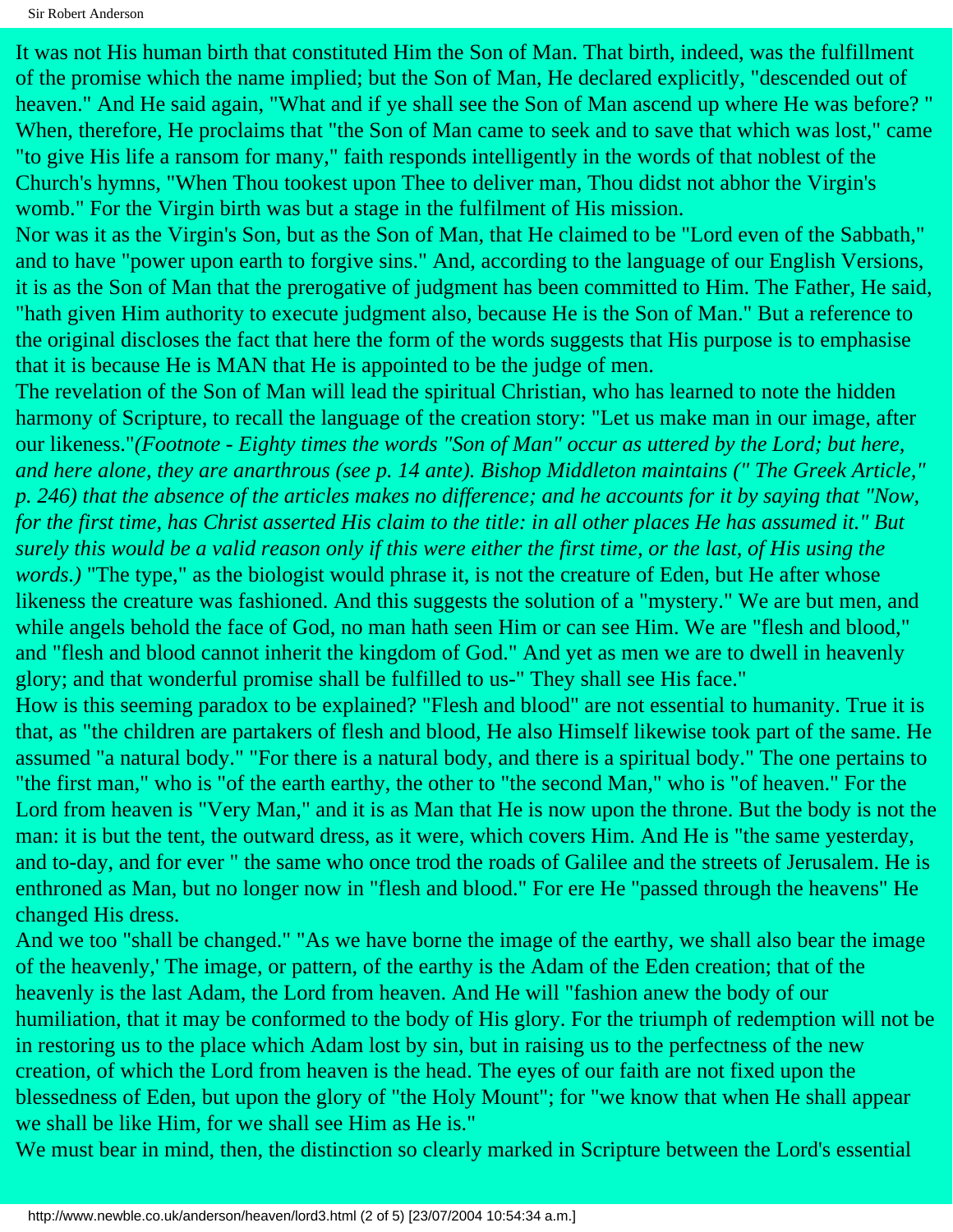It was not His human birth that constituted Him the Son of Man. That birth, indeed, was the fulfillment of the promise which the name implied; but the Son of Man, He declared explicitly, "descended out of heaven." And He said again, "What and if ye shall see the Son of Man ascend up where He was before? " When, therefore, He proclaims that "the Son of Man came to seek and to save that which was lost," came "to give His life a ransom for many," faith responds intelligently in the words of that noblest of the Church's hymns, "When Thou tookest upon Thee to deliver man, Thou didst not abhor the Virgin's womb." For the Virgin birth was but a stage in the fulfilment of His mission.

Nor was it as the Virgin's Son, but as the Son of Man, that He claimed to be "Lord even of the Sabbath," and to have "power upon earth to forgive sins." And, according to the language of our English Versions, it is as the Son of Man that the prerogative of judgment has been committed to Him. The Father, He said, "hath given Him authority to execute judgment also, because He is the Son of Man." But a reference to the original discloses the fact that here the form of the words suggests that His purpose is to emphasise that it is because He is MAN that He is appointed to be the judge of men.

The revelation of the Son of Man will lead the spiritual Christian, who has learned to note the hidden harmony of Scripture, to recall the language of the creation story: "Let us make man in our image, after our likeness."*(Footnote - Eighty times the words "Son of Man" occur as uttered by the Lord; but here, and here alone, they are anarthrous (see p. 14 ante). Bishop Middleton maintains (" The Greek Article," p. 246) that the absence of the articles makes no difference; and he accounts for it by saying that "Now, for the first time, has Christ asserted His claim to the title: in all other places He has assumed it." But surely this would be a valid reason only if this were either the first time, or the last, of His using the words.)* "The type," as the biologist would phrase it, is not the creature of Eden, but He after whose likeness the creature was fashioned. And this suggests the solution of a "mystery." We are but men, and while angels behold the face of God, no man hath seen Him or can see Him. We are "flesh and blood," and "flesh and blood cannot inherit the kingdom of God." And yet as men we are to dwell in heavenly glory; and that wonderful promise shall be fulfilled to us-" They shall see His face."

How is this seeming paradox to be explained? "Flesh and blood" are not essential to humanity. True it is that, as "the children are partakers of flesh and blood, He also Himself likewise took part of the same. He assumed "a natural body." "For there is a natural body, and there is a spiritual body." The one pertains to "the first man," who is "of the earth earthy, the other to "the second Man," who is "of heaven." For the Lord from heaven is "Very Man," and it is as Man that He is now upon the throne. But the body is not the man: it is but the tent, the outward dress, as it were, which covers Him. And He is "the same yesterday, and to-day, and for ever " the same who once trod the roads of Galilee and the streets of Jerusalem. He is enthroned as Man, but no longer now in "flesh and blood." For ere He "passed through the heavens" He changed His dress.

And we too "shall be changed." "As we have borne the image of the earthy, we shall also bear the image of the heavenly,' The image, or pattern, of the earthy is the Adam of the Eden creation; that of the heavenly is the last Adam, the Lord from heaven. And He will "fashion anew the body of our humiliation, that it may be conformed to the body of His glory. For the triumph of redemption will not be in restoring us to the place which Adam lost by sin, but in raising us to the perfectness of the new creation, of which the Lord from heaven is the head. The eyes of our faith are not fixed upon the blessedness of Eden, but upon the glory of "the Holy Mount"; for "we know that when He shall appear we shall be like Him, for we shall see Him as He is."

We must bear in mind, then, the distinction so clearly marked in Scripture between the Lord's essential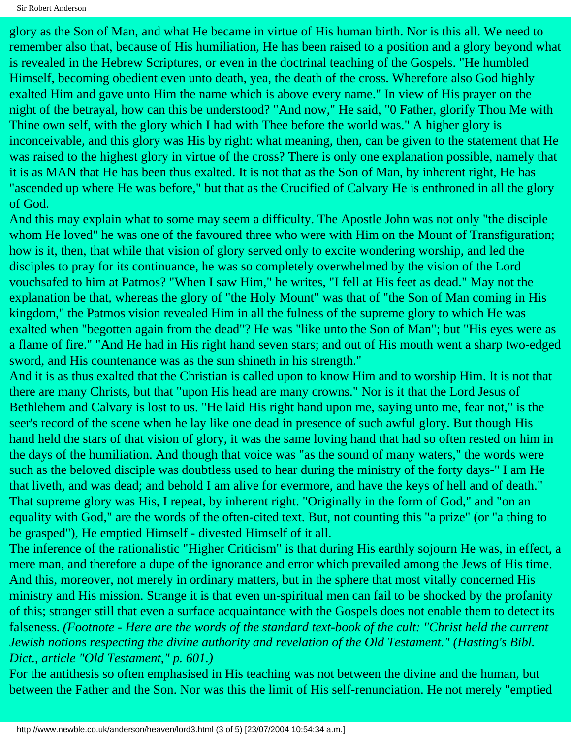glory as the Son of Man, and what He became in virtue of His human birth. Nor is this all. We need to remember also that, because of His humiliation, He has been raised to a position and a glory beyond what is revealed in the Hebrew Scriptures, or even in the doctrinal teaching of the Gospels. "He humbled Himself, becoming obedient even unto death, yea, the death of the cross. Wherefore also God highly exalted Him and gave unto Him the name which is above every name." In view of His prayer on the night of the betrayal, how can this be understood? "And now," He said, "0 Father, glorify Thou Me with Thine own self, with the glory which I had with Thee before the world was." A higher glory is inconceivable, and this glory was His by right: what meaning, then, can be given to the statement that He was raised to the highest glory in virtue of the cross? There is only one explanation possible, namely that it is as MAN that He has been thus exalted. It is not that as the Son of Man, by inherent right, He has "ascended up where He was before," but that as the Crucified of Calvary He is enthroned in all the glory of God.

And this may explain what to some may seem a difficulty. The Apostle John was not only "the disciple whom He loved" he was one of the favoured three who were with Him on the Mount of Transfiguration; how is it, then, that while that vision of glory served only to excite wondering worship, and led the disciples to pray for its continuance, he was so completely overwhelmed by the vision of the Lord vouchsafed to him at Patmos? "When I saw Him," he writes, "I fell at His feet as dead." May not the explanation be that, whereas the glory of "the Holy Mount" was that of "the Son of Man coming in His kingdom," the Patmos vision revealed Him in all the fulness of the supreme glory to which He was exalted when "begotten again from the dead"? He was "like unto the Son of Man"; but "His eyes were as a flame of fire." "And He had in His right hand seven stars; and out of His mouth went a sharp two-edged sword, and His countenance was as the sun shineth in his strength."

And it is as thus exalted that the Christian is called upon to know Him and to worship Him. It is not that there are many Christs, but that "upon His head are many crowns." Nor is it that the Lord Jesus of Bethlehem and Calvary is lost to us. "He laid His right hand upon me, saying unto me, fear not," is the seer's record of the scene when he lay like one dead in presence of such awful glory. But though His hand held the stars of that vision of glory, it was the same loving hand that had so often rested on him in the days of the humiliation. And though that voice was "as the sound of many waters," the words were such as the beloved disciple was doubtless used to hear during the ministry of the forty days-" I am He that liveth, and was dead; and behold I am alive for evermore, and have the keys of hell and of death." That supreme glory was His, I repeat, by inherent right. "Originally in the form of God," and "on an equality with God," are the words of the often-cited text. But, not counting this "a prize" (or "a thing to be grasped"), He emptied Himself - divested Himself of it all.

The inference of the rationalistic "Higher Criticism" is that during His earthly sojourn He was, in effect, a mere man, and therefore a dupe of the ignorance and error which prevailed among the Jews of His time. And this, moreover, not merely in ordinary matters, but in the sphere that most vitally concerned His ministry and His mission. Strange it is that even un-spiritual men can fail to be shocked by the profanity of this; stranger still that even a surface acquaintance with the Gospels does not enable them to detect its falseness. *(Footnote - Here are the words of the standard text-book of the cult: "Christ held the current Jewish notions respecting the divine authority and revelation of the Old Testament." (Hasting's Bibl. Dict., article "Old Testament," p. 601.)*

For the antithesis so often emphasised in His teaching was not between the divine and the human, but between the Father and the Son. Nor was this the limit of His self-renunciation. He not merely "emptied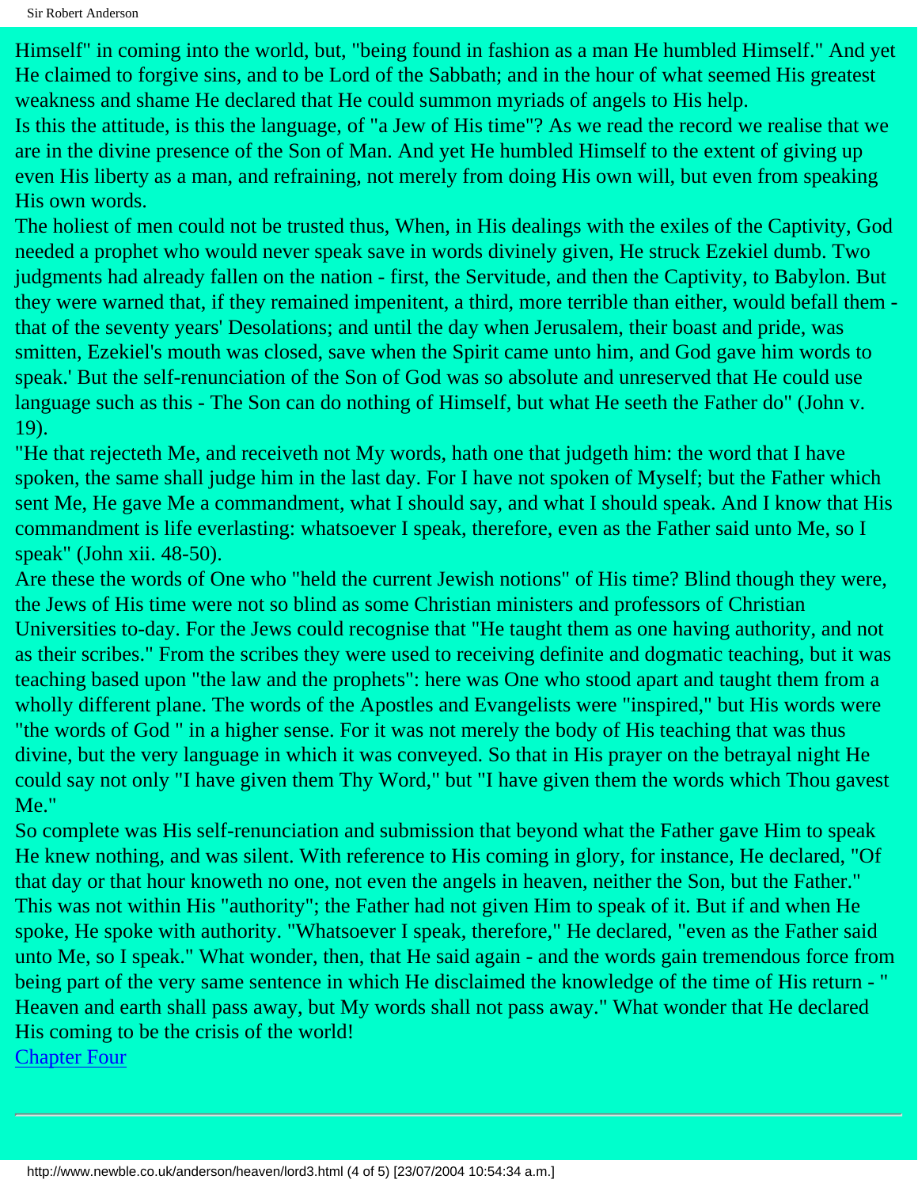Himself" in coming into the world, but, "being found in fashion as a man He humbled Himself." And yet He claimed to forgive sins, and to be Lord of the Sabbath; and in the hour of what seemed His greatest weakness and shame He declared that He could summon myriads of angels to His help.

Is this the attitude, is this the language, of "a Jew of His time"? As we read the record we realise that we are in the divine presence of the Son of Man. And yet He humbled Himself to the extent of giving up even His liberty as a man, and refraining, not merely from doing His own will, but even from speaking His own words.

The holiest of men could not be trusted thus, When, in His dealings with the exiles of the Captivity, God needed a prophet who would never speak save in words divinely given, He struck Ezekiel dumb. Two judgments had already fallen on the nation - first, the Servitude, and then the Captivity, to Babylon. But they were warned that, if they remained impenitent, a third, more terrible than either, would befall them - that of the seventy years' Desolations; and until the day when Jerusalem, their boast and pride, was smitten, Ezekiel's mouth was closed, save when the Spirit came unto him, and God gave him words to speak.' But the self-renunciation of the Son of God was so absolute and unreserved that He could use language such as this - The Son can do nothing of Himself, but what He seeth the Father do" (John v. 19).

"He that rejecteth Me, and receiveth not My words, hath one that judgeth him: the word that I have spoken, the same shall judge him in the last day. For I have not spoken of Myself; but the Father which sent Me, He gave Me a commandment, what I should say, and what I should speak. And I know that His commandment is life everlasting: whatsoever I speak, therefore, even as the Father said unto Me, so I speak" (John xii. 48-50).

Are these the words of One who "held the current Jewish notions" of His time? Blind though they were, the Jews of His time were not so blind as some Christian ministers and professors of Christian Universities to-day. For the Jews could recognise that "He taught them as one having authority, and not as their scribes." From the scribes they were used to receiving definite and dogmatic teaching, but it was teaching based upon "the law and the prophets": here was One who stood apart and taught them from a wholly different plane. The words of the Apostles and Evangelists were "inspired," but His words were "the words of God " in a higher sense. For it was not merely the body of His teaching that was thus divine, but the very language in which it was conveyed. So that in His prayer on the betrayal night He could say not only "I have given them Thy Word," but "I have given them the words which Thou gavest Me."

So complete was His self-renunciation and submission that beyond what the Father gave Him to speak He knew nothing, and was silent. With reference to His coming in glory, for instance, He declared, "Of that day or that hour knoweth no one, not even the angels in heaven, neither the Son, but the Father." This was not within His "authority"; the Father had not given Him to speak of it. But if and when He spoke, He spoke with authority. "Whatsoever I speak, therefore," He declared, "even as the Father said unto Me, so I speak." What wonder, then, that He said again - and the words gain tremendous force from being part of the very same sentence in which He disclaimed the knowledge of the time of His return - " Heaven and earth shall pass away, but My words shall not pass away." What wonder that He declared His coming to be the crisis of the world!

[Chapter Four]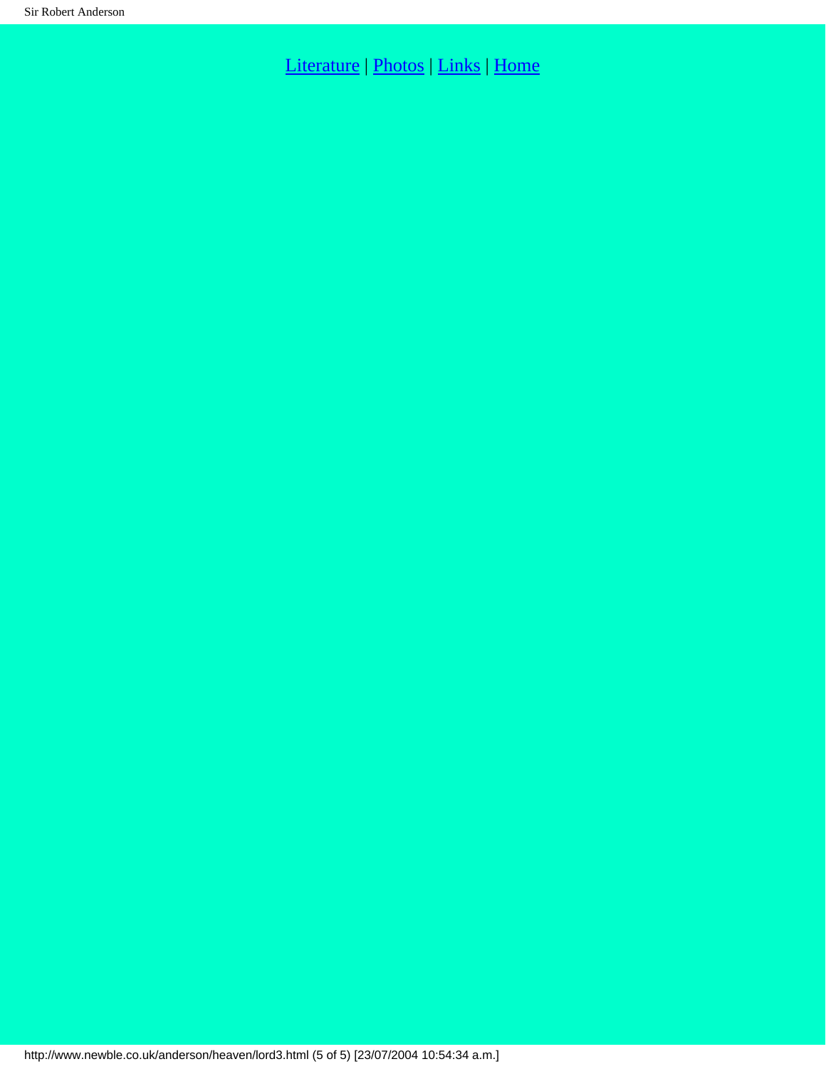Literature | Photos | Links | Home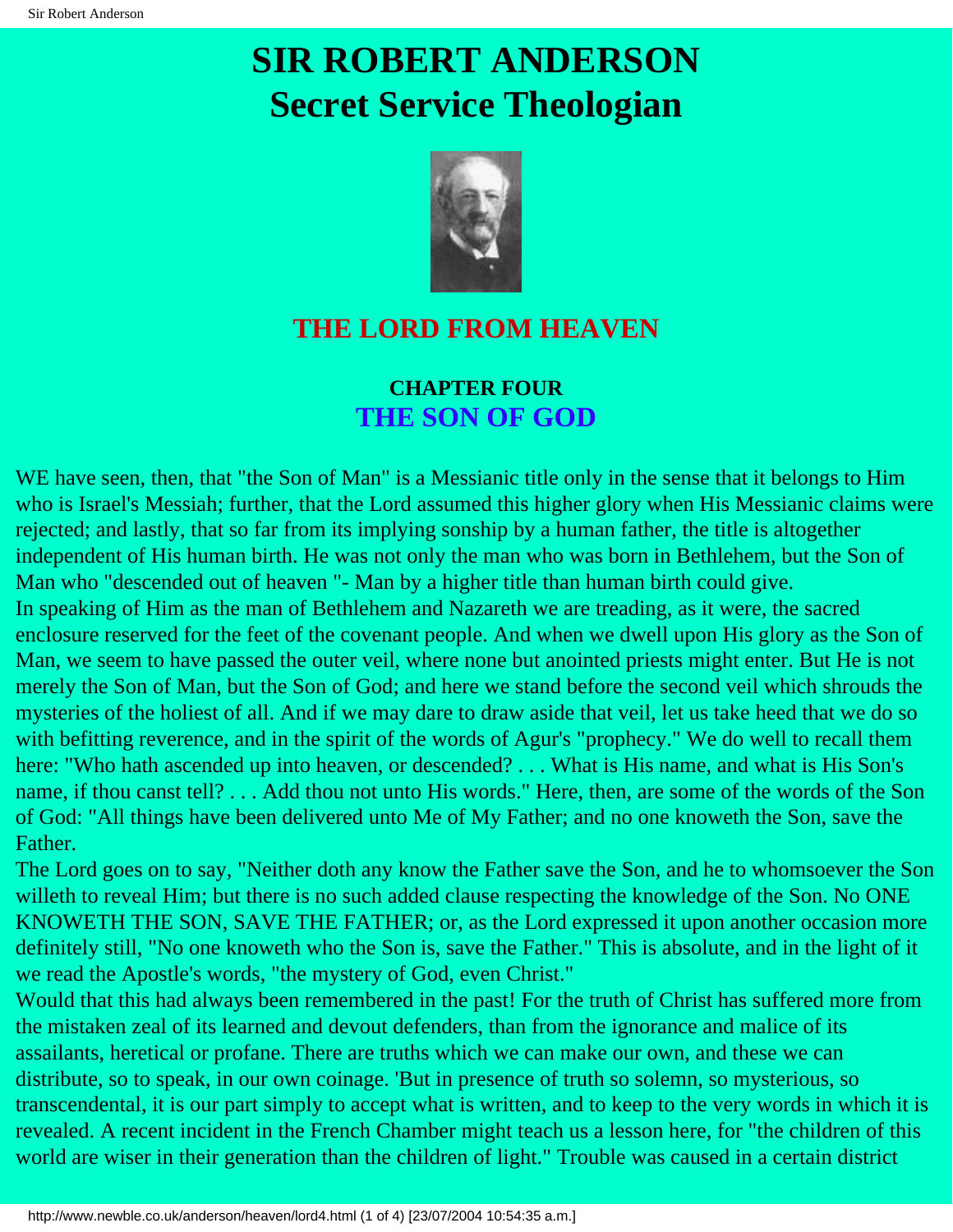# SIR ROBERT ANDERSON
# Secret Service Theologian

## THE LORD FROM HEAVEN

### CHAPTER FOUR
### THE SON OF GOD

WE have seen, then, that "the Son of Man" is a Messianic title only in the sense that it belongs to Him who is Israel's Messiah; further, that the Lord assumed this higher glory when His Messianic claims were rejected; and lastly, that so far from its implying sonship by a human father, the title is altogether independent of His human birth. He was not only the man who was born in Bethlehem, but the Son of Man who "descended out of heaven "- Man by a higher title than human birth could give.

In speaking of Him as the man of Bethlehem and Nazareth we are treading, as it were, the sacred enclosure reserved for the feet of the covenant people. And when we dwell upon His glory as the Son of Man, we seem to have passed the outer veil, where none but anointed priests might enter. But He is not merely the Son of Man, but the Son of God; and here we stand before the second veil which shrouds the mysteries of the holiest of all. And if we may dare to draw aside that veil, let us take heed that we do so with befitting reverence, and in the spirit of the words of Agur's "prophecy." We do well to recall them here: "Who hath ascended up into heaven, or descended? . . . What is His name, and what is His Son's name, if thou canst tell? . . . Add thou not unto His words." Here, then, are some of the words of the Son of God: "All things have been delivered unto Me of My Father; and no one knoweth the Son, save the Father.

The Lord goes on to say, "Neither doth any know the Father save the Son, and he to whomsoever the Son willeth to reveal Him; but there is no such added clause respecting the knowledge of the Son. No ONE KNOWETH THE SON, SAVE THE FATHER; or, as the Lord expressed it upon another occasion more definitely still, "No one knoweth who the Son is, save the Father." This is absolute, and in the light of it we read the Apostle's words, "the mystery of God, even Christ."

Would that this had always been remembered in the past! For the truth of Christ has suffered more from the mistaken zeal of its learned and devout defenders, than from the ignorance and malice of its assailants, heretical or profane. There are truths which we can make our own, and these we can distribute, so to speak, in our own coinage. 'But in presence of truth so solemn, so mysterious, so transcendental, it is our part simply to accept what is written, and to keep to the very words in which it is revealed. A recent incident in the French Chamber might teach us a lesson here, for "the children of this world are wiser in their generation than the children of light." Trouble was caused in a certain district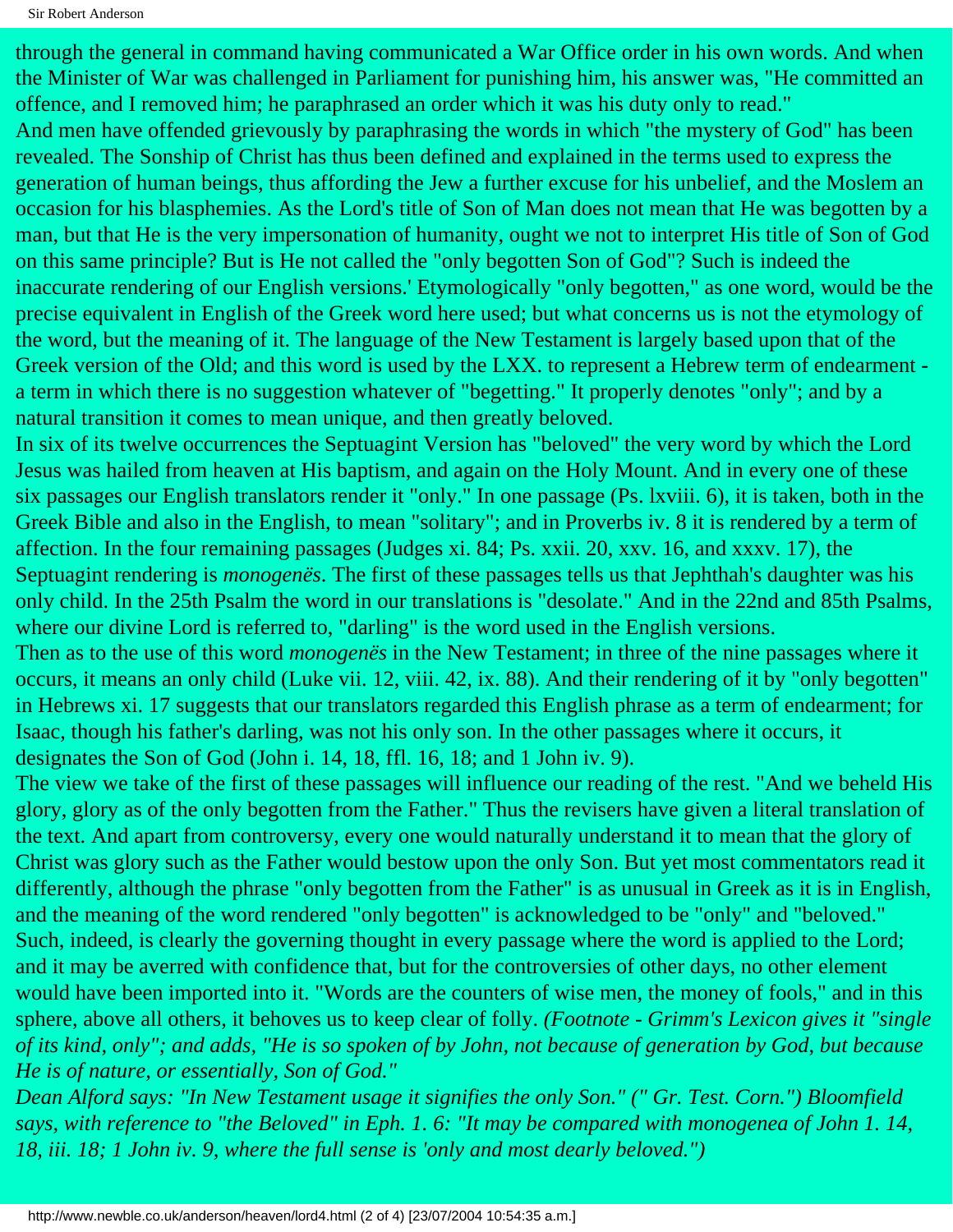through the general in command having communicated a War Office order in his own words. And when the Minister of War was challenged in Parliament for punishing him, his answer was, "He committed an offence, and I removed him; he paraphrased an order which it was his duty only to read."

And men have offended grievously by paraphrasing the words in which "the mystery of God" has been revealed. The Sonship of Christ has thus been defined and explained in the terms used to express the generation of human beings, thus affording the Jew a further excuse for his unbelief, and the Moslem an occasion for his blasphemies. As the Lord's title of Son of Man does not mean that He was begotten by a man, but that He is the very impersonation of humanity, ought we not to interpret His title of Son of God on this same principle? But is He not called the "only begotten Son of God"? Such is indeed the inaccurate rendering of our English versions.' Etymologically "only begotten," as one word, would be the precise equivalent in English of the Greek word here used; but what concerns us is not the etymology of the word, but the meaning of it. The language of the New Testament is largely based upon that of the Greek version of the Old; and this word is used by the LXX. to represent a Hebrew term of endearment - a term in which there is no suggestion whatever of "begetting." It properly denotes "only"; and by a natural transition it comes to mean unique, and then greatly beloved.

In six of its twelve occurrences the Septuagint Version has "beloved" the very word by which the Lord Jesus was hailed from heaven at His baptism, and again on the Holy Mount. And in every one of these six passages our English translators render it "only." In one passage (Ps. lxviii. 6), it is taken, both in the Greek Bible and also in the English, to mean "solitary"; and in Proverbs iv. 8 it is rendered by a term of affection. In the four remaining passages (Judges xi. 84; Ps. xxii. 20, xxv. 16, and xxxv. 17), the Septuagint rendering is *monogenës*. The first of these passages tells us that Jephthah's daughter was his only child. In the 25th Psalm the word in our translations is "desolate." And in the 22nd and 85th Psalms, where our divine Lord is referred to, "darling" is the word used in the English versions.

Then as to the use of this word *monogenës* in the New Testament; in three of the nine passages where it occurs, it means an only child (Luke vii. 12, viii. 42, ix. 88). And their rendering of it by "only begotten" in Hebrews xi. 17 suggests that our translators regarded this English phrase as a term of endearment; for Isaac, though his father's darling, was not his only son. In the other passages where it occurs, it designates the Son of God (John i. 14, 18, ffl. 16, 18; and 1 John iv. 9).

The view we take of the first of these passages will influence our reading of the rest. "And we beheld His glory, glory as of the only begotten from the Father." Thus the revisers have given a literal translation of the text. And apart from controversy, every one would naturally understand it to mean that the glory of Christ was glory such as the Father would bestow upon the only Son. But yet most commentators read it differently, although the phrase "only begotten from the Father" is as unusual in Greek as it is in English, and the meaning of the word rendered "only begotten" is acknowledged to be "only" and "beloved." Such, indeed, is clearly the governing thought in every passage where the word is applied to the Lord; and it may be averred with confidence that, but for the controversies of other days, no other element would have been imported into it. "Words are the counters of wise men, the money of fools," and in this sphere, above all others, it behoves us to keep clear of folly. *(Footnote - Grimm's Lexicon gives it "single of its kind, only"; and adds, "He is so spoken of by John, not because of generation by God, but because He is of nature, or essentially, Son of God."*

*Dean Alford says: "In New Testament usage it signifies the only Son." (" Gr. Test. Corn.") Bloomfield says, with reference to "the Beloved" in Eph. 1. 6: "It may be compared with monogenea of John 1. 14, 18, iii. 18; 1 John iv. 9, where the full sense is 'only and most dearly beloved.")*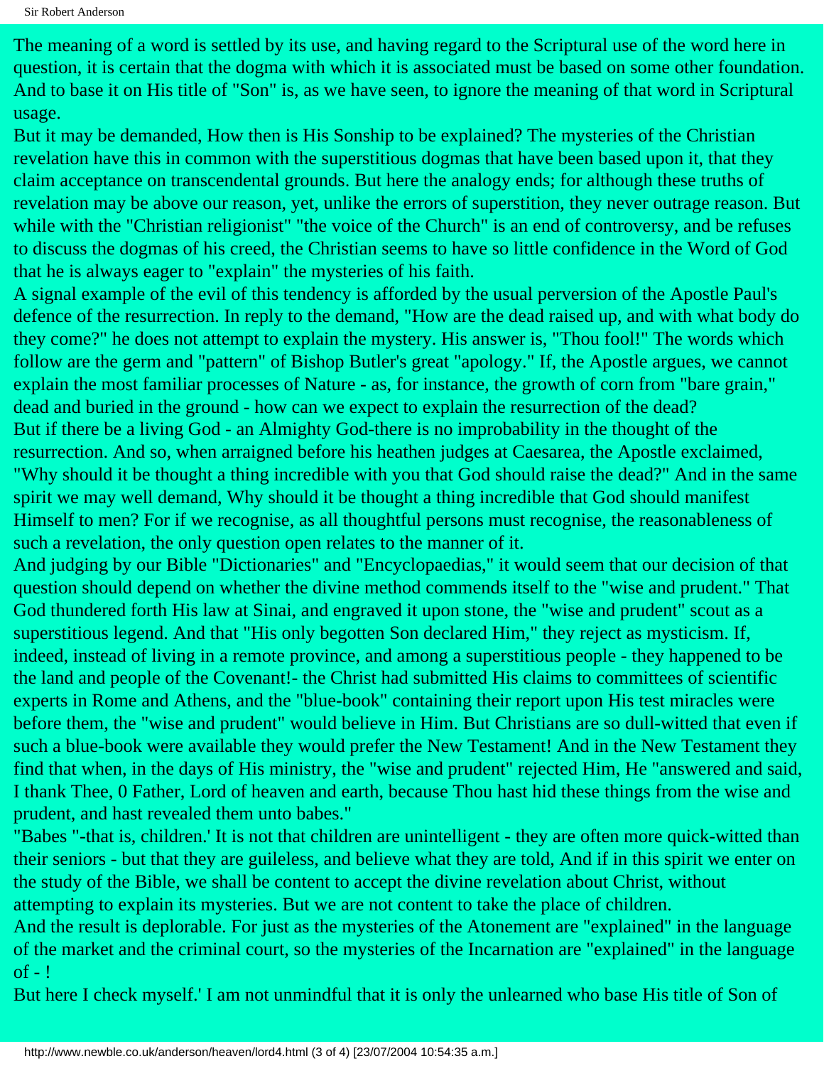The meaning of a word is settled by its use, and having regard to the Scriptural use of the word here in question, it is certain that the dogma with which it is associated must be based on some other foundation. And to base it on His title of "Son" is, as we have seen, to ignore the meaning of that word in Scriptural usage.

But it may be demanded, How then is His Sonship to be explained? The mysteries of the Christian revelation have this in common with the superstitious dogmas that have been based upon it, that they claim acceptance on transcendental grounds. But here the analogy ends; for although these truths of revelation may be above our reason, yet, unlike the errors of superstition, they never outrage reason. But while with the "Christian religionist" "the voice of the Church" is an end of controversy, and be refuses to discuss the dogmas of his creed, the Christian seems to have so little confidence in the Word of God that he is always eager to "explain" the mysteries of his faith.

A signal example of the evil of this tendency is afforded by the usual perversion of the Apostle Paul's defence of the resurrection. In reply to the demand, "How are the dead raised up, and with what body do they come?" he does not attempt to explain the mystery. His answer is, "Thou fool!" The words which follow are the germ and "pattern" of Bishop Butler's great "apology." If, the Apostle argues, we cannot explain the most familiar processes of Nature - as, for instance, the growth of corn from "bare grain," dead and buried in the ground - how can we expect to explain the resurrection of the dead?

But if there be a living God - an Almighty God-there is no improbability in the thought of the resurrection. And so, when arraigned before his heathen judges at Caesarea, the Apostle exclaimed, "Why should it be thought a thing incredible with you that God should raise the dead?" And in the same spirit we may well demand, Why should it be thought a thing incredible that God should manifest Himself to men? For if we recognise, as all thoughtful persons must recognise, the reasonableness of such a revelation, the only question open relates to the manner of it.

And judging by our Bible "Dictionaries" and "Encyclopaedias," it would seem that our decision of that question should depend on whether the divine method commends itself to the "wise and prudent." That God thundered forth His law at Sinai, and engraved it upon stone, the "wise and prudent" scout as a superstitious legend. And that "His only begotten Son declared Him," they reject as mysticism. If, indeed, instead of living in a remote province, and among a superstitious people - they happened to be the land and people of the Covenant!- the Christ had submitted His claims to committees of scientific experts in Rome and Athens, and the "blue-book" containing their report upon His test miracles were before them, the "wise and prudent" would believe in Him. But Christians are so dull-witted that even if such a blue-book were available they would prefer the New Testament! And in the New Testament they find that when, in the days of His ministry, the "wise and prudent" rejected Him, He "answered and said, I thank Thee, 0 Father, Lord of heaven and earth, because Thou hast hid these things from the wise and prudent, and hast revealed them unto babes."

"Babes "-that is, children.' It is not that children are unintelligent - they are often more quick-witted than their seniors - but that they are guileless, and believe what they are told, And if in this spirit we enter on the study of the Bible, we shall be content to accept the divine revelation about Christ, without attempting to explain its mysteries. But we are not content to take the place of children.

And the result is deplorable. For just as the mysteries of the Atonement are "explained" in the language of the market and the criminal court, so the mysteries of the Incarnation are "explained" in the language of - !

But here I check myself.' I am not unmindful that it is only the unlearned who base His title of Son of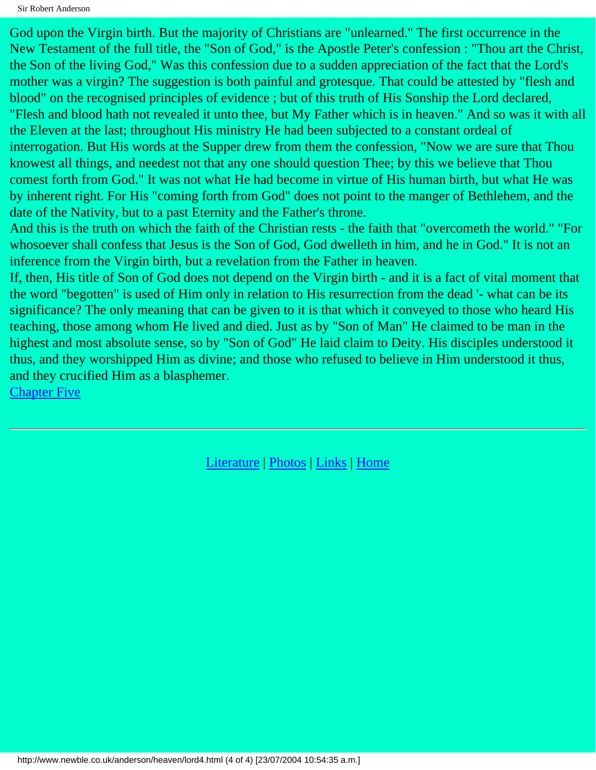God upon the Virgin birth. But the majority of Christians are "unlearned." The first occurrence in the New Testament of the full title, the "Son of God," is the Apostle Peter's confession : "Thou art the Christ, the Son of the living God," Was this confession due to a sudden appreciation of the fact that the Lord's mother was a virgin? The suggestion is both painful and grotesque. That could be attested by "flesh and blood" on the recognised principles of evidence ; but of this truth of His Sonship the Lord declared, "Flesh and blood hath not revealed it unto thee, but My Father which is in heaven." And so was it with all the Eleven at the last; throughout His ministry He had been subjected to a constant ordeal of interrogation. But His words at the Supper drew from them the confession, "Now we are sure that Thou knowest all things, and needest not that any one should question Thee; by this we believe that Thou comest forth from God." It was not what He had become in virtue of His human birth, but what He was by inherent right. For His "coming forth from God" does not point to the manger of Bethlehem, and the date of the Nativity, but to a past Eternity and the Father's throne.

And this is the truth on which the faith of the Christian rests - the faith that "overcometh the world." "For whosoever shall confess that Jesus is the Son of God, God dwelleth in him, and he in God." It is not an inference from the Virgin birth, but a revelation from the Father in heaven.

If, then, His title of Son of God does not depend on the Virgin birth - and it is a fact of vital moment that the word "begotten" is used of Him only in relation to His resurrection from the dead '- what can be its significance? The only meaning that can be given to it is that which it conveyed to those who heard His teaching, those among whom He lived and died. Just as by "Son of Man" He claimed to be man in the highest and most absolute sense, so by "Son of God" He laid claim to Deity. His disciples understood it thus, and they worshipped Him as divine; and those who refused to believe in Him understood it thus, and they crucified Him as a blasphemer.

Chapter Five

---

Literature | Photos | Links | Home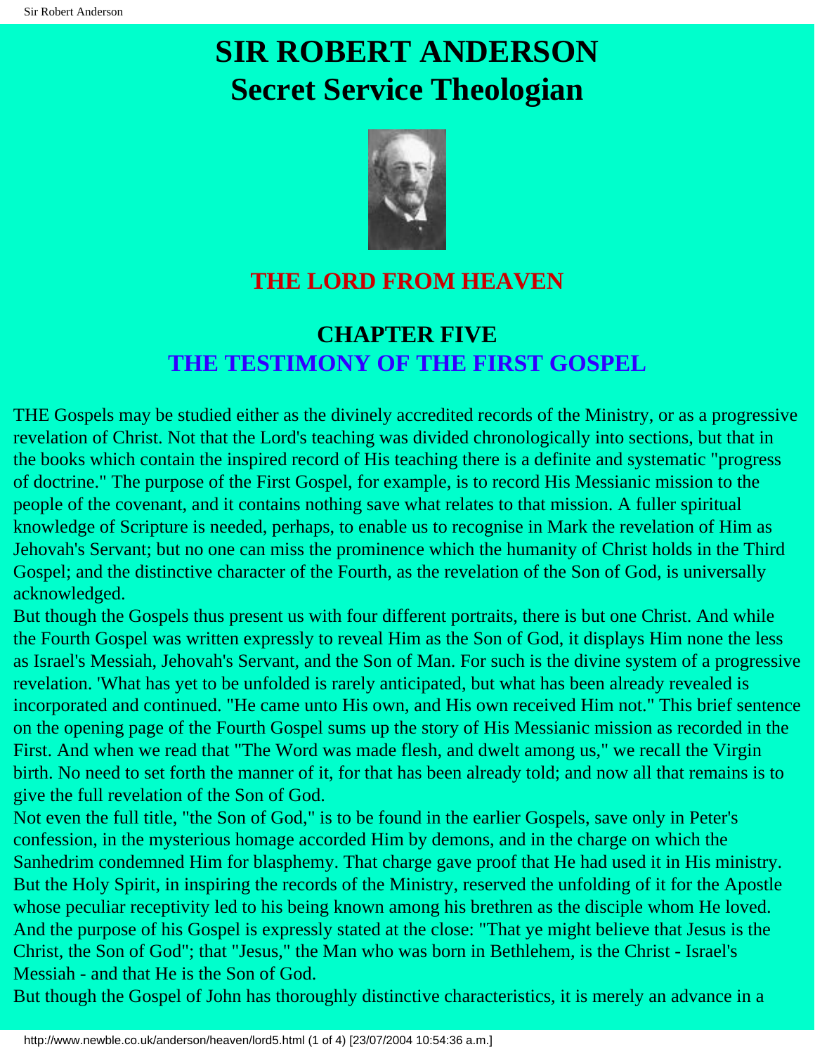# SIR ROBERT ANDERSON
# Secret Service Theologian

## THE LORD FROM HEAVEN

## CHAPTER FIVE
## THE TESTIMONY OF THE FIRST GOSPEL

THE Gospels may be studied either as the divinely accredited records of the Ministry, or as a progressive revelation of Christ. Not that the Lord's teaching was divided chronologically into sections, but that in the books which contain the inspired record of His teaching there is a definite and systematic "progress of doctrine." The purpose of the First Gospel, for example, is to record His Messianic mission to the people of the covenant, and it contains nothing save what relates to that mission. A fuller spiritual knowledge of Scripture is needed, perhaps, to enable us to recognise in Mark the revelation of Him as Jehovah's Servant; but no one can miss the prominence which the humanity of Christ holds in the Third Gospel; and the distinctive character of the Fourth, as the revelation of the Son of God, is universally acknowledged.

But though the Gospels thus present us with four different portraits, there is but one Christ. And while the Fourth Gospel was written expressly to reveal Him as the Son of God, it displays Him none the less as Israel's Messiah, Jehovah's Servant, and the Son of Man. For such is the divine system of a progressive revelation. 'What has yet to be unfolded is rarely anticipated, but what has been already revealed is incorporated and continued. "He came unto His own, and His own received Him not." This brief sentence on the opening page of the Fourth Gospel sums up the story of His Messianic mission as recorded in the First. And when we read that "The Word was made flesh, and dwelt among us," we recall the Virgin birth. No need to set forth the manner of it, for that has been already told; and now all that remains is to give the full revelation of the Son of God.

Not even the full title, "the Son of God," is to be found in the earlier Gospels, save only in Peter's confession, in the mysterious homage accorded Him by demons, and in the charge on which the Sanhedrim condemned Him for blasphemy. That charge gave proof that He had used it in His ministry. But the Holy Spirit, in inspiring the records of the Ministry, reserved the unfolding of it for the Apostle whose peculiar receptivity led to his being known among his brethren as the disciple whom He loved. And the purpose of his Gospel is expressly stated at the close: "That ye might believe that Jesus is the Christ, the Son of God"; that "Jesus," the Man who was born in Bethlehem, is the Christ - Israel's Messiah - and that He is the Son of God.

But though the Gospel of John has thoroughly distinctive characteristics, it is merely an advance in a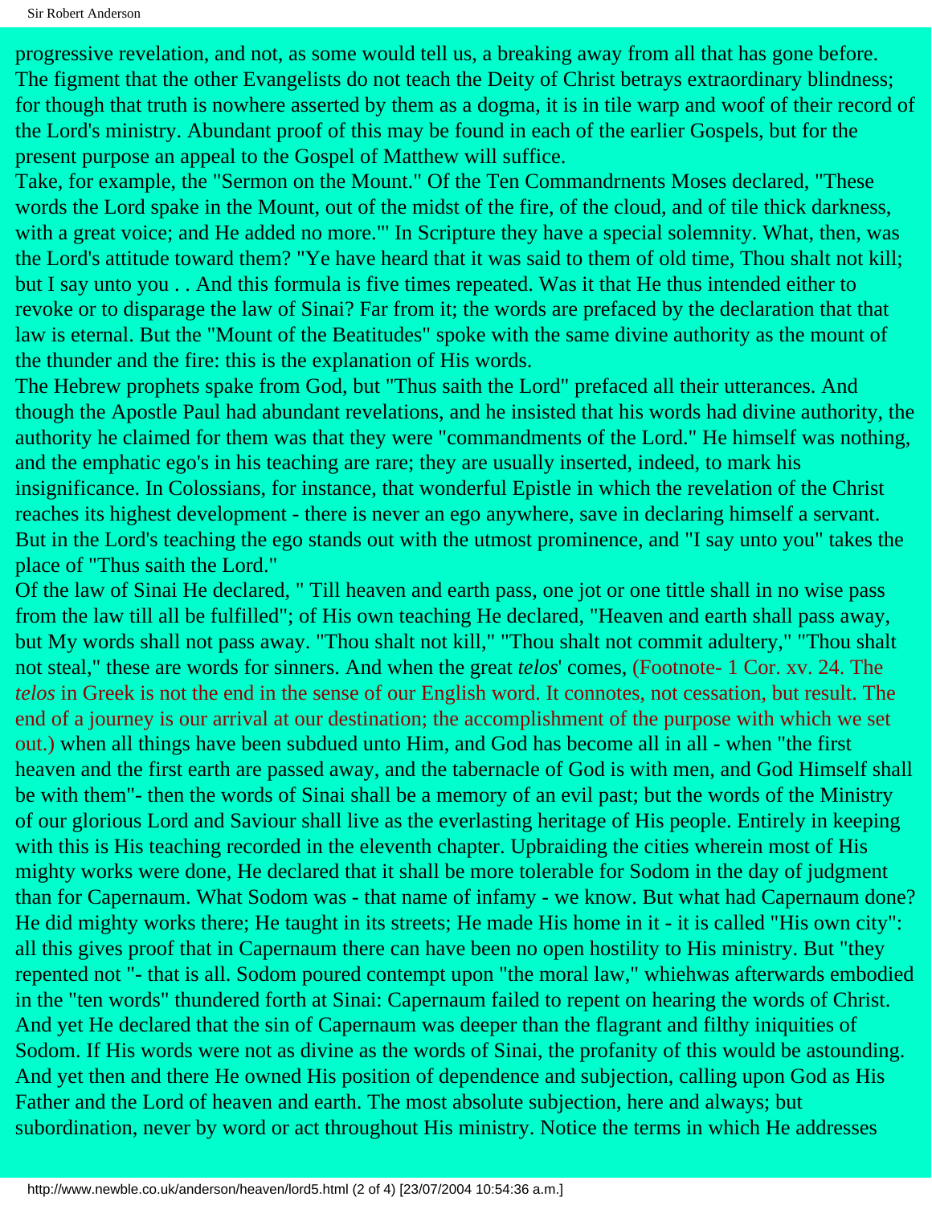progressive revelation, and not, as some would tell us, a breaking away from all that has gone before. The figment that the other Evangelists do not teach the Deity of Christ betrays extraordinary blindness; for though that truth is nowhere asserted by them as a dogma, it is in tile warp and woof of their record of the Lord's ministry. Abundant proof of this may be found in each of the earlier Gospels, but for the present purpose an appeal to the Gospel of Matthew will suffice.

Take, for example, the "Sermon on the Mount." Of the Ten Commandrnents Moses declared, "These words the Lord spake in the Mount, out of the midst of the fire, of the cloud, and of tile thick darkness, with a great voice; and He added no more."' In Scripture they have a special solemnity. What, then, was the Lord's attitude toward them? "Ye have heard that it was said to them of old time, Thou shalt not kill; but I say unto you . . And this formula is five times repeated. Was it that He thus intended either to revoke or to disparage the law of Sinai? Far from it; the words are prefaced by the declaration that that law is eternal. But the "Mount of the Beatitudes" spoke with the same divine authority as the mount of the thunder and the fire: this is the explanation of His words.

The Hebrew prophets spake from God, but "Thus saith the Lord" prefaced all their utterances. And though the Apostle Paul had abundant revelations, and he insisted that his words had divine authority, the authority he claimed for them was that they were "commandments of the Lord." He himself was nothing, and the emphatic ego's in his teaching are rare; they are usually inserted, indeed, to mark his insignificance. In Colossians, for instance, that wonderful Epistle in which the revelation of the Christ reaches its highest development - there is never an ego anywhere, save in declaring himself a servant. But in the Lord's teaching the ego stands out with the utmost prominence, and "I say unto you" takes the place of "Thus saith the Lord."

Of the law of Sinai He declared, " Till heaven and earth pass, one jot or one tittle shall in no wise pass from the law till all be fulfilled"; of His own teaching He declared, "Heaven and earth shall pass away, but My words shall not pass away. "Thou shalt not kill," "Thou shalt not commit adultery," "Thou shalt not steal," these are words for sinners. And when the great *telos*' comes, (Footnote- 1 Cor. xv. 24. The *telos* in Greek is not the end in the sense of our English word. It connotes, not cessation, but result. The end of a journey is our arrival at our destination; the accomplishment of the purpose with which we set out.) when all things have been subdued unto Him, and God has become all in all - when "the first heaven and the first earth are passed away, and the tabernacle of God is with men, and God Himself shall be with them"- then the words of Sinai shall be a memory of an evil past; but the words of the Ministry of our glorious Lord and Saviour shall live as the everlasting heritage of His people. Entirely in keeping with this is His teaching recorded in the eleventh chapter. Upbraiding the cities wherein most of His mighty works were done, He declared that it shall be more tolerable for Sodom in the day of judgment than for Capernaum. What Sodom was - that name of infamy - we know. But what had Capernaum done? He did mighty works there; He taught in its streets; He made His home in it - it is called "His own city": all this gives proof that in Capernaum there can have been no open hostility to His ministry. But "they repented not "- that is all. Sodom poured contempt upon "the moral law," whiehwas afterwards embodied in the "ten words" thundered forth at Sinai: Capernaum failed to repent on hearing the words of Christ. And yet He declared that the sin of Capernaum was deeper than the flagrant and filthy iniquities of Sodom. If His words were not as divine as the words of Sinai, the profanity of this would be astounding. And yet then and there He owned His position of dependence and subjection, calling upon God as His Father and the Lord of heaven and earth. The most absolute subjection, here and always; but subordination, never by word or act throughout His ministry. Notice the terms in which He addresses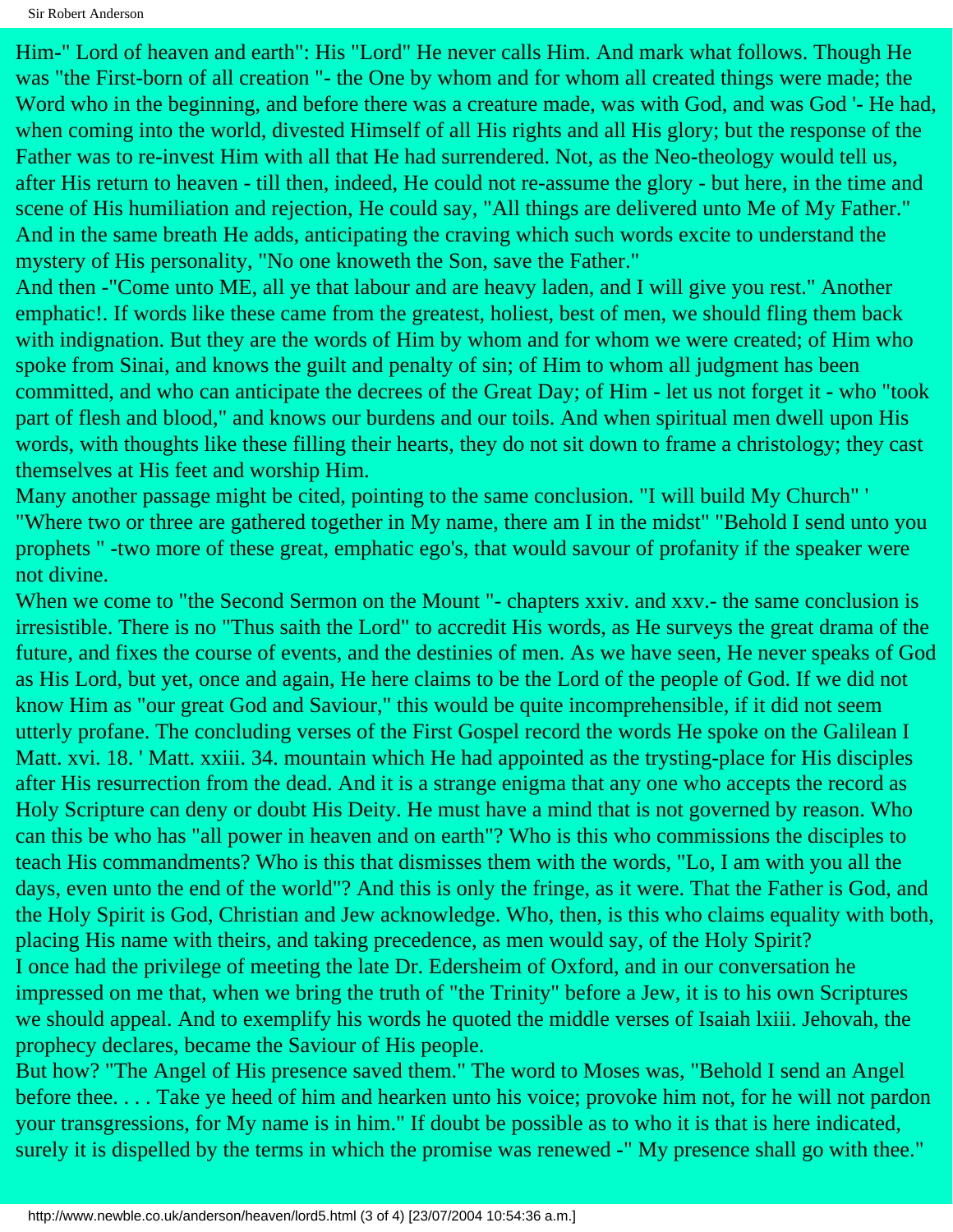Him-" Lord of heaven and earth": His "Lord" He never calls Him. And mark what follows. Though He was "the First-born of all creation "- the One by whom and for whom all created things were made; the Word who in the beginning, and before there was a creature made, was with God, and was God '- He had, when coming into the world, divested Himself of all His rights and all His glory; but the response of the Father was to re-invest Him with all that He had surrendered. Not, as the Neo-theology would tell us, after His return to heaven - till then, indeed, He could not re-assume the glory - but here, in the time and scene of His humiliation and rejection, He could say, "All things are delivered unto Me of My Father." And in the same breath He adds, anticipating the craving which such words excite to understand the mystery of His personality, "No one knoweth the Son, save the Father."

And then -"Come unto ME, all ye that labour and are heavy laden, and I will give you rest." Another emphatic!. If words like these came from the greatest, holiest, best of men, we should fling them back with indignation. But they are the words of Him by whom and for whom we were created; of Him who spoke from Sinai, and knows the guilt and penalty of sin; of Him to whom all judgment has been committed, and who can anticipate the decrees of the Great Day; of Him - let us not forget it - who "took part of flesh and blood," and knows our burdens and our toils. And when spiritual men dwell upon His words, with thoughts like these filling their hearts, they do not sit down to frame a christology; they cast themselves at His feet and worship Him.

Many another passage might be cited, pointing to the same conclusion. "I will build My Church" ' "Where two or three are gathered together in My name, there am I in the midst" "Behold I send unto you prophets " -two more of these great, emphatic ego's, that would savour of profanity if the speaker were not divine.

When we come to "the Second Sermon on the Mount "- chapters xxiv. and xxv.- the same conclusion is irresistible. There is no "Thus saith the Lord" to accredit His words, as He surveys the great drama of the future, and fixes the course of events, and the destinies of men. As we have seen, He never speaks of God as His Lord, but yet, once and again, He here claims to be the Lord of the people of God. If we did not know Him as "our great God and Saviour," this would be quite incomprehensible, if it did not seem utterly profane. The concluding verses of the First Gospel record the words He spoke on the Galilean I Matt. xvi. 18. ' Matt. xxiii. 34. mountain which He had appointed as the trysting-place for His disciples after His resurrection from the dead. And it is a strange enigma that any one who accepts the record as Holy Scripture can deny or doubt His Deity. He must have a mind that is not governed by reason. Who can this be who has "all power in heaven and on earth"? Who is this who commissions the disciples to teach His commandments? Who is this that dismisses them with the words, "Lo, I am with you all the days, even unto the end of the world"? And this is only the fringe, as it were. That the Father is God, and the Holy Spirit is God, Christian and Jew acknowledge. Who, then, is this who claims equality with both, placing His name with theirs, and taking precedence, as men would say, of the Holy Spirit?

I once had the privilege of meeting the late Dr. Edersheim of Oxford, and in our conversation he impressed on me that, when we bring the truth of "the Trinity" before a Jew, it is to his own Scriptures we should appeal. And to exemplify his words he quoted the middle verses of Isaiah lxiii. Jehovah, the prophecy declares, became the Saviour of His people.

But how? "The Angel of His presence saved them." The word to Moses was, "Behold I send an Angel before thee. . . . Take ye heed of him and hearken unto his voice; provoke him not, for he will not pardon your transgressions, for My name is in him." If doubt be possible as to who it is that is here indicated, surely it is dispelled by the terms in which the promise was renewed -" My presence shall go with thee."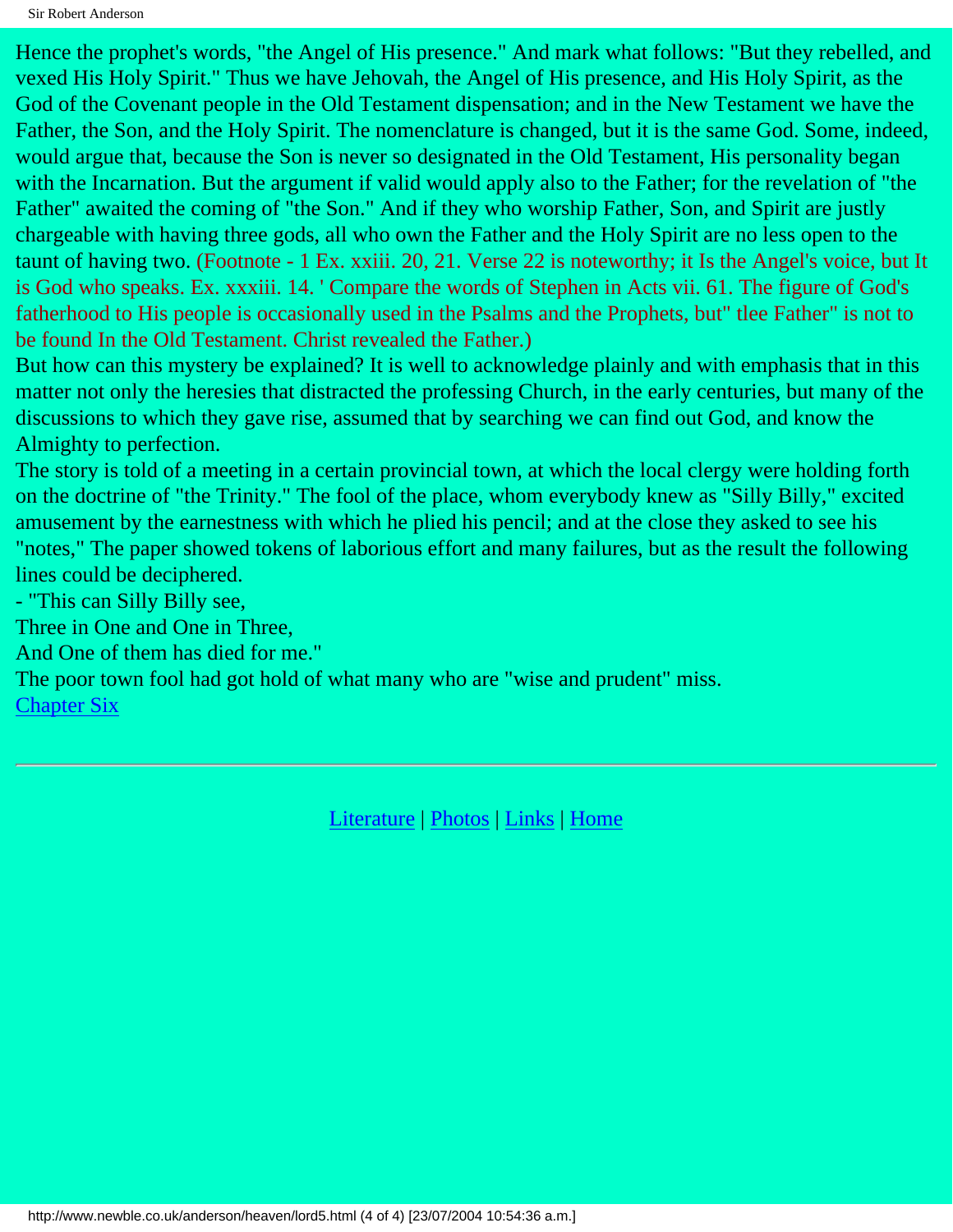Hence the prophet's words, "the Angel of His presence." And mark what follows: "But they rebelled, and vexed His Holy Spirit." Thus we have Jehovah, the Angel of His presence, and His Holy Spirit, as the God of the Covenant people in the Old Testament dispensation; and in the New Testament we have the Father, the Son, and the Holy Spirit. The nomenclature is changed, but it is the same God. Some, indeed, would argue that, because the Son is never so designated in the Old Testament, His personality began with the Incarnation. But the argument if valid would apply also to the Father; for the revelation of "the Father" awaited the coming of "the Son." And if they who worship Father, Son, and Spirit are justly chargeable with having three gods, all who own the Father and the Holy Spirit are no less open to the taunt of having two. (Footnote - 1 Ex. xxiii. 20, 21. Verse 22 is noteworthy; it Is the Angel's voice, but It is God who speaks. Ex. xxxiii. 14. ' Compare the words of Stephen in Acts vii. 61. The figure of God's fatherhood to His people is occasionally used in the Psalms and the Prophets, but" tlee Father" is not to be found In the Old Testament. Christ revealed the Father.)

But how can this mystery be explained? It is well to acknowledge plainly and with emphasis that in this matter not only the heresies that distracted the professing Church, in the early centuries, but many of the discussions to which they gave rise, assumed that by searching we can find out God, and know the Almighty to perfection.

The story is told of a meeting in a certain provincial town, at which the local clergy were holding forth on the doctrine of "the Trinity." The fool of the place, whom everybody knew as "Silly Billy," excited amusement by the earnestness with which he plied his pencil; and at the close they asked to see his "notes," The paper showed tokens of laborious effort and many failures, but as the result the following lines could be deciphered.

- "This can Silly Billy see,
Three in One and One in Three,
And One of them has died for me."

The poor town fool had got hold of what many who are "wise and prudent" miss.

Chapter Six

Literature | Photos | Links | Home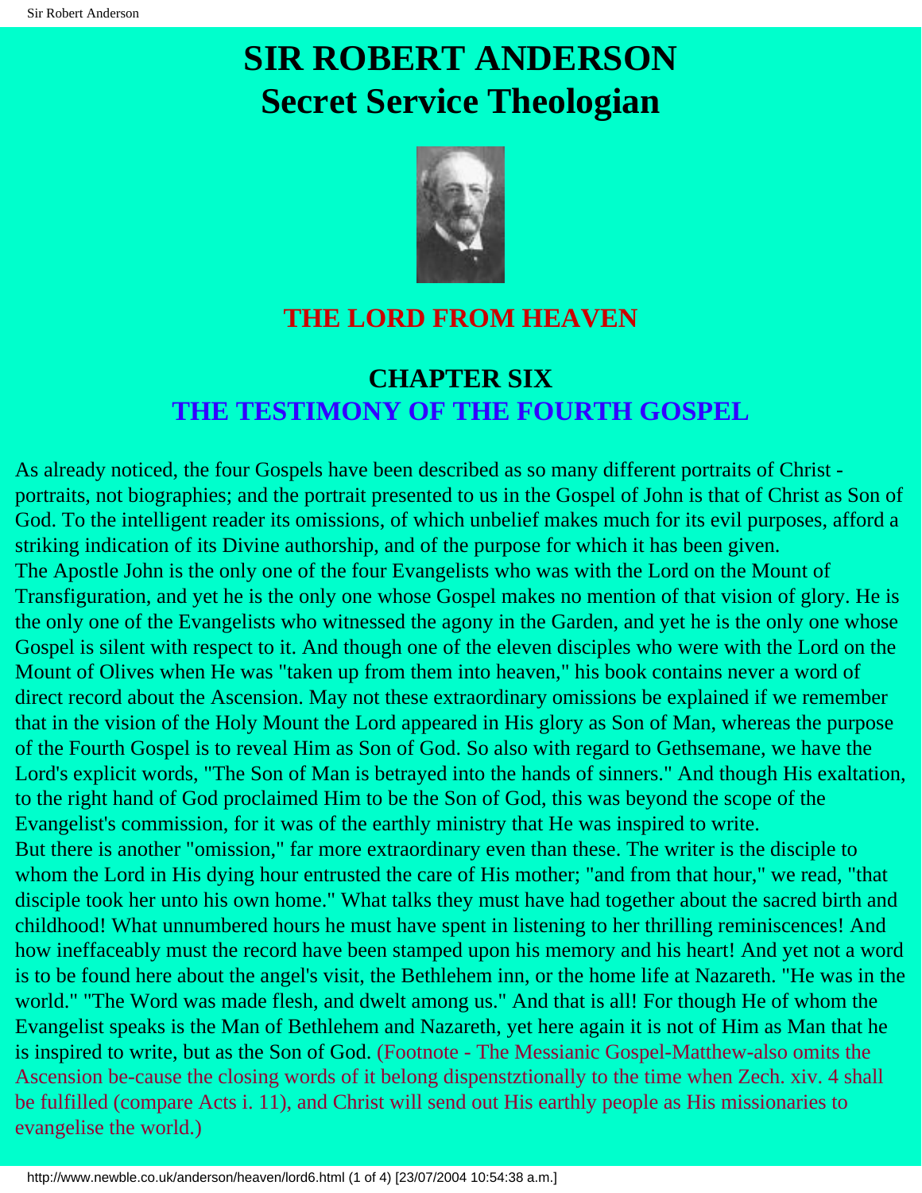# SIR ROBERT ANDERSON
# Secret Service Theologian

## THE LORD FROM HEAVEN

## CHAPTER SIX
## THE TESTIMONY OF THE FOURTH GOSPEL

As already noticed, the four Gospels have been described as so many different portraits of Christ - portraits, not biographies; and the portrait presented to us in the Gospel of John is that of Christ as Son of God. To the intelligent reader its omissions, of which unbelief makes much for its evil purposes, afford a striking indication of its Divine authorship, and of the purpose for which it has been given.

The Apostle John is the only one of the four Evangelists who was with the Lord on the Mount of Transfiguration, and yet he is the only one whose Gospel makes no mention of that vision of glory. He is the only one of the Evangelists who witnessed the agony in the Garden, and yet he is the only one whose Gospel is silent with respect to it. And though one of the eleven disciples who were with the Lord on the Mount of Olives when He was "taken up from them into heaven," his book contains never a word of direct record about the Ascension. May not these extraordinary omissions be explained if we remember that in the vision of the Holy Mount the Lord appeared in His glory as Son of Man, whereas the purpose of the Fourth Gospel is to reveal Him as Son of God. So also with regard to Gethsemane, we have the Lord's explicit words, "The Son of Man is betrayed into the hands of sinners." And though His exaltation, to the right hand of God proclaimed Him to be the Son of God, this was beyond the scope of the Evangelist's commission, for it was of the earthly ministry that He was inspired to write.

But there is another "omission," far more extraordinary even than these. The writer is the disciple to whom the Lord in His dying hour entrusted the care of His mother; "and from that hour," we read, "that disciple took her unto his own home." What talks they must have had together about the sacred birth and childhood! What unnumbered hours he must have spent in listening to her thrilling reminiscences! And how ineffaceably must the record have been stamped upon his memory and his heart! And yet not a word is to be found here about the angel's visit, the Bethlehem inn, or the home life at Nazareth. "He was in the world." "The Word was made flesh, and dwelt among us." And that is all! For though He of whom the Evangelist speaks is the Man of Bethlehem and Nazareth, yet here again it is not of Him as Man that he is inspired to write, but as the Son of God. (Footnote - The Messianic Gospel-Matthew-also omits the Ascension be-cause the closing words of it belong dispenstztionally to the time when Zech. xiv. 4 shall be fulfilled (compare Acts i. 11), and Christ will send out His earthly people as His missionaries to evangelise the world.)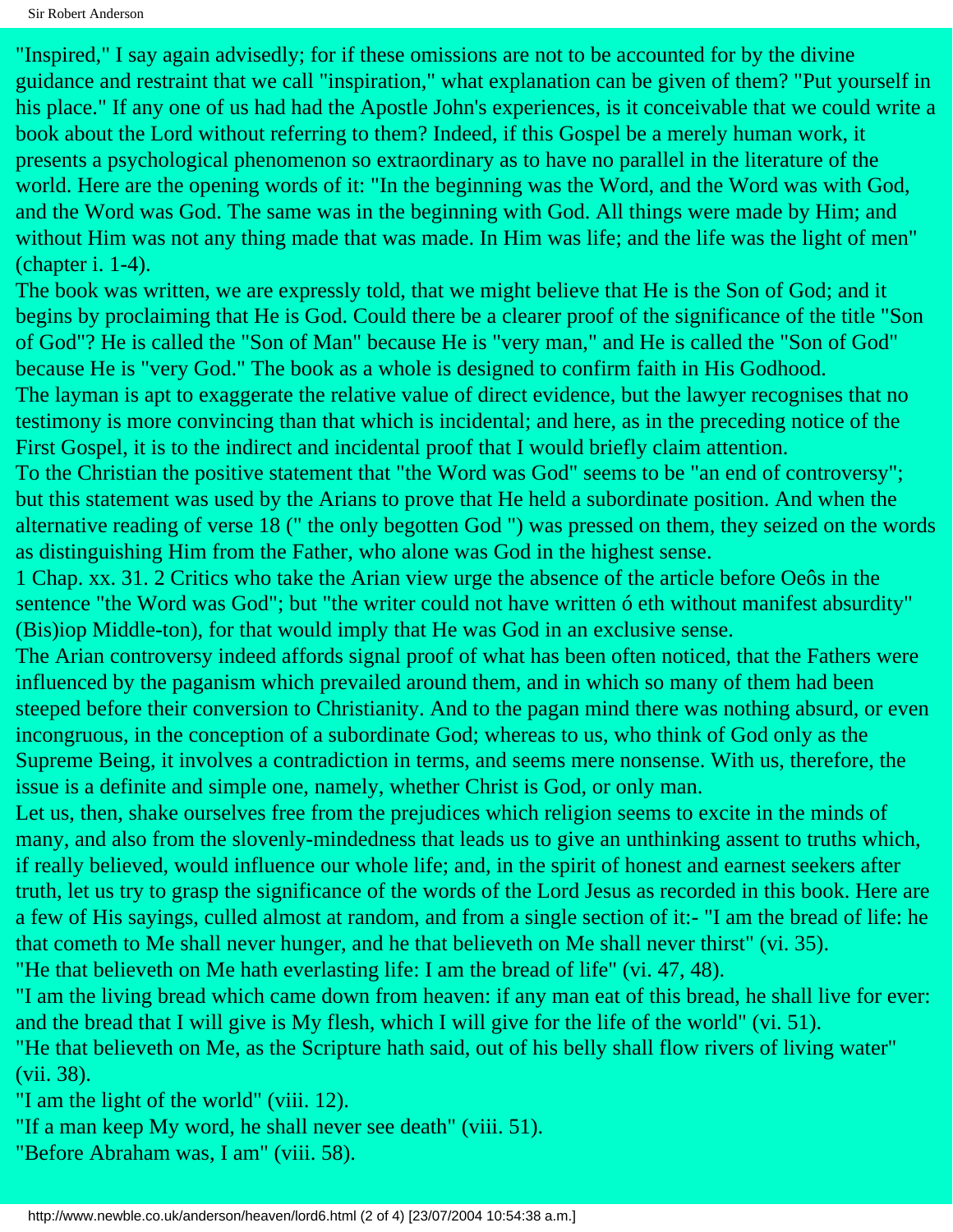"Inspired," I say again advisedly; for if these omissions are not to be accounted for by the divine guidance and restraint that we call "inspiration," what explanation can be given of them? "Put yourself in his place." If any one of us had had the Apostle John's experiences, is it conceivable that we could write a book about the Lord without referring to them? Indeed, if this Gospel be a merely human work, it presents a psychological phenomenon so extraordinary as to have no parallel in the literature of the world. Here are the opening words of it: "In the beginning was the Word, and the Word was with God, and the Word was God. The same was in the beginning with God. All things were made by Him; and without Him was not any thing made that was made. In Him was life; and the life was the light of men" (chapter i. 1-4).

The book was written, we are expressly told, that we might believe that He is the Son of God; and it begins by proclaiming that He is God. Could there be a clearer proof of the significance of the title "Son of God"? He is called the "Son of Man" because He is "very man," and He is called the "Son of God" because He is "very God." The book as a whole is designed to confirm faith in His Godhood.

The layman is apt to exaggerate the relative value of direct evidence, but the lawyer recognises that no testimony is more convincing than that which is incidental; and here, as in the preceding notice of the First Gospel, it is to the indirect and incidental proof that I would briefly claim attention.

To the Christian the positive statement that "the Word was God" seems to be "an end of controversy"; but this statement was used by the Arians to prove that He held a subordinate position. And when the alternative reading of verse 18 (" the only begotten God ") was pressed on them, they seized on the words as distinguishing Him from the Father, who alone was God in the highest sense.

1 Chap. xx. 31. 2 Critics who take the Arian view urge the absence of the article before Oeôs in the sentence "the Word was God"; but "the writer could not have written ó eth without manifest absurdity" (Bis)iop Middle-ton), for that would imply that He was God in an exclusive sense.

The Arian controversy indeed affords signal proof of what has been often noticed, that the Fathers were influenced by the paganism which prevailed around them, and in which so many of them had been steeped before their conversion to Christianity. And to the pagan mind there was nothing absurd, or even incongruous, in the conception of a subordinate God; whereas to us, who think of God only as the Supreme Being, it involves a contradiction in terms, and seems mere nonsense. With us, therefore, the issue is a definite and simple one, namely, whether Christ is God, or only man.

Let us, then, shake ourselves free from the prejudices which religion seems to excite in the minds of many, and also from the slovenly-mindedness that leads us to give an unthinking assent to truths which, if really believed, would influence our whole life; and, in the spirit of honest and earnest seekers after truth, let us try to grasp the significance of the words of the Lord Jesus as recorded in this book. Here are a few of His sayings, culled almost at random, and from a single section of it:- "I am the bread of life: he that cometh to Me shall never hunger, and he that believeth on Me shall never thirst" (vi. 35).

"He that believeth on Me hath everlasting life: I am the bread of life" (vi. 47, 48).

"I am the living bread which came down from heaven: if any man eat of this bread, he shall live for ever: and the bread that I will give is My flesh, which I will give for the life of the world" (vi. 51).

"He that believeth on Me, as the Scripture hath said, out of his belly shall flow rivers of living water" (vii. 38).

"I am the light of the world" (viii. 12).

"If a man keep My word, he shall never see death" (viii. 51).

"Before Abraham was, I am" (viii. 58).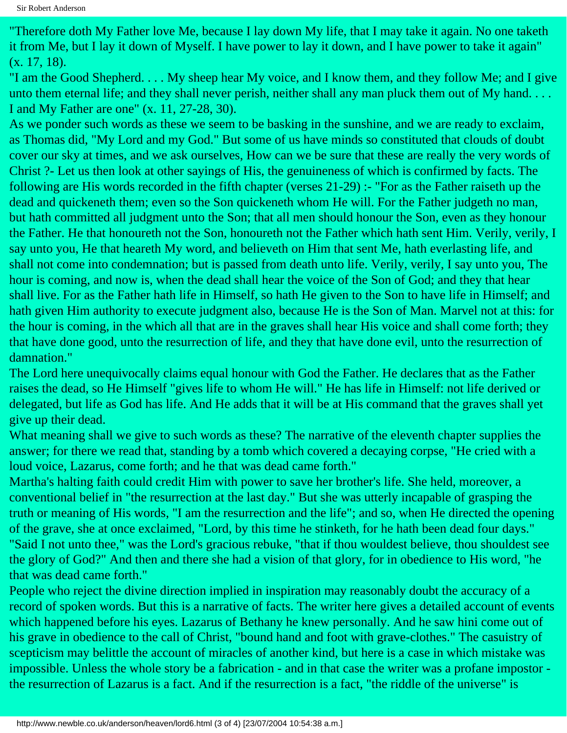"Therefore doth My Father love Me, because I lay down My life, that I may take it again. No one taketh it from Me, but I lay it down of Myself. I have power to lay it down, and I have power to take it again" (x. 17, 18).

"I am the Good Shepherd. . . . My sheep hear My voice, and I know them, and they follow Me; and I give unto them eternal life; and they shall never perish, neither shall any man pluck them out of My hand. . . . I and My Father are one" (x. 11, 27-28, 30).

As we ponder such words as these we seem to be basking in the sunshine, and we are ready to exclaim, as Thomas did, "My Lord and my God." But some of us have minds so constituted that clouds of doubt cover our sky at times, and we ask ourselves, How can we be sure that these are really the very words of Christ ?- Let us then look at other sayings of His, the genuineness of which is confirmed by facts. The following are His words recorded in the fifth chapter (verses 21-29) :- "For as the Father raiseth up the dead and quickeneth them; even so the Son quickeneth whom He will. For the Father judgeth no man, but hath committed all judgment unto the Son; that all men should honour the Son, even as they honour the Father. He that honoureth not the Son, honoureth not the Father which hath sent Him. Verily, verily, I say unto you, He that heareth My word, and believeth on Him that sent Me, hath everlasting life, and shall not come into condemnation; but is passed from death unto life. Verily, verily, I say unto you, The hour is coming, and now is, when the dead shall hear the voice of the Son of God; and they that hear shall live. For as the Father hath life in Himself, so hath He given to the Son to have life in Himself; and hath given Him authority to execute judgment also, because He is the Son of Man. Marvel not at this: for the hour is coming, in the which all that are in the graves shall hear His voice and shall come forth; they that have done good, unto the resurrection of life, and they that have done evil, unto the resurrection of damnation."

The Lord here unequivocally claims equal honour with God the Father. He declares that as the Father raises the dead, so He Himself "gives life to whom He will." He has life in Himself: not life derived or delegated, but life as God has life. And He adds that it will be at His command that the graves shall yet give up their dead.

What meaning shall we give to such words as these? The narrative of the eleventh chapter supplies the answer; for there we read that, standing by a tomb which covered a decaying corpse, "He cried with a loud voice, Lazarus, come forth; and he that was dead came forth."

Martha's halting faith could credit Him with power to save her brother's life. She held, moreover, a conventional belief in "the resurrection at the last day." But she was utterly incapable of grasping the truth or meaning of His words, "I am the resurrection and the life"; and so, when He directed the opening of the grave, she at once exclaimed, "Lord, by this time he stinketh, for he hath been dead four days." "Said I not unto thee," was the Lord's gracious rebuke, "that if thou wouldest believe, thou shouldest see the glory of God?" And then and there she had a vision of that glory, for in obedience to His word, "he that was dead came forth."

People who reject the divine direction implied in inspiration may reasonably doubt the accuracy of a record of spoken words. But this is a narrative of facts. The writer here gives a detailed account of events which happened before his eyes. Lazarus of Bethany he knew personally. And he saw hini come out of his grave in obedience to the call of Christ, "bound hand and foot with grave-clothes." The casuistry of scepticism may belittle the account of miracles of another kind, but here is a case in which mistake was impossible. Unless the whole story be a fabrication - and in that case the writer was a profane impostor - the resurrection of Lazarus is a fact. And if the resurrection is a fact, "the riddle of the universe" is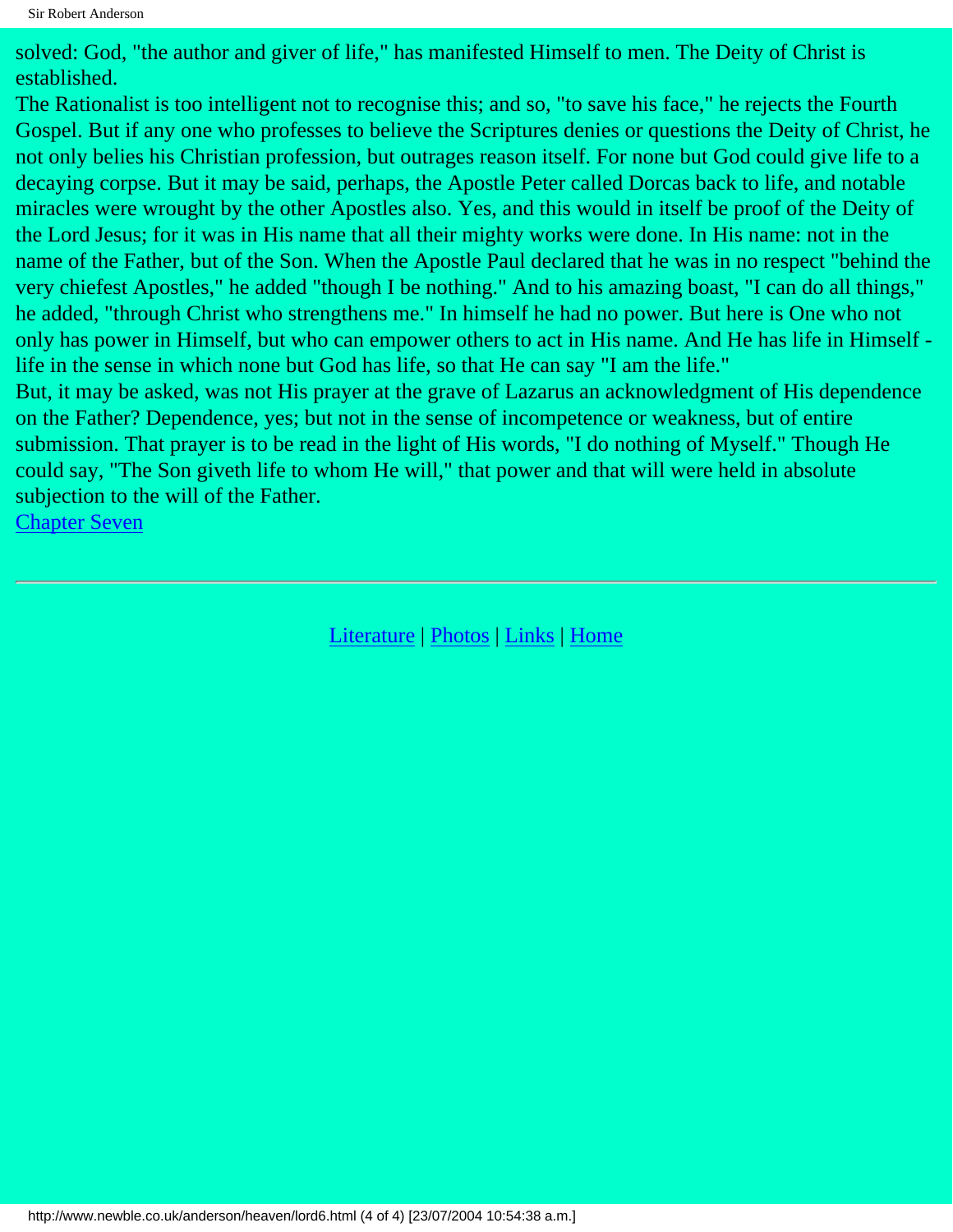solved: God, "the author and giver of life," has manifested Himself to men. The Deity of Christ is established.

The Rationalist is too intelligent not to recognise this; and so, "to save his face," he rejects the Fourth Gospel. But if any one who professes to believe the Scriptures denies or questions the Deity of Christ, he not only belies his Christian profession, but outrages reason itself. For none but God could give life to a decaying corpse. But it may be said, perhaps, the Apostle Peter called Dorcas back to life, and notable miracles were wrought by the other Apostles also. Yes, and this would in itself be proof of the Deity of the Lord Jesus; for it was in His name that all their mighty works were done. In His name: not in the name of the Father, but of the Son. When the Apostle Paul declared that he was in no respect "behind the very chiefest Apostles," he added "though I be nothing." And to his amazing boast, "I can do all things," he added, "through Christ who strengthens me." In himself he had no power. But here is One who not only has power in Himself, but who can empower others to act in His name. And He has life in Himself - life in the sense in which none but God has life, so that He can say "I am the life."

But, it may be asked, was not His prayer at the grave of Lazarus an acknowledgment of His dependence on the Father? Dependence, yes; but not in the sense of incompetence or weakness, but of entire submission. That prayer is to be read in the light of His words, "I do nothing of Myself." Though He could say, "The Son giveth life to whom He will," that power and that will were held in absolute subjection to the will of the Father.

Chapter Seven

---

Literature | Photos | Links | Home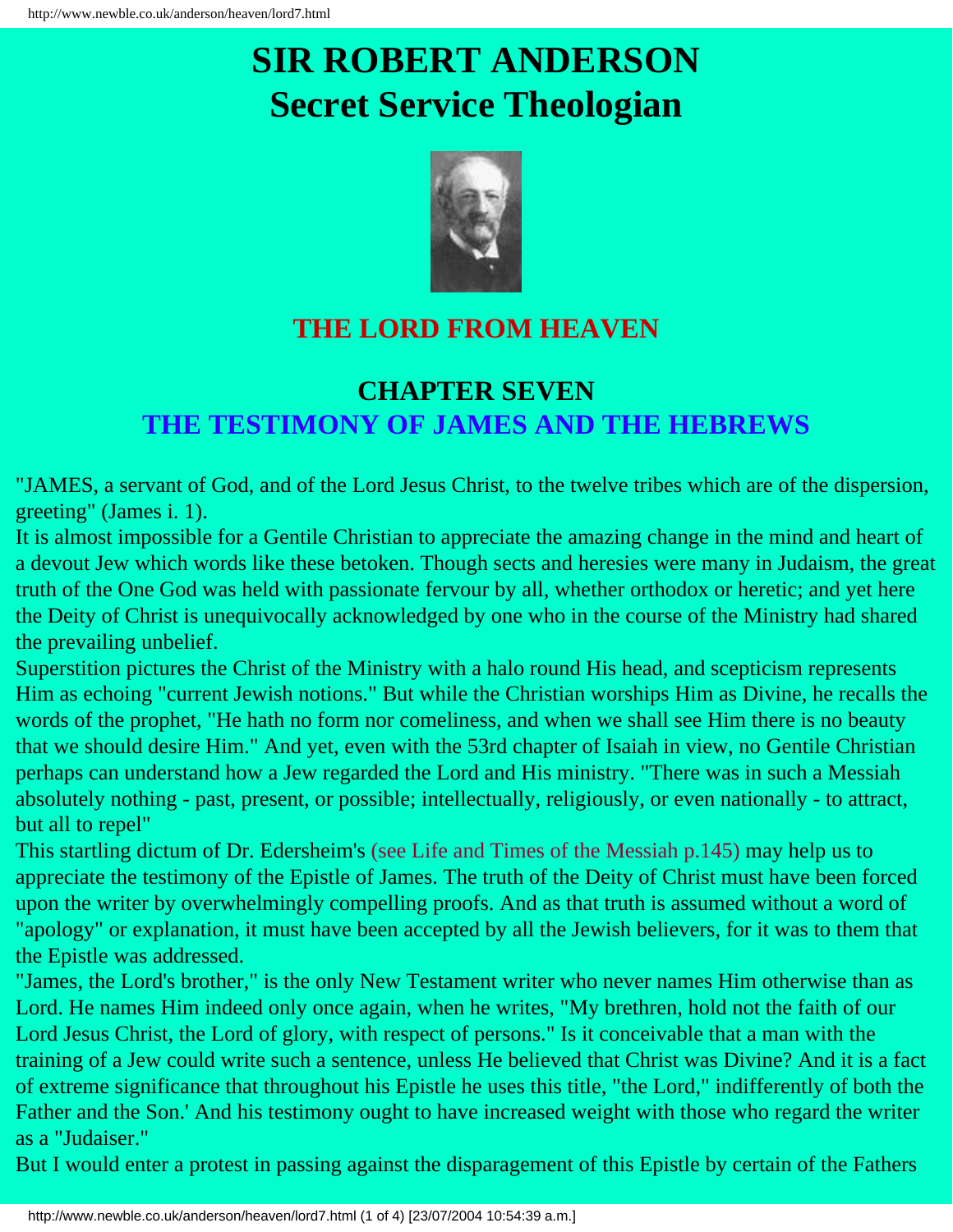# SIR ROBERT ANDERSON
# Secret Service Theologian

## THE LORD FROM HEAVEN

## CHAPTER SEVEN
## THE TESTIMONY OF JAMES AND THE HEBREWS

"JAMES, a servant of God, and of the Lord Jesus Christ, to the twelve tribes which are of the dispersion, greeting" (James i. 1).

It is almost impossible for a Gentile Christian to appreciate the amazing change in the mind and heart of a devout Jew which words like these betoken. Though sects and heresies were many in Judaism, the great truth of the One God was held with passionate fervour by all, whether orthodox or heretic; and yet here the Deity of Christ is unequivocally acknowledged by one who in the course of the Ministry had shared the prevailing unbelief.

Superstition pictures the Christ of the Ministry with a halo round His head, and scepticism represents Him as echoing "current Jewish notions." But while the Christian worships Him as Divine, he recalls the words of the prophet, "He hath no form nor comeliness, and when we shall see Him there is no beauty that we should desire Him." And yet, even with the 53rd chapter of Isaiah in view, no Gentile Christian perhaps can understand how a Jew regarded the Lord and His ministry. "There was in such a Messiah absolutely nothing - past, present, or possible; intellectually, religiously, or even nationally - to attract, but all to repel"

This startling dictum of Dr. Edersheim's (see Life and Times of the Messiah p.145) may help us to appreciate the testimony of the Epistle of James. The truth of the Deity of Christ must have been forced upon the writer by overwhelmingly compelling proofs. And as that truth is assumed without a word of "apology" or explanation, it must have been accepted by all the Jewish believers, for it was to them that the Epistle was addressed.

"James, the Lord's brother," is the only New Testament writer who never names Him otherwise than as Lord. He names Him indeed only once again, when he writes, "My brethren, hold not the faith of our Lord Jesus Christ, the Lord of glory, with respect of persons." Is it conceivable that a man with the training of a Jew could write such a sentence, unless He believed that Christ was Divine? And it is a fact of extreme significance that throughout his Epistle he uses this title, "the Lord," indifferently of both the Father and the Son.' And his testimony ought to have increased weight with those who regard the writer as a "Judaiser."

But I would enter a protest in passing against the disparagement of this Epistle by certain of the Fathers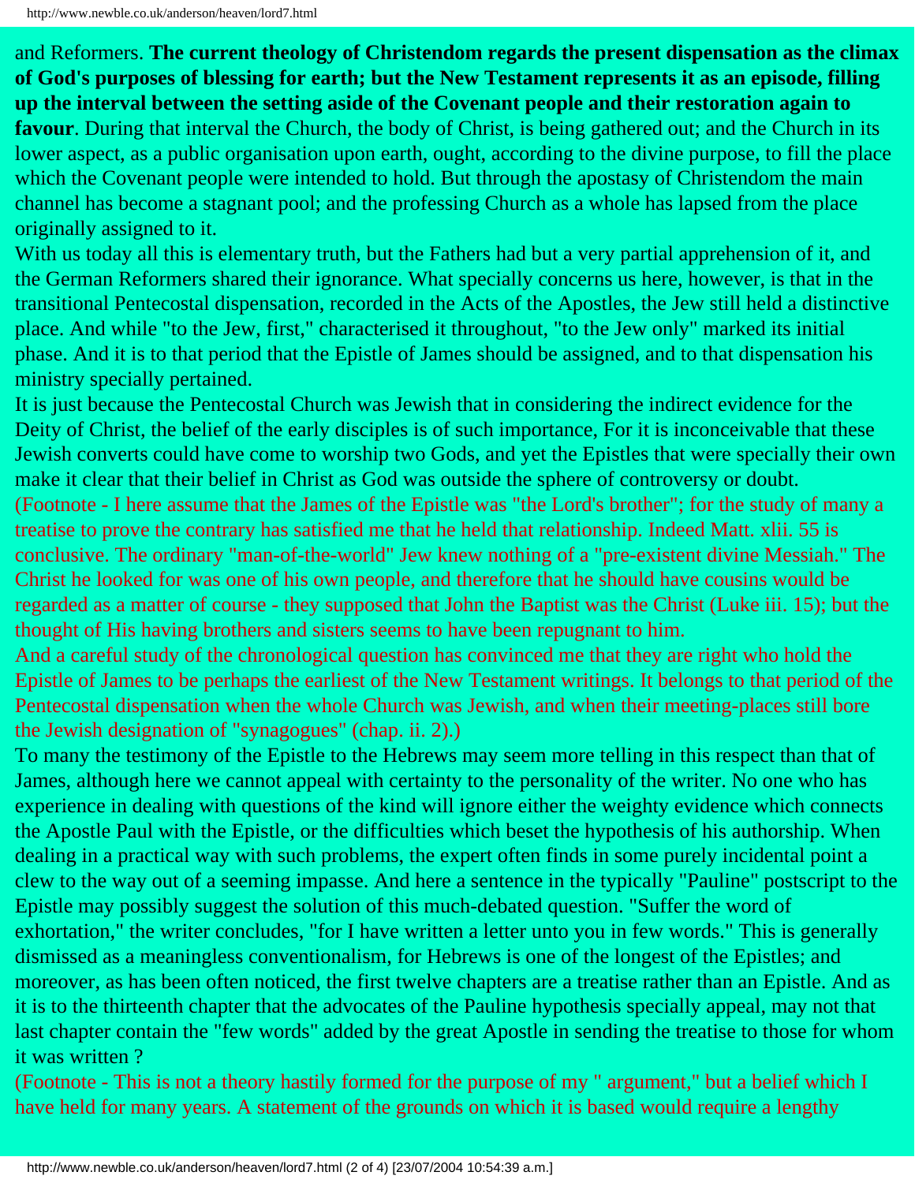and Reformers. **The current theology of Christendom regards the present dispensation as the climax of God's purposes of blessing for earth; but the New Testament represents it as an episode, filling up the interval between the setting aside of the Covenant people and their restoration again to favour**. During that interval the Church, the body of Christ, is being gathered out; and the Church in its lower aspect, as a public organisation upon earth, ought, according to the divine purpose, to fill the place which the Covenant people were intended to hold. But through the apostasy of Christendom the main channel has become a stagnant pool; and the professing Church as a whole has lapsed from the place originally assigned to it.

With us today all this is elementary truth, but the Fathers had but a very partial apprehension of it, and the German Reformers shared their ignorance. What specially concerns us here, however, is that in the transitional Pentecostal dispensation, recorded in the Acts of the Apostles, the Jew still held a distinctive place. And while "to the Jew, first," characterised it throughout, "to the Jew only" marked its initial phase. And it is to that period that the Epistle of James should be assigned, and to that dispensation his ministry specially pertained.

It is just because the Pentecostal Church was Jewish that in considering the indirect evidence for the Deity of Christ, the belief of the early disciples is of such importance, For it is inconceivable that these Jewish converts could have come to worship two Gods, and yet the Epistles that were specially their own make it clear that their belief in Christ as God was outside the sphere of controversy or doubt.

(Footnote - I here assume that the James of the Epistle was "the Lord's brother"; for the study of many a treatise to prove the contrary has satisfied me that he held that relationship. Indeed Matt. xlii. 55 is conclusive. The ordinary "man-of-the-world" Jew knew nothing of a "pre-existent divine Messiah." The Christ he looked for was one of his own people, and therefore that he should have cousins would be regarded as a matter of course - they supposed that John the Baptist was the Christ (Luke iii. 15); but the thought of His having brothers and sisters seems to have been repugnant to him.

And a careful study of the chronological question has convinced me that they are right who hold the Epistle of James to be perhaps the earliest of the New Testament writings. It belongs to that period of the Pentecostal dispensation when the whole Church was Jewish, and when their meeting-places still bore the Jewish designation of "synagogues" (chap. ii. 2).)

To many the testimony of the Epistle to the Hebrews may seem more telling in this respect than that of James, although here we cannot appeal with certainty to the personality of the writer. No one who has experience in dealing with questions of the kind will ignore either the weighty evidence which connects the Apostle Paul with the Epistle, or the difficulties which beset the hypothesis of his authorship. When dealing in a practical way with such problems, the expert often finds in some purely incidental point a clew to the way out of a seeming impasse. And here a sentence in the typically "Pauline" postscript to the Epistle may possibly suggest the solution of this much-debated question. "Suffer the word of exhortation," the writer concludes, "for I have written a letter unto you in few words." This is generally dismissed as a meaningless conventionalism, for Hebrews is one of the longest of the Epistles; and moreover, as has been often noticed, the first twelve chapters are a treatise rather than an Epistle. And as it is to the thirteenth chapter that the advocates of the Pauline hypothesis specially appeal, may not that last chapter contain the "few words" added by the great Apostle in sending the treatise to those for whom it was written ?

(Footnote - This is not a theory hastily formed for the purpose of my " argument," but a belief which I have held for many years. A statement of the grounds on which it is based would require a lengthy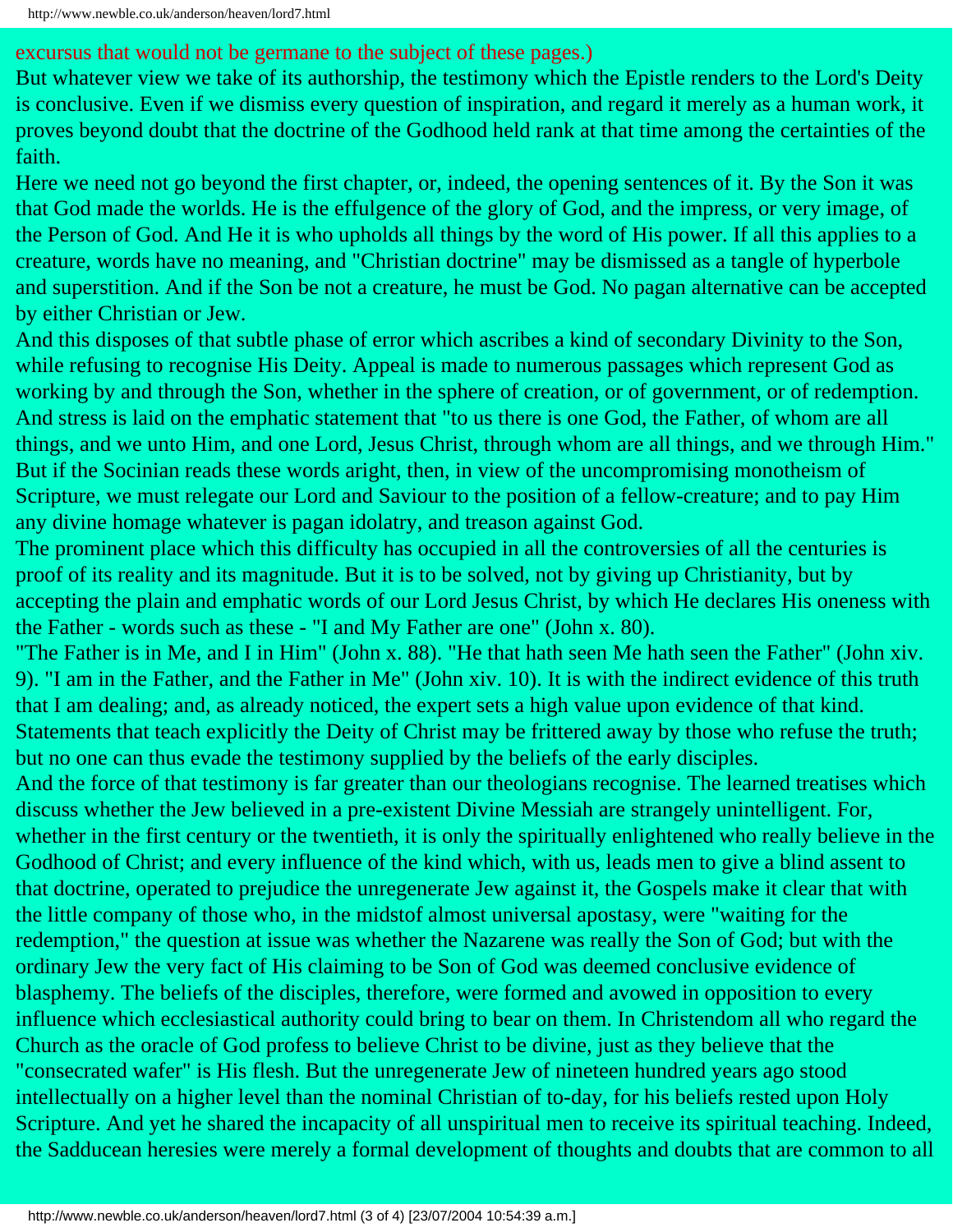excursus that would not be germane to the subject of these pages.)

But whatever view we take of its authorship, the testimony which the Epistle renders to the Lord's Deity is conclusive. Even if we dismiss every question of inspiration, and regard it merely as a human work, it proves beyond doubt that the doctrine of the Godhood held rank at that time among the certainties of the faith.

Here we need not go beyond the first chapter, or, indeed, the opening sentences of it. By the Son it was that God made the worlds. He is the effulgence of the glory of God, and the impress, or very image, of the Person of God. And He it is who upholds all things by the word of His power. If all this applies to a creature, words have no meaning, and "Christian doctrine" may be dismissed as a tangle of hyperbole and superstition. And if the Son be not a creature, he must be God. No pagan alternative can be accepted by either Christian or Jew.

And this disposes of that subtle phase of error which ascribes a kind of secondary Divinity to the Son, while refusing to recognise His Deity. Appeal is made to numerous passages which represent God as working by and through the Son, whether in the sphere of creation, or of government, or of redemption. And stress is laid on the emphatic statement that "to us there is one God, the Father, of whom are all things, and we unto Him, and one Lord, Jesus Christ, through whom are all things, and we through Him." But if the Socinian reads these words aright, then, in view of the uncompromising monotheism of Scripture, we must relegate our Lord and Saviour to the position of a fellow-creature; and to pay Him any divine homage whatever is pagan idolatry, and treason against God.

The prominent place which this difficulty has occupied in all the controversies of all the centuries is proof of its reality and its magnitude. But it is to be solved, not by giving up Christianity, but by accepting the plain and emphatic words of our Lord Jesus Christ, by which He declares His oneness with the Father - words such as these - "I and My Father are one" (John x. 80).

"The Father is in Me, and I in Him" (John x. 88). "He that hath seen Me hath seen the Father" (John xiv. 9). "I am in the Father, and the Father in Me" (John xiv. 10). It is with the indirect evidence of this truth that I am dealing; and, as already noticed, the expert sets a high value upon evidence of that kind. Statements that teach explicitly the Deity of Christ may be frittered away by those who refuse the truth; but no one can thus evade the testimony supplied by the beliefs of the early disciples.

And the force of that testimony is far greater than our theologians recognise. The learned treatises which discuss whether the Jew believed in a pre-existent Divine Messiah are strangely unintelligent. For, whether in the first century or the twentieth, it is only the spiritually enlightened who really believe in the Godhood of Christ; and every influence of the kind which, with us, leads men to give a blind assent to that doctrine, operated to prejudice the unregenerate Jew against it, the Gospels make it clear that with the little company of those who, in the midstof almost universal apostasy, were "waiting for the redemption," the question at issue was whether the Nazarene was really the Son of God; but with the ordinary Jew the very fact of His claiming to be Son of God was deemed conclusive evidence of blasphemy. The beliefs of the disciples, therefore, were formed and avowed in opposition to every influence which ecclesiastical authority could bring to bear on them. In Christendom all who regard the Church as the oracle of God profess to believe Christ to be divine, just as they believe that the "consecrated wafer" is His flesh. But the unregenerate Jew of nineteen hundred years ago stood intellectually on a higher level than the nominal Christian of to-day, for his beliefs rested upon Holy Scripture. And yet he shared the incapacity of all unspiritual men to receive its spiritual teaching. Indeed, the Sadducean heresies were merely a formal development of thoughts and doubts that are common to all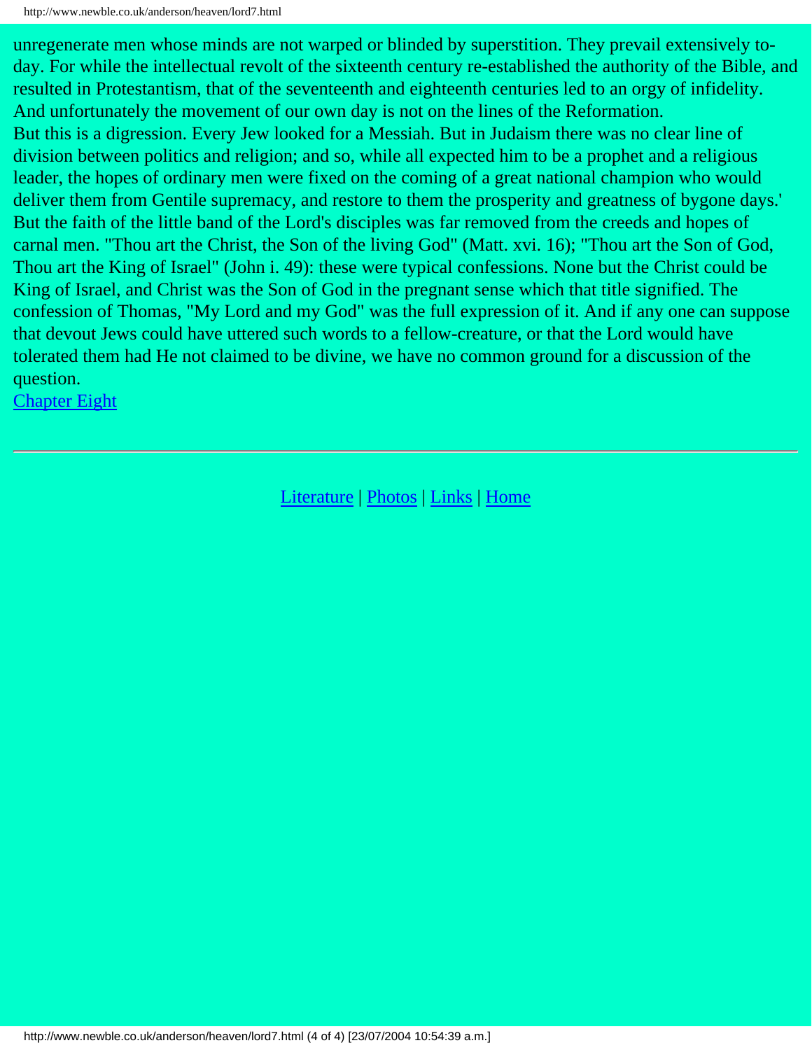unregenerate men whose minds are not warped or blinded by superstition. They prevail extensively to-day. For while the intellectual revolt of the sixteenth century re-established the authority of the Bible, and resulted in Protestantism, that of the seventeenth and eighteenth centuries led to an orgy of infidelity. And unfortunately the movement of our own day is not on the lines of the Reformation.

But this is a digression. Every Jew looked for a Messiah. But in Judaism there was no clear line of division between politics and religion; and so, while all expected him to be a prophet and a religious leader, the hopes of ordinary men were fixed on the coming of a great national champion who would deliver them from Gentile supremacy, and restore to them the prosperity and greatness of bygone days.' But the faith of the little band of the Lord's disciples was far removed from the creeds and hopes of carnal men. "Thou art the Christ, the Son of the living God" (Matt. xvi. 16); "Thou art the Son of God, Thou art the King of Israel" (John i. 49): these were typical confessions. None but the Christ could be King of Israel, and Christ was the Son of God in the pregnant sense which that title signified. The confession of Thomas, "My Lord and my God" was the full expression of it. And if any one can suppose that devout Jews could have uttered such words to a fellow-creature, or that the Lord would have tolerated them had He not claimed to be divine, we have no common ground for a discussion of the question.

Chapter Eight

---

Literature | Photos | Links | Home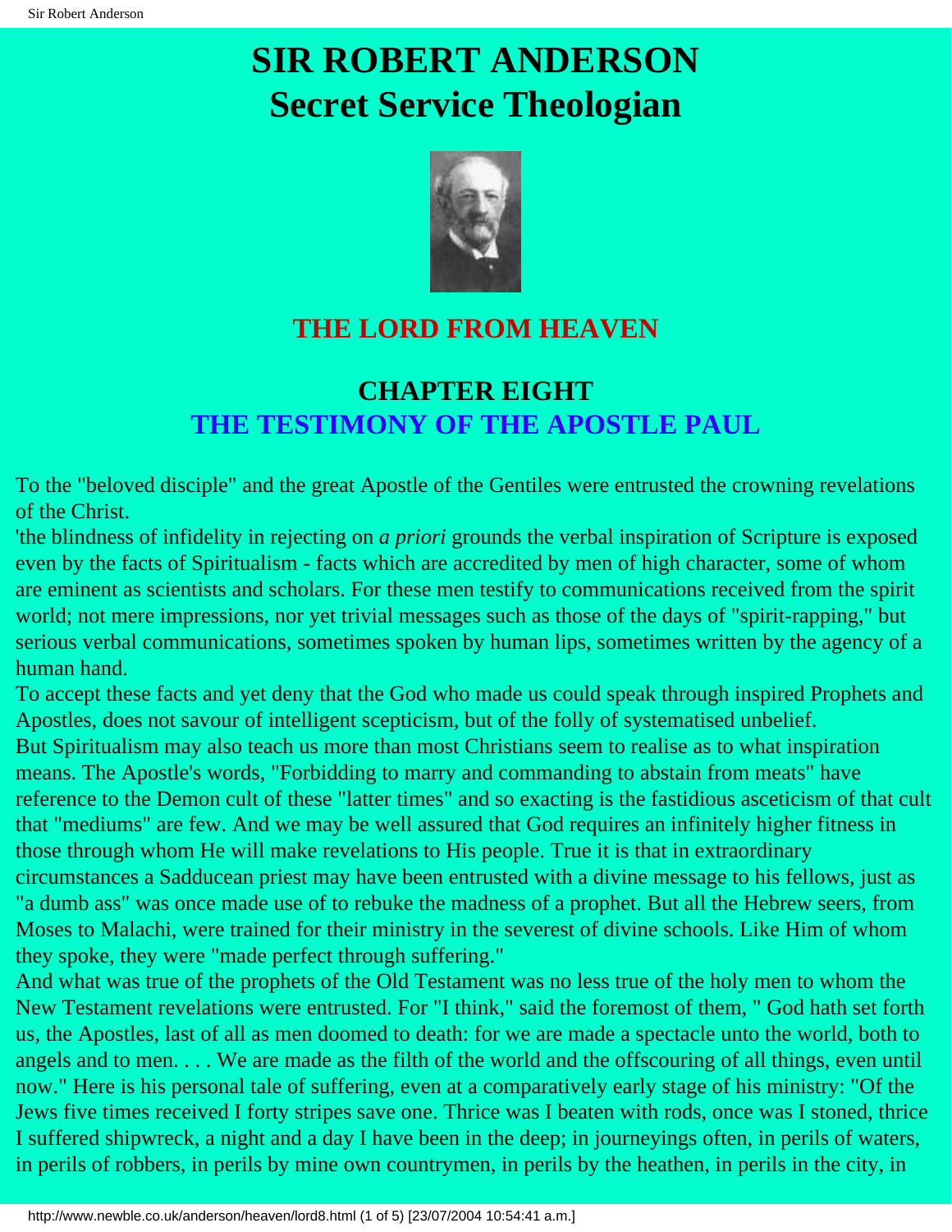# SIR ROBERT ANDERSON
# Secret Service Theologian

## THE LORD FROM HEAVEN

## CHAPTER EIGHT
## THE TESTIMONY OF THE APOSTLE PAUL

To the "beloved disciple" and the great Apostle of the Gentiles were entrusted the crowning revelations of the Christ.

'the blindness of infidelity in rejecting on *a priori* grounds the verbal inspiration of Scripture is exposed even by the facts of Spiritualism - facts which are accredited by men of high character, some of whom are eminent as scientists and scholars. For these men testify to communications received from the spirit world; not mere impressions, nor yet trivial messages such as those of the days of "spirit-rapping," but serious verbal communications, sometimes spoken by human lips, sometimes written by the agency of a human hand.

To accept these facts and yet deny that the God who made us could speak through inspired Prophets and Apostles, does not savour of intelligent scepticism, but of the folly of systematised unbelief.

But Spiritualism may also teach us more than most Christians seem to realise as to what inspiration means. The Apostle's words, "Forbidding to marry and commanding to abstain from meats" have reference to the Demon cult of these "latter times" and so exacting is the fastidious asceticism of that cult that "mediums" are few. And we may be well assured that God requires an infinitely higher fitness in those through whom He will make revelations to His people. True it is that in extraordinary circumstances a Sadducean priest may have been entrusted with a divine message to his fellows, just as "a dumb ass" was once made use of to rebuke the madness of a prophet. But all the Hebrew seers, from Moses to Malachi, were trained for their ministry in the severest of divine schools. Like Him of whom they spoke, they were "made perfect through suffering."

And what was true of the prophets of the Old Testament was no less true of the holy men to whom the New Testament revelations were entrusted. For "I think," said the foremost of them, " God hath set forth us, the Apostles, last of all as men doomed to death: for we are made a spectacle unto the world, both to angels and to men. . . . We are made as the filth of the world and the offscouring of all things, even until now." Here is his personal tale of suffering, even at a comparatively early stage of his ministry: "Of the Jews five times received I forty stripes save one. Thrice was I beaten with rods, once was I stoned, thrice I suffered shipwreck, a night and a day I have been in the deep; in journeyings often, in perils of waters, in perils of robbers, in perils by mine own countrymen, in perils by the heathen, in perils in the city, in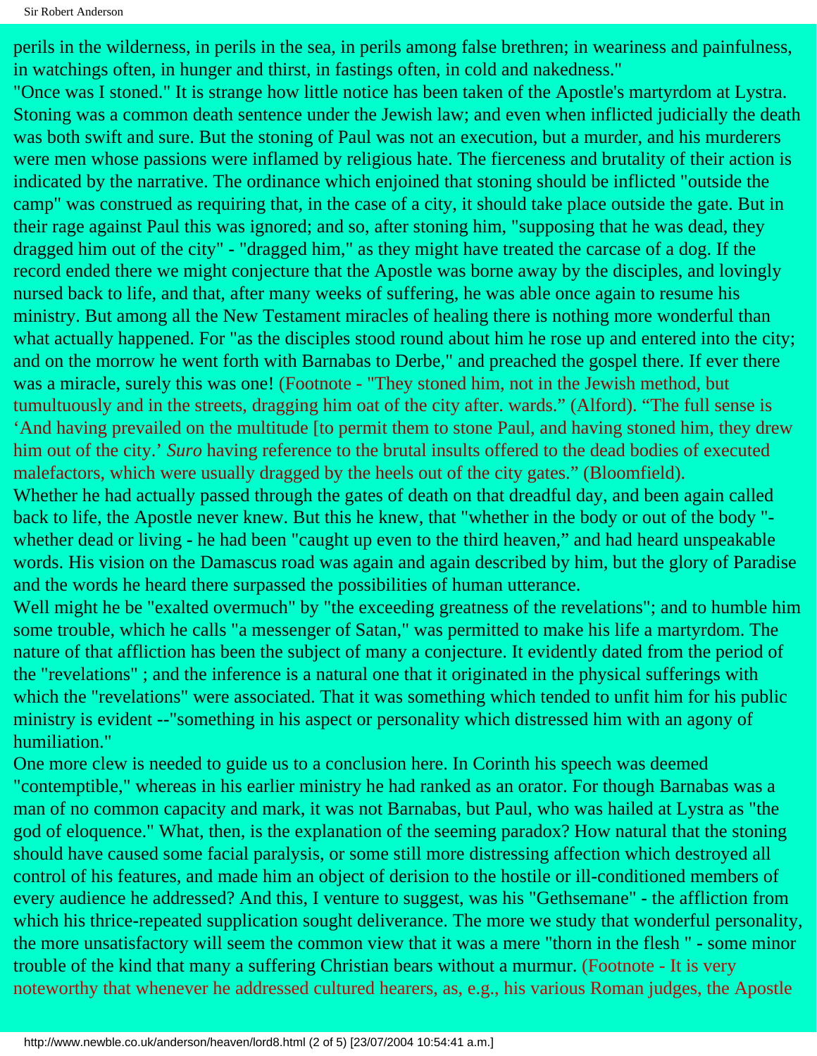perils in the wilderness, in perils in the sea, in perils among false brethren; in weariness and painfulness, in watchings often, in hunger and thirst, in fastings often, in cold and nakedness."

"Once was I stoned." It is strange how little notice has been taken of the Apostle's martyrdom at Lystra. Stoning was a common death sentence under the Jewish law; and even when inflicted judicially the death was both swift and sure. But the stoning of Paul was not an execution, but a murder, and his murderers were men whose passions were inflamed by religious hate. The fierceness and brutality of their action is indicated by the narrative. The ordinance which enjoined that stoning should be inflicted "outside the camp" was construed as requiring that, in the case of a city, it should take place outside the gate. But in their rage against Paul this was ignored; and so, after stoning him, "supposing that he was dead, they dragged him out of the city" - "dragged him," as they might have treated the carcase of a dog. If the record ended there we might conjecture that the Apostle was borne away by the disciples, and lovingly nursed back to life, and that, after many weeks of suffering, he was able once again to resume his ministry. But among all the New Testament miracles of healing there is nothing more wonderful than what actually happened. For "as the disciples stood round about him he rose up and entered into the city; and on the morrow he went forth with Barnabas to Derbe," and preached the gospel there. If ever there was a miracle, surely this was one! (Footnote - "They stoned him, not in the Jewish method, but tumultuously and in the streets, dragging him oat of the city after. wards." (Alford). "The full sense is 'And having prevailed on the multitude [to permit them to stone Paul, and having stoned him, they drew him out of the city.' *Suro* having reference to the brutal insults offered to the dead bodies of executed malefactors, which were usually dragged by the heels out of the city gates." (Bloomfield).

Whether he had actually passed through the gates of death on that dreadful day, and been again called back to life, the Apostle never knew. But this he knew, that "whether in the body or out of the body "- whether dead or living - he had been "caught up even to the third heaven," and had heard unspeakable words. His vision on the Damascus road was again and again described by him, but the glory of Paradise and the words he heard there surpassed the possibilities of human utterance.

Well might he be "exalted overmuch" by "the exceeding greatness of the revelations"; and to humble him some trouble, which he calls "a messenger of Satan," was permitted to make his life a martyrdom. The nature of that affliction has been the subject of many a conjecture. It evidently dated from the period of the "revelations" ; and the inference is a natural one that it originated in the physical sufferings with which the "revelations" were associated. That it was something which tended to unfit him for his public ministry is evident --"something in his aspect or personality which distressed him with an agony of humiliation."

One more clew is needed to guide us to a conclusion here. In Corinth his speech was deemed "contemptible," whereas in his earlier ministry he had ranked as an orator. For though Barnabas was a man of no common capacity and mark, it was not Barnabas, but Paul, who was hailed at Lystra as "the god of eloquence." What, then, is the explanation of the seeming paradox? How natural that the stoning should have caused some facial paralysis, or some still more distressing affection which destroyed all control of his features, and made him an object of derision to the hostile or ill-conditioned members of every audience he addressed? And this, I venture to suggest, was his "Gethsemane" - the affliction from which his thrice-repeated supplication sought deliverance. The more we study that wonderful personality, the more unsatisfactory will seem the common view that it was a mere "thorn in the flesh " - some minor trouble of the kind that many a suffering Christian bears without a murmur. (Footnote - It is very noteworthy that whenever he addressed cultured hearers, as, e.g., his various Roman judges, the Apostle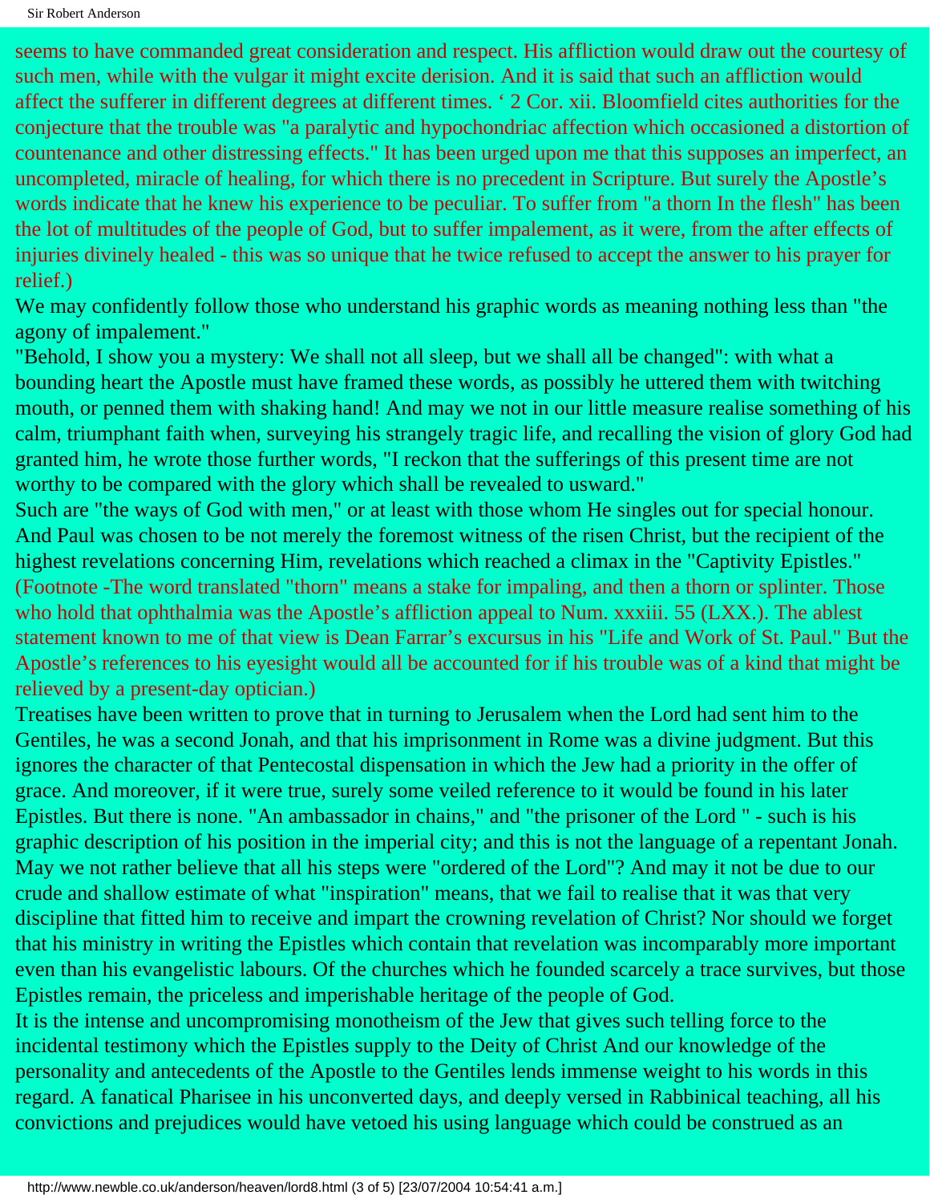seems to have commanded great consideration and respect. His affliction would draw out the courtesy of such men, while with the vulgar it might excite derision. And it is said that such an affliction would affect the sufferer in different degrees at different times. ' 2 Cor. xii. Bloomfield cites authorities for the conjecture that the trouble was "a paralytic and hypochondriac affection which occasioned a distortion of countenance and other distressing effects." It has been urged upon me that this supposes an imperfect, an uncompleted, miracle of healing, for which there is no precedent in Scripture. But surely the Apostle's words indicate that he knew his experience to be peculiar. To suffer from "a thorn In the flesh" has been the lot of multitudes of the people of God, but to suffer impalement, as it were, from the after effects of injuries divinely healed - this was so unique that he twice refused to accept the answer to his prayer for relief.)

We may confidently follow those who understand his graphic words as meaning nothing less than "the agony of impalement."

"Behold, I show you a mystery: We shall not all sleep, but we shall all be changed": with what a bounding heart the Apostle must have framed these words, as possibly he uttered them with twitching mouth, or penned them with shaking hand! And may we not in our little measure realise something of his calm, triumphant faith when, surveying his strangely tragic life, and recalling the vision of glory God had granted him, he wrote those further words, "I reckon that the sufferings of this present time are not worthy to be compared with the glory which shall be revealed to usward."

Such are "the ways of God with men," or at least with those whom He singles out for special honour. And Paul was chosen to be not merely the foremost witness of the risen Christ, but the recipient of the highest revelations concerning Him, revelations which reached a climax in the "Captivity Epistles." (Footnote -The word translated "thorn" means a stake for impaling, and then a thorn or splinter. Those who hold that ophthalmia was the Apostle's affliction appeal to Num. xxxiii. 55 (LXX.). The ablest statement known to me of that view is Dean Farrar's excursus in his "Life and Work of St. Paul." But the Apostle's references to his eyesight would all be accounted for if his trouble was of a kind that might be relieved by a present-day optician.)

Treatises have been written to prove that in turning to Jerusalem when the Lord had sent him to the Gentiles, he was a second Jonah, and that his imprisonment in Rome was a divine judgment. But this ignores the character of that Pentecostal dispensation in which the Jew had a priority in the offer of grace. And moreover, if it were true, surely some veiled reference to it would be found in his later Epistles. But there is none. "An ambassador in chains," and "the prisoner of the Lord " - such is his graphic description of his position in the imperial city; and this is not the language of a repentant Jonah. May we not rather believe that all his steps were "ordered of the Lord"? And may it not be due to our crude and shallow estimate of what "inspiration" means, that we fail to realise that it was that very discipline that fitted him to receive and impart the crowning revelation of Christ? Nor should we forget that his ministry in writing the Epistles which contain that revelation was incomparably more important even than his evangelistic labours. Of the churches which he founded scarcely a trace survives, but those Epistles remain, the priceless and imperishable heritage of the people of God.

It is the intense and uncompromising monotheism of the Jew that gives such telling force to the incidental testimony which the Epistles supply to the Deity of Christ And our knowledge of the personality and antecedents of the Apostle to the Gentiles lends immense weight to his words in this regard. A fanatical Pharisee in his unconverted days, and deeply versed in Rabbinical teaching, all his convictions and prejudices would have vetoed his using language which could be construed as an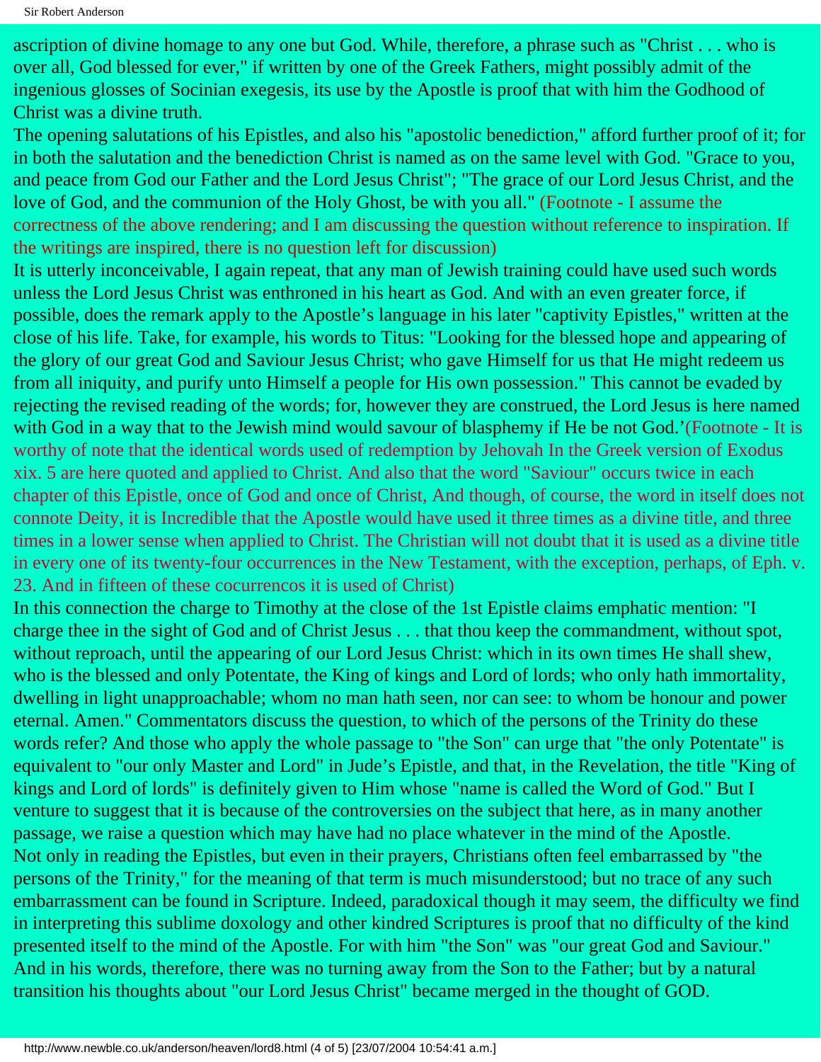ascription of divine homage to any one but God. While, therefore, a phrase such as "Christ . . . who is over all, God blessed for ever," if written by one of the Greek Fathers, might possibly admit of the ingenious glosses of Socinian exegesis, its use by the Apostle is proof that with him the Godhood of Christ was a divine truth.

The opening salutations of his Epistles, and also his "apostolic benediction," afford further proof of it; for in both the salutation and the benediction Christ is named as on the same level with God. "Grace to you, and peace from God our Father and the Lord Jesus Christ"; "The grace of our Lord Jesus Christ, and the love of God, and the communion of the Holy Ghost, be with you all." (Footnote - I assume the correctness of the above rendering; and I am discussing the question without reference to inspiration. If the writings are inspired, there is no question left for discussion)

It is utterly inconceivable, I again repeat, that any man of Jewish training could have used such words unless the Lord Jesus Christ was enthroned in his heart as God. And with an even greater force, if possible, does the remark apply to the Apostle's language in his later "captivity Epistles," written at the close of his life. Take, for example, his words to Titus: "Looking for the blessed hope and appearing of the glory of our great God and Saviour Jesus Christ; who gave Himself for us that He might redeem us from all iniquity, and purify unto Himself a people for His own possession." This cannot be evaded by rejecting the revised reading of the words; for, however they are construed, the Lord Jesus is here named with God in a way that to the Jewish mind would savour of blasphemy if He be not God.'(Footnote - It is worthy of note that the identical words used of redemption by Jehovah In the Greek version of Exodus xix. 5 are here quoted and applied to Christ. And also that the word "Saviour" occurs twice in each chapter of this Epistle, once of God and once of Christ, And though, of course, the word in itself does not connote Deity, it is Incredible that the Apostle would have used it three times as a divine title, and three times in a lower sense when applied to Christ. The Christian will not doubt that it is used as a divine title in every one of its twenty-four occurrences in the New Testament, with the exception, perhaps, of Eph. v. 23. And in fifteen of these cocurrencos it is used of Christ)

In this connection the charge to Timothy at the close of the 1st Epistle claims emphatic mention: "I charge thee in the sight of God and of Christ Jesus . . . that thou keep the commandment, without spot, without reproach, until the appearing of our Lord Jesus Christ: which in its own times He shall shew, who is the blessed and only Potentate, the King of kings and Lord of lords; who only hath immortality, dwelling in light unapproachable; whom no man hath seen, nor can see: to whom be honour and power eternal. Amen." Commentators discuss the question, to which of the persons of the Trinity do these words refer? And those who apply the whole passage to "the Son" can urge that "the only Potentate" is equivalent to "our only Master and Lord" in Jude's Epistle, and that, in the Revelation, the title "King of kings and Lord of lords" is definitely given to Him whose "name is called the Word of God." But I venture to suggest that it is because of the controversies on the subject that here, as in many another passage, we raise a question which may have had no place whatever in the mind of the Apostle.

Not only in reading the Epistles, but even in their prayers, Christians often feel embarrassed by "the persons of the Trinity," for the meaning of that term is much misunderstood; but no trace of any such embarrassment can be found in Scripture. Indeed, paradoxical though it may seem, the difficulty we find in interpreting this sublime doxology and other kindred Scriptures is proof that no difficulty of the kind presented itself to the mind of the Apostle. For with him "the Son" was "our great God and Saviour." And in his words, therefore, there was no turning away from the Son to the Father; but by a natural transition his thoughts about "our Lord Jesus Christ" became merged in the thought of GOD.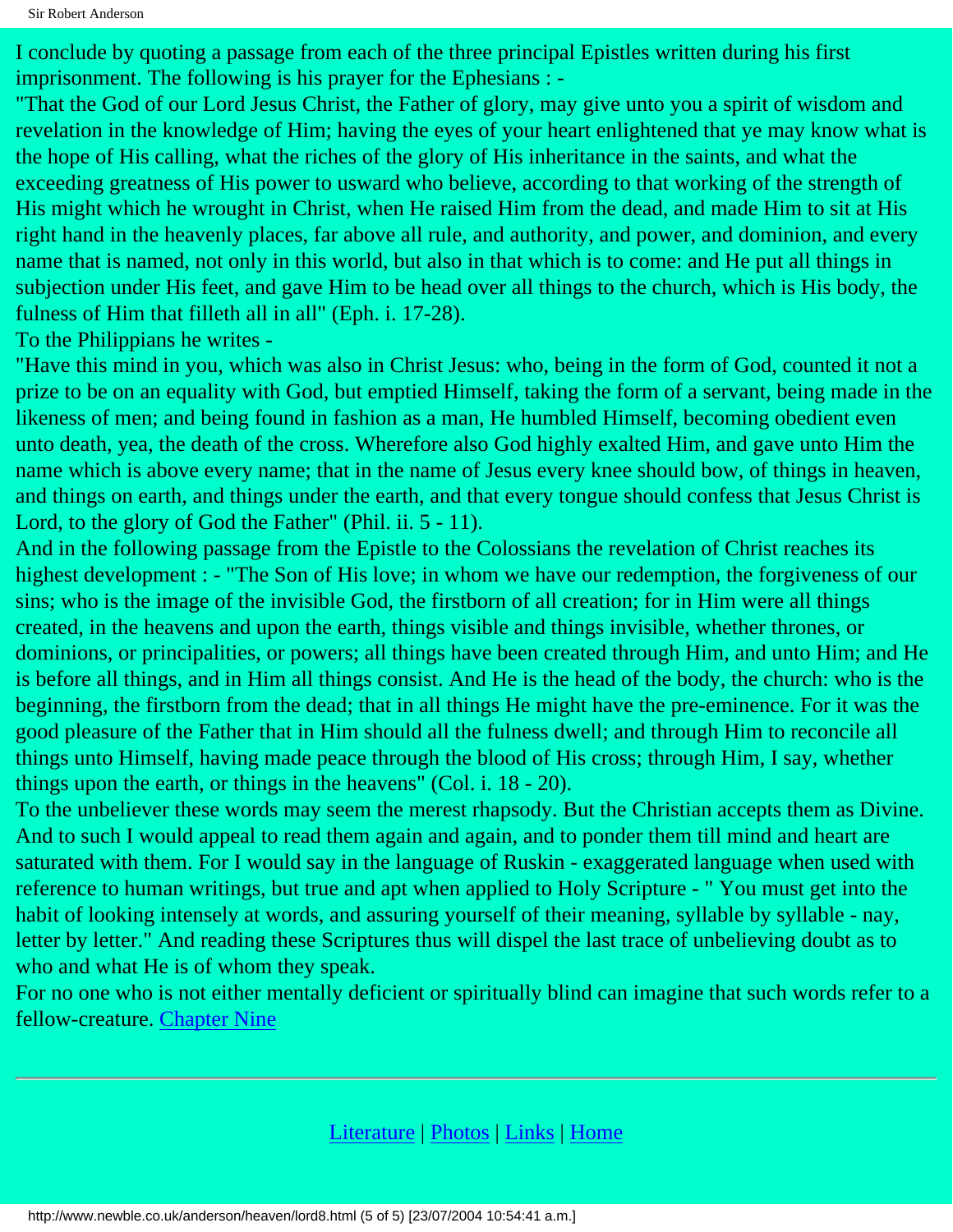I conclude by quoting a passage from each of the three principal Epistles written during his first imprisonment. The following is his prayer for the Ephesians : -

"That the God of our Lord Jesus Christ, the Father of glory, may give unto you a spirit of wisdom and revelation in the knowledge of Him; having the eyes of your heart enlightened that ye may know what is the hope of His calling, what the riches of the glory of His inheritance in the saints, and what the exceeding greatness of His power to usward who believe, according to that working of the strength of His might which he wrought in Christ, when He raised Him from the dead, and made Him to sit at His right hand in the heavenly places, far above all rule, and authority, and power, and dominion, and every name that is named, not only in this world, but also in that which is to come: and He put all things in subjection under His feet, and gave Him to be head over all things to the church, which is His body, the fulness of Him that filleth all in all" (Eph. i. 17-28).

To the Philippians he writes -

"Have this mind in you, which was also in Christ Jesus: who, being in the form of God, counted it not a prize to be on an equality with God, but emptied Himself, taking the form of a servant, being made in the likeness of men; and being found in fashion as a man, He humbled Himself, becoming obedient even unto death, yea, the death of the cross. Wherefore also God highly exalted Him, and gave unto Him the name which is above every name; that in the name of Jesus every knee should bow, of things in heaven, and things on earth, and things under the earth, and that every tongue should confess that Jesus Christ is Lord, to the glory of God the Father" (Phil. ii. 5 - 11).

And in the following passage from the Epistle to the Colossians the revelation of Christ reaches its highest development : - "The Son of His love; in whom we have our redemption, the forgiveness of our sins; who is the image of the invisible God, the firstborn of all creation; for in Him were all things created, in the heavens and upon the earth, things visible and things invisible, whether thrones, or dominions, or principalities, or powers; all things have been created through Him, and unto Him; and He is before all things, and in Him all things consist. And He is the head of the body, the church: who is the beginning, the firstborn from the dead; that in all things He might have the pre-eminence. For it was the good pleasure of the Father that in Him should all the fulness dwell; and through Him to reconcile all things unto Himself, having made peace through the blood of His cross; through Him, I say, whether things upon the earth, or things in the heavens" (Col. i. 18 - 20).

To the unbeliever these words may seem the merest rhapsody. But the Christian accepts them as Divine. And to such I would appeal to read them again and again, and to ponder them till mind and heart are saturated with them. For I would say in the language of Ruskin - exaggerated language when used with reference to human writings, but true and apt when applied to Holy Scripture - " You must get into the habit of looking intensely at words, and assuring yourself of their meaning, syllable by syllable - nay, letter by letter." And reading these Scriptures thus will dispel the last trace of unbelieving doubt as to who and what He is of whom they speak.

For no one who is not either mentally deficient or spiritually blind can imagine that such words refer to a fellow-creature. Chapter Nine

---

Literature | Photos | Links | Home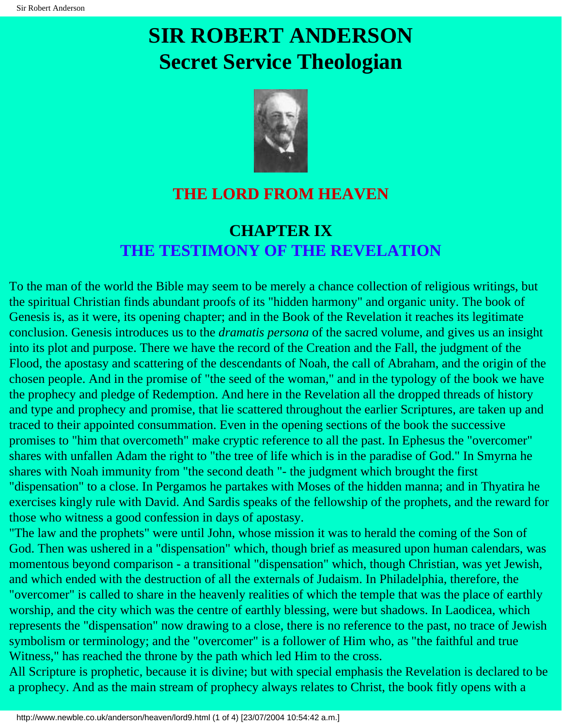# SIR ROBERT ANDERSON
# Secret Service Theologian

## THE LORD FROM HEAVEN

## CHAPTER IX
## THE TESTIMONY OF THE REVELATION

To the man of the world the Bible may seem to be merely a chance collection of religious writings, but the spiritual Christian finds abundant proofs of its "hidden harmony" and organic unity. The book of Genesis is, as it were, its opening chapter; and in the Book of the Revelation it reaches its legitimate conclusion. Genesis introduces us to the *dramatis persona* of the sacred volume, and gives us an insight into its plot and purpose. There we have the record of the Creation and the Fall, the judgment of the Flood, the apostasy and scattering of the descendants of Noah, the call of Abraham, and the origin of the chosen people. And in the promise of "the seed of the woman," and in the typology of the book we have the prophecy and pledge of Redemption. And here in the Revelation all the dropped threads of history and type and prophecy and promise, that lie scattered throughout the earlier Scriptures, are taken up and traced to their appointed consummation. Even in the opening sections of the book the successive promises to "him that overcometh" make cryptic reference to all the past. In Ephesus the "overcomer" shares with unfallen Adam the right to "the tree of life which is in the paradise of God." In Smyrna he shares with Noah immunity from "the second death "- the judgment which brought the first "dispensation" to a close. In Pergamos he partakes with Moses of the hidden manna; and in Thyatira he exercises kingly rule with David. And Sardis speaks of the fellowship of the prophets, and the reward for those who witness a good confession in days of apostasy.

"The law and the prophets" were until John, whose mission it was to herald the coming of the Son of God. Then was ushered in a "dispensation" which, though brief as measured upon human calendars, was momentous beyond comparison - a transitional "dispensation" which, though Christian, was yet Jewish, and which ended with the destruction of all the externals of Judaism. In Philadelphia, therefore, the "overcomer" is called to share in the heavenly realities of which the temple that was the place of earthly worship, and the city which was the centre of earthly blessing, were but shadows. In Laodicea, which represents the "dispensation" now drawing to a close, there is no reference to the past, no trace of Jewish symbolism or terminology; and the "overcomer" is a follower of Him who, as "the faithful and true Witness," has reached the throne by the path which led Him to the cross.

All Scripture is prophetic, because it is divine; but with special emphasis the Revelation is declared to be a prophecy. And as the main stream of prophecy always relates to Christ, the book fitly opens with a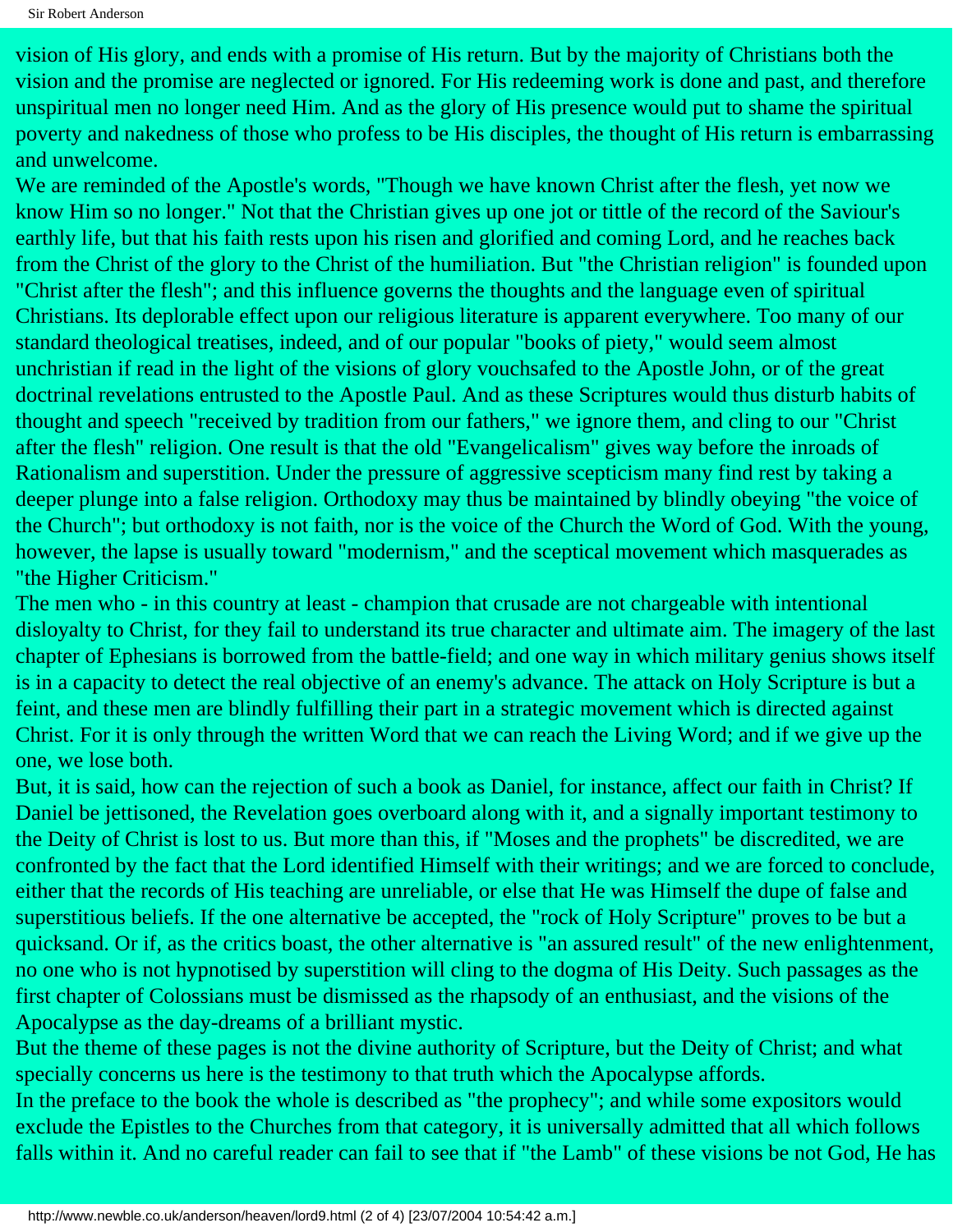vision of His glory, and ends with a promise of His return. But by the majority of Christians both the vision and the promise are neglected or ignored. For His redeeming work is done and past, and therefore unspiritual men no longer need Him. And as the glory of His presence would put to shame the spiritual poverty and nakedness of those who profess to be His disciples, the thought of His return is embarrassing and unwelcome.

We are reminded of the Apostle's words, "Though we have known Christ after the flesh, yet now we know Him so no longer." Not that the Christian gives up one jot or tittle of the record of the Saviour's earthly life, but that his faith rests upon his risen and glorified and coming Lord, and he reaches back from the Christ of the glory to the Christ of the humiliation. But "the Christian religion" is founded upon "Christ after the flesh"; and this influence governs the thoughts and the language even of spiritual Christians. Its deplorable effect upon our religious literature is apparent everywhere. Too many of our standard theological treatises, indeed, and of our popular "books of piety," would seem almost unchristian if read in the light of the visions of glory vouchsafed to the Apostle John, or of the great doctrinal revelations entrusted to the Apostle Paul. And as these Scriptures would thus disturb habits of thought and speech "received by tradition from our fathers," we ignore them, and cling to our "Christ after the flesh" religion. One result is that the old "Evangelicalism" gives way before the inroads of Rationalism and superstition. Under the pressure of aggressive scepticism many find rest by taking a deeper plunge into a false religion. Orthodoxy may thus be maintained by blindly obeying "the voice of the Church"; but orthodoxy is not faith, nor is the voice of the Church the Word of God. With the young, however, the lapse is usually toward "modernism," and the sceptical movement which masquerades as "the Higher Criticism."

The men who - in this country at least - champion that crusade are not chargeable with intentional disloyalty to Christ, for they fail to understand its true character and ultimate aim. The imagery of the last chapter of Ephesians is borrowed from the battle-field; and one way in which military genius shows itself is in a capacity to detect the real objective of an enemy's advance. The attack on Holy Scripture is but a feint, and these men are blindly fulfilling their part in a strategic movement which is directed against Christ. For it is only through the written Word that we can reach the Living Word; and if we give up the one, we lose both.

But, it is said, how can the rejection of such a book as Daniel, for instance, affect our faith in Christ? If Daniel be jettisoned, the Revelation goes overboard along with it, and a signally important testimony to the Deity of Christ is lost to us. But more than this, if "Moses and the prophets" be discredited, we are confronted by the fact that the Lord identified Himself with their writings; and we are forced to conclude, either that the records of His teaching are unreliable, or else that He was Himself the dupe of false and superstitious beliefs. If the one alternative be accepted, the "rock of Holy Scripture" proves to be but a quicksand. Or if, as the critics boast, the other alternative is "an assured result" of the new enlightenment, no one who is not hypnotised by superstition will cling to the dogma of His Deity. Such passages as the first chapter of Colossians must be dismissed as the rhapsody of an enthusiast, and the visions of the Apocalypse as the day-dreams of a brilliant mystic.

But the theme of these pages is not the divine authority of Scripture, but the Deity of Christ; and what specially concerns us here is the testimony to that truth which the Apocalypse affords.

In the preface to the book the whole is described as "the prophecy"; and while some expositors would exclude the Epistles to the Churches from that category, it is universally admitted that all which follows falls within it. And no careful reader can fail to see that if "the Lamb" of these visions be not God, He has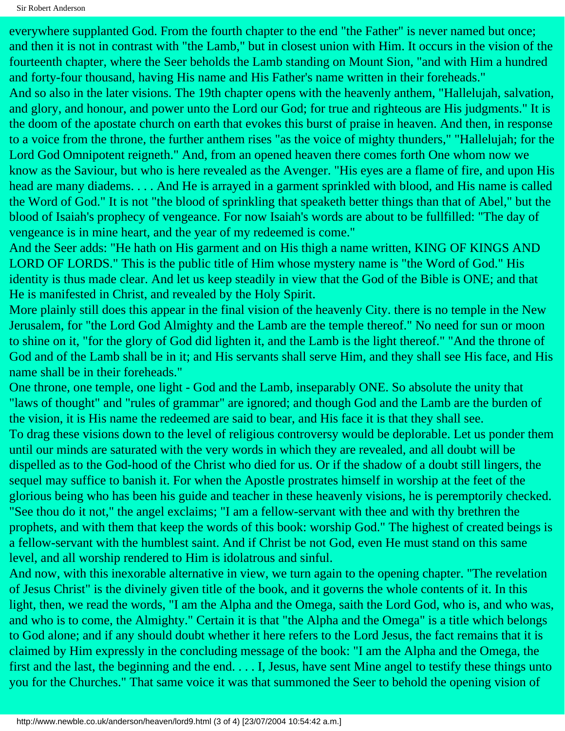everywhere supplanted God. From the fourth chapter to the end "the Father" is never named but once; and then it is not in contrast with "the Lamb," but in closest union with Him. It occurs in the vision of the fourteenth chapter, where the Seer beholds the Lamb standing on Mount Sion, "and with Him a hundred and forty-four thousand, having His name and His Father's name written in their foreheads."

And so also in the later visions. The 19th chapter opens with the heavenly anthem, "Hallelujah, salvation, and glory, and honour, and power unto the Lord our God; for true and righteous are His judgments." It is the doom of the apostate church on earth that evokes this burst of praise in heaven. And then, in response to a voice from the throne, the further anthem rises "as the voice of mighty thunders," "Hallelujah; for the Lord God Omnipotent reigneth." And, from an opened heaven there comes forth One whom now we know as the Saviour, but who is here revealed as the Avenger. "His eyes are a flame of fire, and upon His head are many diadems. . . . And He is arrayed in a garment sprinkled with blood, and His name is called the Word of God." It is not "the blood of sprinkling that speaketh better things than that of Abel," but the blood of Isaiah's prophecy of vengeance. For now Isaiah's words are about to be fullfilled: "The day of vengeance is in mine heart, and the year of my redeemed is come."

And the Seer adds: "He hath on His garment and on His thigh a name written, KING OF KINGS AND LORD OF LORDS." This is the public title of Him whose mystery name is "the Word of God." His identity is thus made clear. And let us keep steadily in view that the God of the Bible is ONE; and that He is manifested in Christ, and revealed by the Holy Spirit.

More plainly still does this appear in the final vision of the heavenly City. there is no temple in the New Jerusalem, for "the Lord God Almighty and the Lamb are the temple thereof." No need for sun or moon to shine on it, "for the glory of God did lighten it, and the Lamb is the light thereof." "And the throne of God and of the Lamb shall be in it; and His servants shall serve Him, and they shall see His face, and His name shall be in their foreheads."

One throne, one temple, one light - God and the Lamb, inseparably ONE. So absolute the unity that "laws of thought" and "rules of grammar" are ignored; and though God and the Lamb are the burden of the vision, it is His name the redeemed are said to bear, and His face it is that they shall see.

To drag these visions down to the level of religious controversy would be deplorable. Let us ponder them until our minds are saturated with the very words in which they are revealed, and all doubt will be dispelled as to the God-hood of the Christ who died for us. Or if the shadow of a doubt still lingers, the sequel may suffice to banish it. For when the Apostle prostrates himself in worship at the feet of the glorious being who has been his guide and teacher in these heavenly visions, he is peremptorily checked. "See thou do it not," the angel exclaims; "I am a fellow-servant with thee and with thy brethren the prophets, and with them that keep the words of this book: worship God." The highest of created beings is a fellow-servant with the humblest saint. And if Christ be not God, even He must stand on this same level, and all worship rendered to Him is idolatrous and sinful.

And now, with this inexorable alternative in view, we turn again to the opening chapter. "The revelation of Jesus Christ" is the divinely given title of the book, and it governs the whole contents of it. In this light, then, we read the words, "I am the Alpha and the Omega, saith the Lord God, who is, and who was, and who is to come, the Almighty." Certain it is that "the Alpha and the Omega" is a title which belongs to God alone; and if any should doubt whether it here refers to the Lord Jesus, the fact remains that it is claimed by Him expressly in the concluding message of the book: "I am the Alpha and the Omega, the first and the last, the beginning and the end. . . . I, Jesus, have sent Mine angel to testify these things unto you for the Churches." That same voice it was that summoned the Seer to behold the opening vision of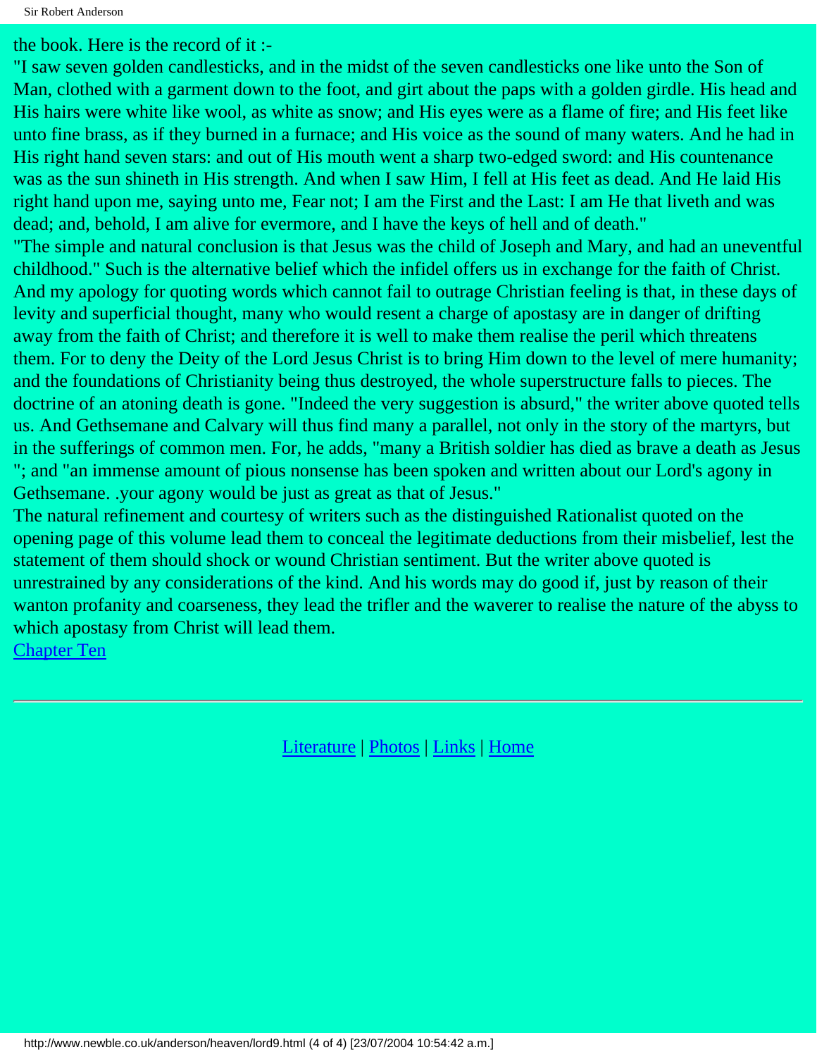the book. Here is the record of it :-

"I saw seven golden candlesticks, and in the midst of the seven candlesticks one like unto the Son of Man, clothed with a garment down to the foot, and girt about the paps with a golden girdle. His head and His hairs were white like wool, as white as snow; and His eyes were as a flame of fire; and His feet like unto fine brass, as if they burned in a furnace; and His voice as the sound of many waters. And he had in His right hand seven stars: and out of His mouth went a sharp two-edged sword: and His countenance was as the sun shineth in His strength. And when I saw Him, I fell at His feet as dead. And He laid His right hand upon me, saying unto me, Fear not; I am the First and the Last: I am He that liveth and was dead; and, behold, I am alive for evermore, and I have the keys of hell and of death."

"The simple and natural conclusion is that Jesus was the child of Joseph and Mary, and had an uneventful childhood." Such is the alternative belief which the infidel offers us in exchange for the faith of Christ. And my apology for quoting words which cannot fail to outrage Christian feeling is that, in these days of levity and superficial thought, many who would resent a charge of apostasy are in danger of drifting away from the faith of Christ; and therefore it is well to make them realise the peril which threatens them. For to deny the Deity of the Lord Jesus Christ is to bring Him down to the level of mere humanity; and the foundations of Christianity being thus destroyed, the whole superstructure falls to pieces. The doctrine of an atoning death is gone. "Indeed the very suggestion is absurd," the writer above quoted tells us. And Gethsemane and Calvary will thus find many a parallel, not only in the story of the martyrs, but in the sufferings of common men. For, he adds, "many a British soldier has died as brave a death as Jesus "; and "an immense amount of pious nonsense has been spoken and written about our Lord's agony in Gethsemane. .your agony would be just as great as that of Jesus."

The natural refinement and courtesy of writers such as the distinguished Rationalist quoted on the opening page of this volume lead them to conceal the legitimate deductions from their misbelief, lest the statement of them should shock or wound Christian sentiment. But the writer above quoted is unrestrained by any considerations of the kind. And his words may do good if, just by reason of their wanton profanity and coarseness, they lead the trifler and the waverer to realise the nature of the abyss to which apostasy from Christ will lead them.

Chapter Ten

---

Literature | Photos | Links | Home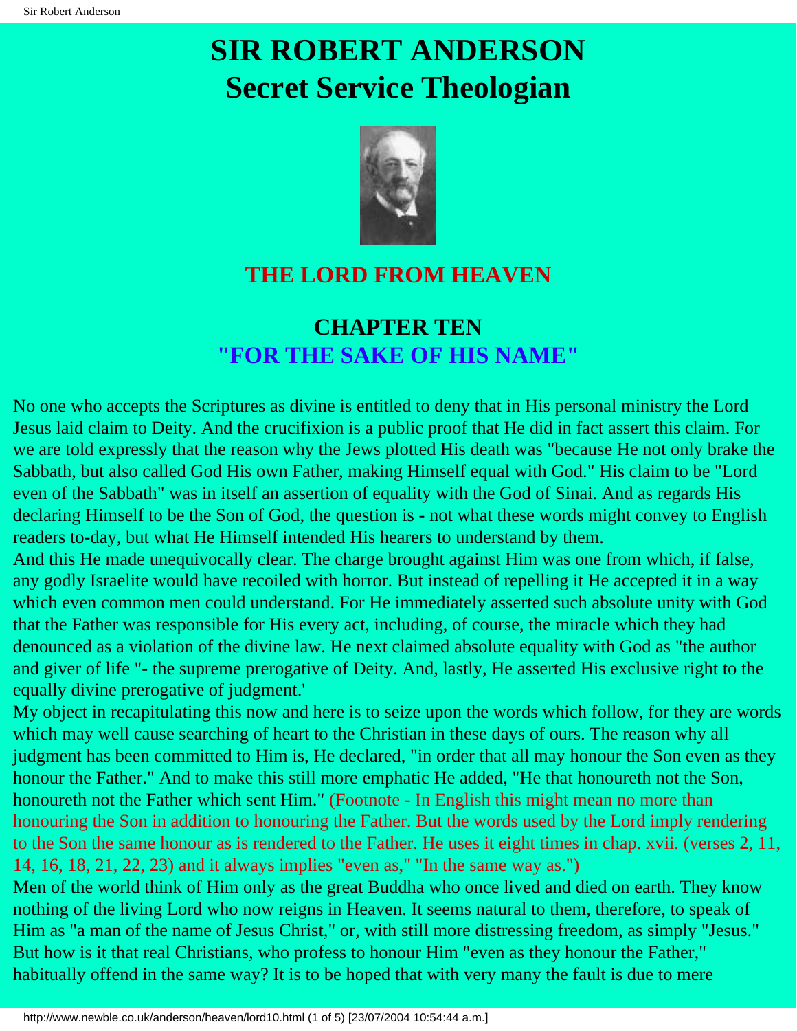# SIR ROBERT ANDERSON
# Secret Service Theologian

## THE LORD FROM HEAVEN

## CHAPTER TEN
## "FOR THE SAKE OF HIS NAME"

No one who accepts the Scriptures as divine is entitled to deny that in His personal ministry the Lord Jesus laid claim to Deity. And the crucifixion is a public proof that He did in fact assert this claim. For we are told expressly that the reason why the Jews plotted His death was "because He not only brake the Sabbath, but also called God His own Father, making Himself equal with God." His claim to be "Lord even of the Sabbath" was in itself an assertion of equality with the God of Sinai. And as regards His declaring Himself to be the Son of God, the question is - not what these words might convey to English readers to-day, but what He Himself intended His hearers to understand by them.

And this He made unequivocally clear. The charge brought against Him was one from which, if false, any godly Israelite would have recoiled with horror. But instead of repelling it He accepted it in a way which even common men could understand. For He immediately asserted such absolute unity with God that the Father was responsible for His every act, including, of course, the miracle which they had denounced as a violation of the divine law. He next claimed absolute equality with God as "the author and giver of life "- the supreme prerogative of Deity. And, lastly, He asserted His exclusive right to the equally divine prerogative of judgment.'

My object in recapitulating this now and here is to seize upon the words which follow, for they are words which may well cause searching of heart to the Christian in these days of ours. The reason why all judgment has been committed to Him is, He declared, "in order that all may honour the Son even as they honour the Father." And to make this still more emphatic He added, "He that honoureth not the Son, honoureth not the Father which sent Him." (Footnote - In English this might mean no more than honouring the Son in addition to honouring the Father. But the words used by the Lord imply rendering to the Son the same honour as is rendered to the Father. He uses it eight times in chap. xvii. (verses 2, 11, 14, 16, 18, 21, 22, 23) and it always implies "even as," "In the same way as.")

Men of the world think of Him only as the great Buddha who once lived and died on earth. They know nothing of the living Lord who now reigns in Heaven. It seems natural to them, therefore, to speak of Him as "a man of the name of Jesus Christ," or, with still more distressing freedom, as simply "Jesus." But how is it that real Christians, who profess to honour Him "even as they honour the Father," habitually offend in the same way? It is to be hoped that with very many the fault is due to mere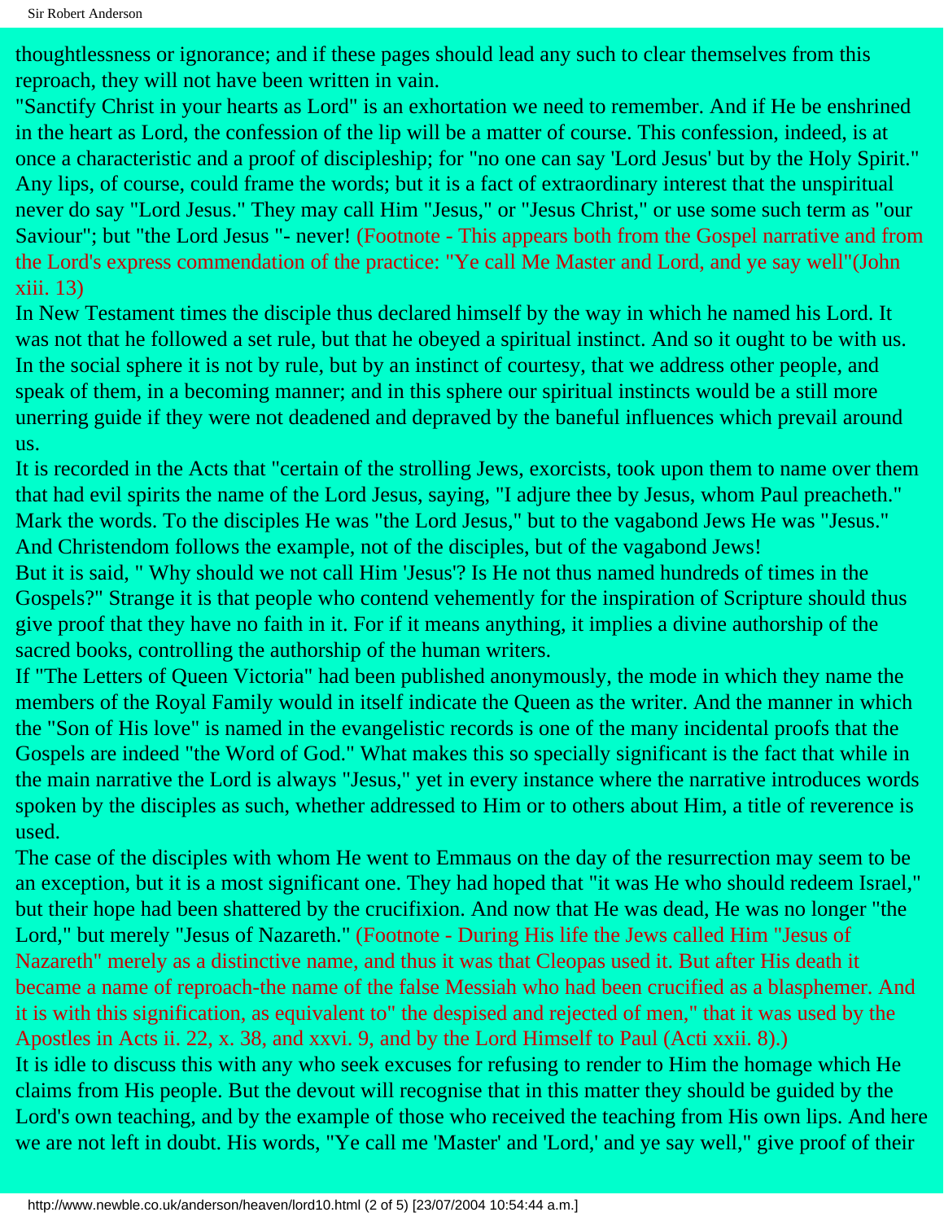thoughtlessness or ignorance; and if these pages should lead any such to clear themselves from this reproach, they will not have been written in vain.

"Sanctify Christ in your hearts as Lord" is an exhortation we need to remember. And if He be enshrined in the heart as Lord, the confession of the lip will be a matter of course. This confession, indeed, is at once a characteristic and a proof of discipleship; for "no one can say 'Lord Jesus' but by the Holy Spirit." Any lips, of course, could frame the words; but it is a fact of extraordinary interest that the unspiritual never do say "Lord Jesus." They may call Him "Jesus," or "Jesus Christ," or use some such term as "our Saviour"; but "the Lord Jesus "- never! (Footnote - This appears both from the Gospel narrative and from the Lord's express commendation of the practice: "Ye call Me Master and Lord, and ye say well"(John xiii. 13)

In New Testament times the disciple thus declared himself by the way in which he named his Lord. It was not that he followed a set rule, but that he obeyed a spiritual instinct. And so it ought to be with us. In the social sphere it is not by rule, but by an instinct of courtesy, that we address other people, and speak of them, in a becoming manner; and in this sphere our spiritual instincts would be a still more unerring guide if they were not deadened and depraved by the baneful influences which prevail around us.

It is recorded in the Acts that "certain of the strolling Jews, exorcists, took upon them to name over them that had evil spirits the name of the Lord Jesus, saying, "I adjure thee by Jesus, whom Paul preacheth." Mark the words. To the disciples He was "the Lord Jesus," but to the vagabond Jews He was "Jesus." And Christendom follows the example, not of the disciples, but of the vagabond Jews!

But it is said, " Why should we not call Him 'Jesus'? Is He not thus named hundreds of times in the Gospels?" Strange it is that people who contend vehemently for the inspiration of Scripture should thus give proof that they have no faith in it. For if it means anything, it implies a divine authorship of the sacred books, controlling the authorship of the human writers.

If "The Letters of Queen Victoria" had been published anonymously, the mode in which they name the members of the Royal Family would in itself indicate the Queen as the writer. And the manner in which the "Son of His love" is named in the evangelistic records is one of the many incidental proofs that the Gospels are indeed "the Word of God." What makes this so specially significant is the fact that while in the main narrative the Lord is always "Jesus," yet in every instance where the narrative introduces words spoken by the disciples as such, whether addressed to Him or to others about Him, a title of reverence is used.

The case of the disciples with whom He went to Emmaus on the day of the resurrection may seem to be an exception, but it is a most significant one. They had hoped that "it was He who should redeem Israel," but their hope had been shattered by the crucifixion. And now that He was dead, He was no longer "the Lord," but merely "Jesus of Nazareth." (Footnote - During His life the Jews called Him "Jesus of Nazareth" merely as a distinctive name, and thus it was that Cleopas used it. But after His death it became a name of reproach-the name of the false Messiah who had been crucified as a blasphemer. And it is with this signification, as equivalent to" the despised and rejected of men," that it was used by the Apostles in Acts ii. 22, x. 38, and xxvi. 9, and by the Lord Himself to Paul (Acti xxii. 8).)

It is idle to discuss this with any who seek excuses for refusing to render to Him the homage which He claims from His people. But the devout will recognise that in this matter they should be guided by the Lord's own teaching, and by the example of those who received the teaching from His own lips. And here we are not left in doubt. His words, "Ye call me 'Master' and 'Lord,' and ye say well," give proof of their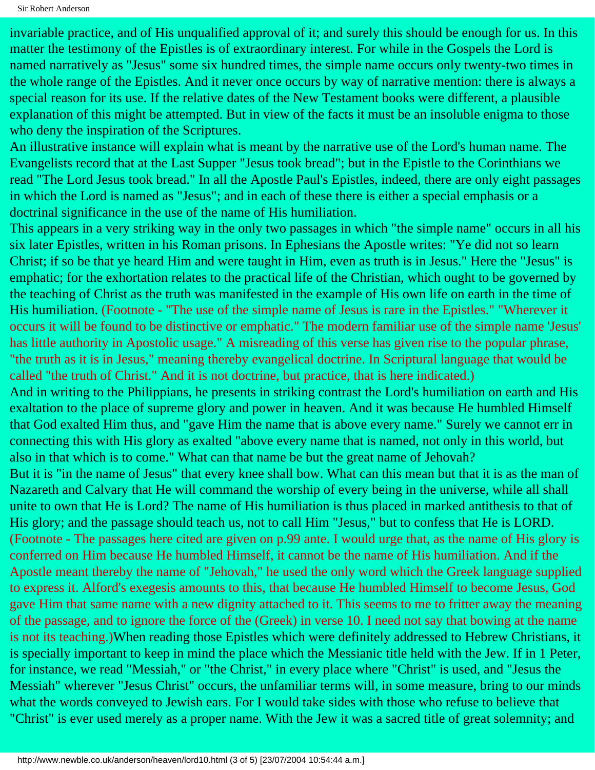invariable practice, and of His unqualified approval of it; and surely this should be enough for us. In this matter the testimony of the Epistles is of extraordinary interest. For while in the Gospels the Lord is named narratively as "Jesus" some six hundred times, the simple name occurs only twenty-two times in the whole range of the Epistles. And it never once occurs by way of narrative mention: there is always a special reason for its use. If the relative dates of the New Testament books were different, a plausible explanation of this might be attempted. But in view of the facts it must be an insoluble enigma to those who deny the inspiration of the Scriptures.

An illustrative instance will explain what is meant by the narrative use of the Lord's human name. The Evangelists record that at the Last Supper "Jesus took bread"; but in the Epistle to the Corinthians we read "The Lord Jesus took bread." In all the Apostle Paul's Epistles, indeed, there are only eight passages in which the Lord is named as "Jesus"; and in each of these there is either a special emphasis or a doctrinal significance in the use of the name of His humiliation.

This appears in a very striking way in the only two passages in which "the simple name" occurs in all his six later Epistles, written in his Roman prisons. In Ephesians the Apostle writes: "Ye did not so learn Christ; if so be that ye heard Him and were taught in Him, even as truth is in Jesus." Here the "Jesus" is emphatic; for the exhortation relates to the practical life of the Christian, which ought to be governed by the teaching of Christ as the truth was manifested in the example of His own life on earth in the time of His humiliation. (Footnote - "The use of the simple name of Jesus is rare in the Epistles." "Wherever it occurs it will be found to be distinctive or emphatic." The modern familiar use of the simple name 'Jesus' has little authority in Apostolic usage." A misreading of this verse has given rise to the popular phrase, "the truth as it is in Jesus," meaning thereby evangelical doctrine. In Scriptural language that would be called "the truth of Christ." And it is not doctrine, but practice, that is here indicated.)

And in writing to the Philippians, he presents in striking contrast the Lord's humiliation on earth and His exaltation to the place of supreme glory and power in heaven. And it was because He humbled Himself that God exalted Him thus, and "gave Him the name that is above every name." Surely we cannot err in connecting this with His glory as exalted "above every name that is named, not only in this world, but also in that which is to come." What can that name be but the great name of Jehovah?

But it is "in the name of Jesus" that every knee shall bow. What can this mean but that it is as the man of Nazareth and Calvary that He will command the worship of every being in the universe, while all shall unite to own that He is Lord? The name of His humiliation is thus placed in marked antithesis to that of His glory; and the passage should teach us, not to call Him "Jesus," but to confess that He is LORD. (Footnote - The passages here cited are given on p.99 ante. I would urge that, as the name of His glory is conferred on Him because He humbled Himself, it cannot be the name of His humiliation. And if the Apostle meant thereby the name of "Jehovah," he used the only word which the Greek language supplied to express it. Alford's exegesis amounts to this, that because He humbled Himself to become Jesus, God gave Him that same name with a new dignity attached to it. This seems to me to fritter away the meaning of the passage, and to ignore the force of the (Greek) in verse 10. I need not say that bowing at the name is not its teaching.)When reading those Epistles which were definitely addressed to Hebrew Christians, it is specially important to keep in mind the place which the Messianic title held with the Jew. If in 1 Peter, for instance, we read "Messiah," or "the Christ," in every place where "Christ" is used, and "Jesus the Messiah" wherever "Jesus Christ" occurs, the unfamiliar terms will, in some measure, bring to our minds what the words conveyed to Jewish ears. For I would take sides with those who refuse to believe that "Christ" is ever used merely as a proper name. With the Jew it was a sacred title of great solemnity; and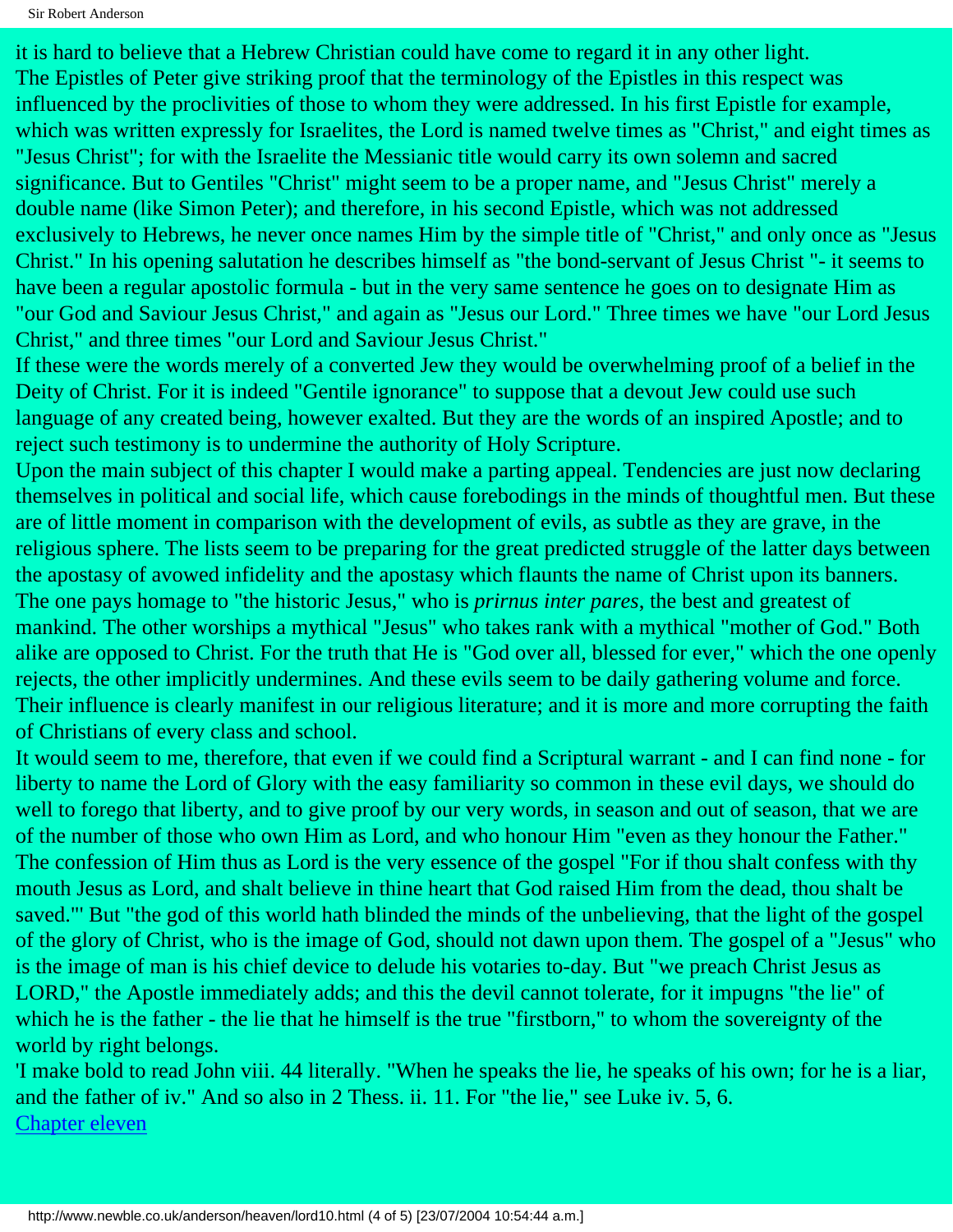it is hard to believe that a Hebrew Christian could have come to regard it in any other light.

The Epistles of Peter give striking proof that the terminology of the Epistles in this respect was influenced by the proclivities of those to whom they were addressed. In his first Epistle for example, which was written expressly for Israelites, the Lord is named twelve times as "Christ," and eight times as "Jesus Christ"; for with the Israelite the Messianic title would carry its own solemn and sacred significance. But to Gentiles "Christ" might seem to be a proper name, and "Jesus Christ" merely a double name (like Simon Peter); and therefore, in his second Epistle, which was not addressed exclusively to Hebrews, he never once names Him by the simple title of "Christ," and only once as "Jesus Christ." In his opening salutation he describes himself as "the bond-servant of Jesus Christ "- it seems to have been a regular apostolic formula - but in the very same sentence he goes on to designate Him as "our God and Saviour Jesus Christ," and again as "Jesus our Lord." Three times we have "our Lord Jesus Christ," and three times "our Lord and Saviour Jesus Christ."

If these were the words merely of a converted Jew they would be overwhelming proof of a belief in the Deity of Christ. For it is indeed "Gentile ignorance" to suppose that a devout Jew could use such language of any created being, however exalted. But they are the words of an inspired Apostle; and to reject such testimony is to undermine the authority of Holy Scripture.

Upon the main subject of this chapter I would make a parting appeal. Tendencies are just now declaring themselves in political and social life, which cause forebodings in the minds of thoughtful men. But these are of little moment in comparison with the development of evils, as subtle as they are grave, in the religious sphere. The lists seem to be preparing for the great predicted struggle of the latter days between the apostasy of avowed infidelity and the apostasy which flaunts the name of Christ upon its banners. The one pays homage to "the historic Jesus," who is *prirnus inter pares*, the best and greatest of mankind. The other worships a mythical "Jesus" who takes rank with a mythical "mother of God." Both alike are opposed to Christ. For the truth that He is "God over all, blessed for ever," which the one openly rejects, the other implicitly undermines. And these evils seem to be daily gathering volume and force. Their influence is clearly manifest in our religious literature; and it is more and more corrupting the faith of Christians of every class and school.

It would seem to me, therefore, that even if we could find a Scriptural warrant - and I can find none - for liberty to name the Lord of Glory with the easy familiarity so common in these evil days, we should do well to forego that liberty, and to give proof by our very words, in season and out of season, that we are of the number of those who own Him as Lord, and who honour Him "even as they honour the Father." The confession of Him thus as Lord is the very essence of the gospel "For if thou shalt confess with thy mouth Jesus as Lord, and shalt believe in thine heart that God raised Him from the dead, thou shalt be saved."' But "the god of this world hath blinded the minds of the unbelieving, that the light of the gospel of the glory of Christ, who is the image of God, should not dawn upon them. The gospel of a "Jesus" who is the image of man is his chief device to delude his votaries to-day. But "we preach Christ Jesus as LORD," the Apostle immediately adds; and this the devil cannot tolerate, for it impugns "the lie" of which he is the father - the lie that he himself is the true "firstborn," to whom the sovereignty of the world by right belongs.

'I make bold to read John viii. 44 literally. "When he speaks the lie, he speaks of his own; for he is a liar, and the father of iv." And so also in 2 Thess. ii. 11. For "the lie," see Luke iv. 5, 6.

Chapter eleven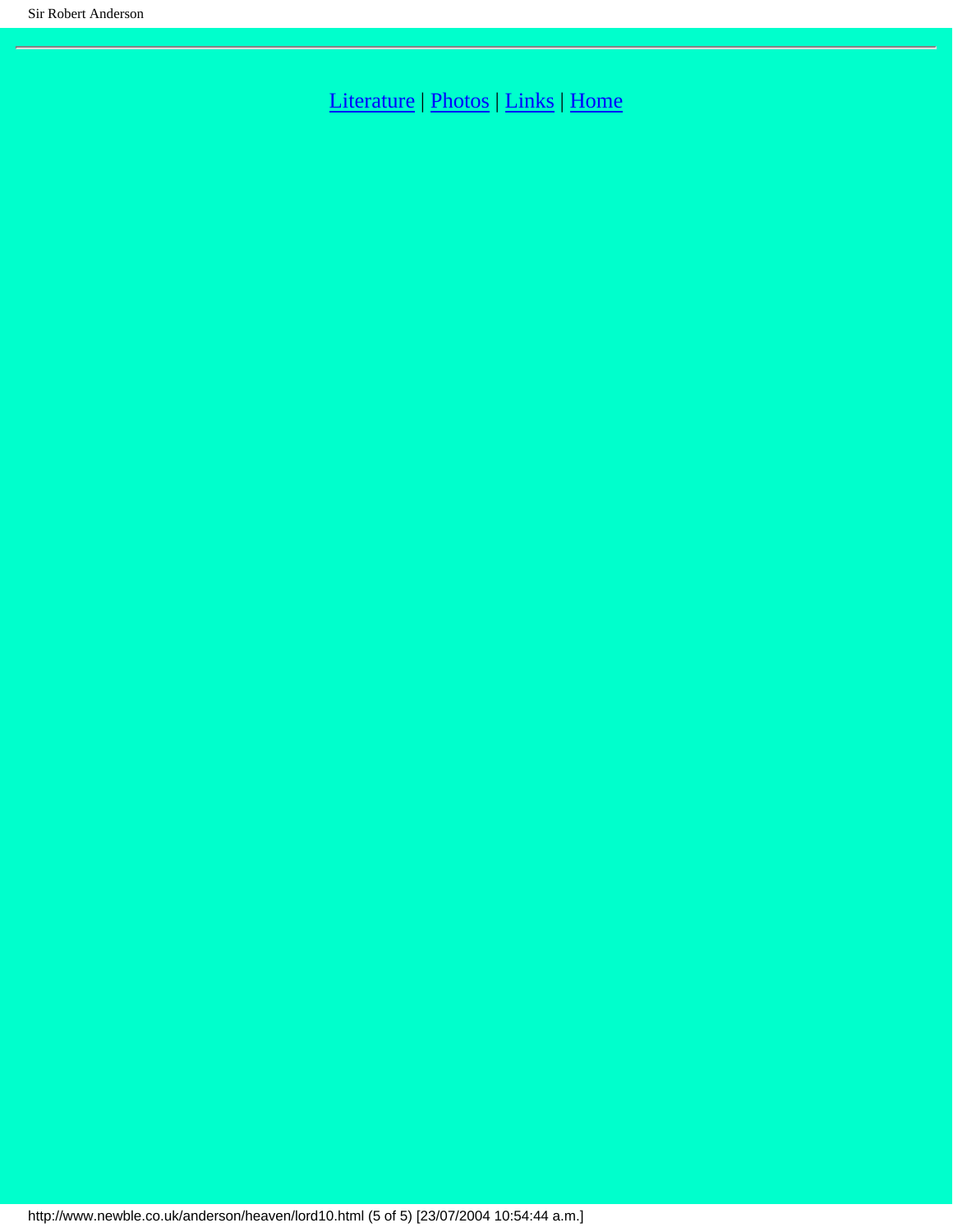Literature | Photos | Links | Home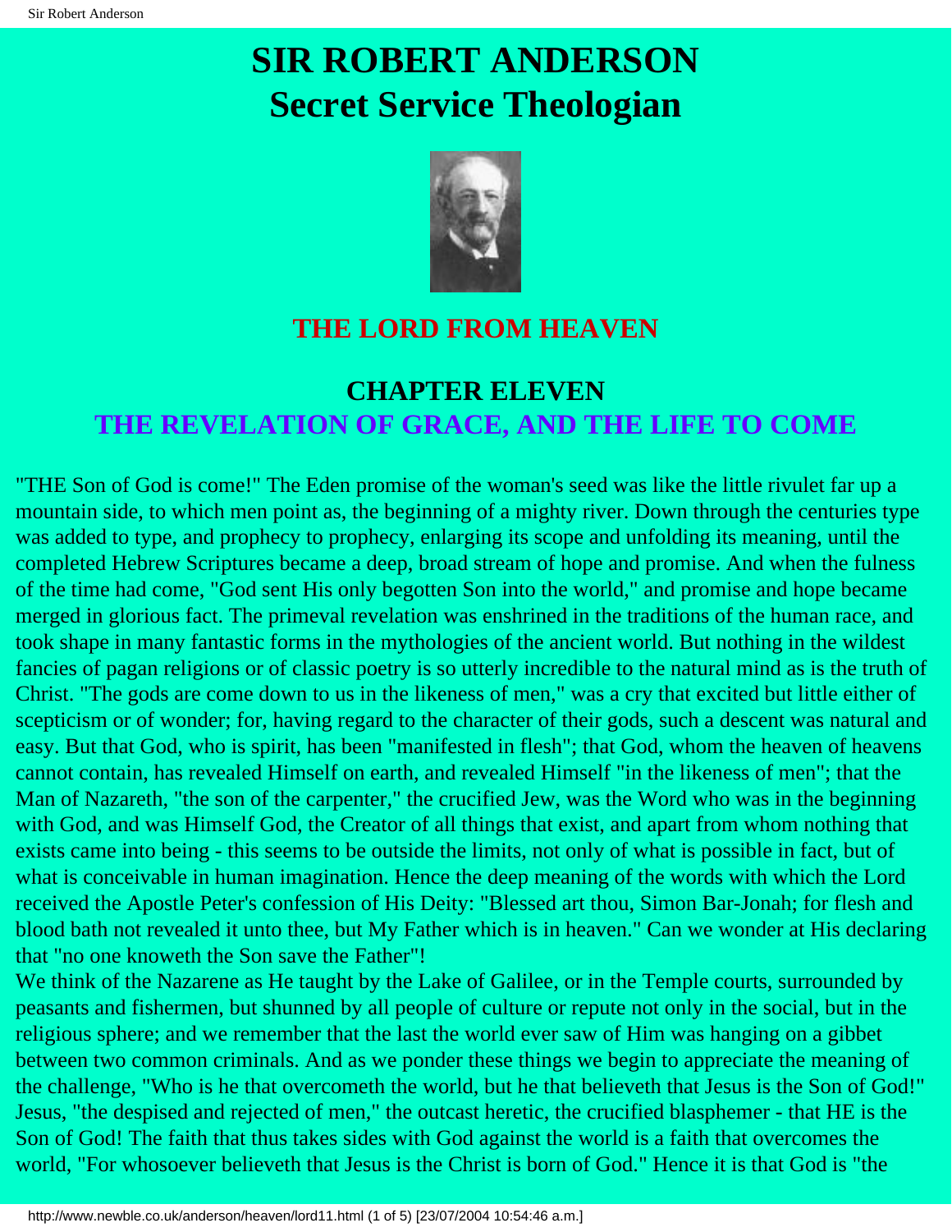# SIR ROBERT ANDERSON
# Secret Service Theologian

## THE LORD FROM HEAVEN

## CHAPTER ELEVEN
## THE REVELATION OF GRACE, AND THE LIFE TO COME

"THE Son of God is come!" The Eden promise of the woman's seed was like the little rivulet far up a mountain side, to which men point as, the beginning of a mighty river. Down through the centuries type was added to type, and prophecy to prophecy, enlarging its scope and unfolding its meaning, until the completed Hebrew Scriptures became a deep, broad stream of hope and promise. And when the fulness of the time had come, "God sent His only begotten Son into the world," and promise and hope became merged in glorious fact. The primeval revelation was enshrined in the traditions of the human race, and took shape in many fantastic forms in the mythologies of the ancient world. But nothing in the wildest fancies of pagan religions or of classic poetry is so utterly incredible to the natural mind as is the truth of Christ. "The gods are come down to us in the likeness of men," was a cry that excited but little either of scepticism or of wonder; for, having regard to the character of their gods, such a descent was natural and easy. But that God, who is spirit, has been "manifested in flesh"; that God, whom the heaven of heavens cannot contain, has revealed Himself on earth, and revealed Himself "in the likeness of men"; that the Man of Nazareth, "the son of the carpenter," the crucified Jew, was the Word who was in the beginning with God, and was Himself God, the Creator of all things that exist, and apart from whom nothing that exists came into being - this seems to be outside the limits, not only of what is possible in fact, but of what is conceivable in human imagination. Hence the deep meaning of the words with which the Lord received the Apostle Peter's confession of His Deity: "Blessed art thou, Simon Bar-Jonah; for flesh and blood bath not revealed it unto thee, but My Father which is in heaven." Can we wonder at His declaring that "no one knoweth the Son save the Father"!

We think of the Nazarene as He taught by the Lake of Galilee, or in the Temple courts, surrounded by peasants and fishermen, but shunned by all people of culture or repute not only in the social, but in the religious sphere; and we remember that the last the world ever saw of Him was hanging on a gibbet between two common criminals. And as we ponder these things we begin to appreciate the meaning of the challenge, "Who is he that overcometh the world, but he that believeth that Jesus is the Son of God!" Jesus, "the despised and rejected of men," the outcast heretic, the crucified blasphemer - that HE is the Son of God! The faith that thus takes sides with God against the world is a faith that overcomes the world, "For whosoever believeth that Jesus is the Christ is born of God." Hence it is that God is "the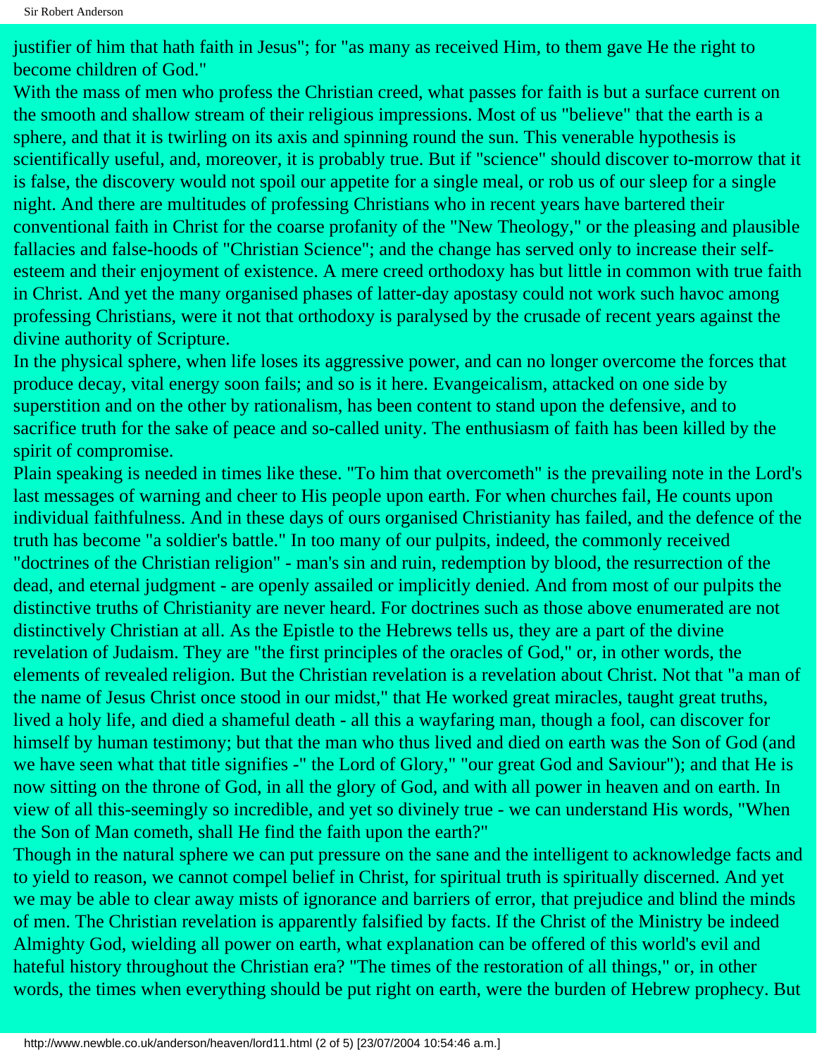justifier of him that hath faith in Jesus"; for "as many as received Him, to them gave He the right to become children of God."

With the mass of men who profess the Christian creed, what passes for faith is but a surface current on the smooth and shallow stream of their religious impressions. Most of us "believe" that the earth is a sphere, and that it is twirling on its axis and spinning round the sun. This venerable hypothesis is scientifically useful, and, moreover, it is probably true. But if "science" should discover to-morrow that it is false, the discovery would not spoil our appetite for a single meal, or rob us of our sleep for a single night. And there are multitudes of professing Christians who in recent years have bartered their conventional faith in Christ for the coarse profanity of the "New Theology," or the pleasing and plausible fallacies and false-hoods of "Christian Science"; and the change has served only to increase their self-esteem and their enjoyment of existence. A mere creed orthodoxy has but little in common with true faith in Christ. And yet the many organised phases of latter-day apostasy could not work such havoc among professing Christians, were it not that orthodoxy is paralysed by the crusade of recent years against the divine authority of Scripture.

In the physical sphere, when life loses its aggressive power, and can no longer overcome the forces that produce decay, vital energy soon fails; and so is it here. Evangeicalism, attacked on one side by superstition and on the other by rationalism, has been content to stand upon the defensive, and to sacrifice truth for the sake of peace and so-called unity. The enthusiasm of faith has been killed by the spirit of compromise.

Plain speaking is needed in times like these. "To him that overcometh" is the prevailing note in the Lord's last messages of warning and cheer to His people upon earth. For when churches fail, He counts upon individual faithfulness. And in these days of ours organised Christianity has failed, and the defence of the truth has become "a soldier's battle." In too many of our pulpits, indeed, the commonly received "doctrines of the Christian religion" - man's sin and ruin, redemption by blood, the resurrection of the dead, and eternal judgment - are openly assailed or implicitly denied. And from most of our pulpits the distinctive truths of Christianity are never heard. For doctrines such as those above enumerated are not distinctively Christian at all. As the Epistle to the Hebrews tells us, they are a part of the divine revelation of Judaism. They are "the first principles of the oracles of God," or, in other words, the elements of revealed religion. But the Christian revelation is a revelation about Christ. Not that "a man of the name of Jesus Christ once stood in our midst," that He worked great miracles, taught great truths, lived a holy life, and died a shameful death - all this a wayfaring man, though a fool, can discover for himself by human testimony; but that the man who thus lived and died on earth was the Son of God (and we have seen what that title signifies -" the Lord of Glory," "our great God and Saviour"); and that He is now sitting on the throne of God, in all the glory of God, and with all power in heaven and on earth. In view of all this-seemingly so incredible, and yet so divinely true - we can understand His words, "When the Son of Man cometh, shall He find the faith upon the earth?"

Though in the natural sphere we can put pressure on the sane and the intelligent to acknowledge facts and to yield to reason, we cannot compel belief in Christ, for spiritual truth is spiritually discerned. And yet we may be able to clear away mists of ignorance and barriers of error, that prejudice and blind the minds of men. The Christian revelation is apparently falsified by facts. If the Christ of the Ministry be indeed Almighty God, wielding all power on earth, what explanation can be offered of this world's evil and hateful history throughout the Christian era? "The times of the restoration of all things," or, in other words, the times when everything should be put right on earth, were the burden of Hebrew prophecy. But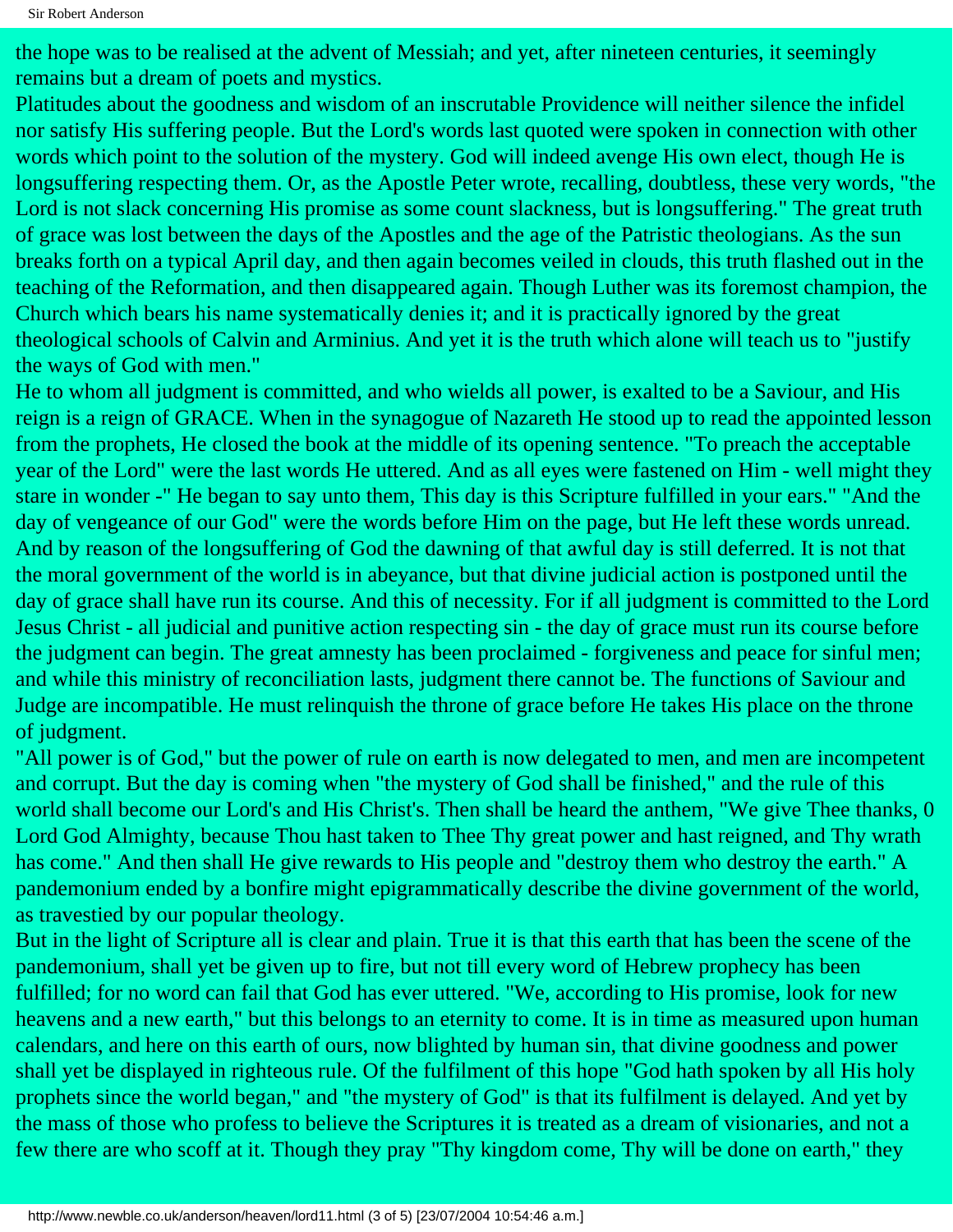the hope was to be realised at the advent of Messiah; and yet, after nineteen centuries, it seemingly remains but a dream of poets and mystics.

Platitudes about the goodness and wisdom of an inscrutable Providence will neither silence the infidel nor satisfy His suffering people. But the Lord's words last quoted were spoken in connection with other words which point to the solution of the mystery. God will indeed avenge His own elect, though He is longsuffering respecting them. Or, as the Apostle Peter wrote, recalling, doubtless, these very words, "the Lord is not slack concerning His promise as some count slackness, but is longsuffering." The great truth of grace was lost between the days of the Apostles and the age of the Patristic theologians. As the sun breaks forth on a typical April day, and then again becomes veiled in clouds, this truth flashed out in the teaching of the Reformation, and then disappeared again. Though Luther was its foremost champion, the Church which bears his name systematically denies it; and it is practically ignored by the great theological schools of Calvin and Arminius. And yet it is the truth which alone will teach us to "justify the ways of God with men."

He to whom all judgment is committed, and who wields all power, is exalted to be a Saviour, and His reign is a reign of GRACE. When in the synagogue of Nazareth He stood up to read the appointed lesson from the prophets, He closed the book at the middle of its opening sentence. "To preach the acceptable year of the Lord" were the last words He uttered. And as all eyes were fastened on Him - well might they stare in wonder -" He began to say unto them, This day is this Scripture fulfilled in your ears." "And the day of vengeance of our God" were the words before Him on the page, but He left these words unread. And by reason of the longsuffering of God the dawning of that awful day is still deferred. It is not that the moral government of the world is in abeyance, but that divine judicial action is postponed until the day of grace shall have run its course. And this of necessity. For if all judgment is committed to the Lord Jesus Christ - all judicial and punitive action respecting sin - the day of grace must run its course before the judgment can begin. The great amnesty has been proclaimed - forgiveness and peace for sinful men; and while this ministry of reconciliation lasts, judgment there cannot be. The functions of Saviour and Judge are incompatible. He must relinquish the throne of grace before He takes His place on the throne of judgment.

"All power is of God," but the power of rule on earth is now delegated to men, and men are incompetent and corrupt. But the day is coming when "the mystery of God shall be finished," and the rule of this world shall become our Lord's and His Christ's. Then shall be heard the anthem, "We give Thee thanks, 0 Lord God Almighty, because Thou hast taken to Thee Thy great power and hast reigned, and Thy wrath has come." And then shall He give rewards to His people and "destroy them who destroy the earth." A pandemonium ended by a bonfire might epigrammatically describe the divine government of the world, as travestied by our popular theology.

But in the light of Scripture all is clear and plain. True it is that this earth that has been the scene of the pandemonium, shall yet be given up to fire, but not till every word of Hebrew prophecy has been fulfilled; for no word can fail that God has ever uttered. "We, according to His promise, look for new heavens and a new earth," but this belongs to an eternity to come. It is in time as measured upon human calendars, and here on this earth of ours, now blighted by human sin, that divine goodness and power shall yet be displayed in righteous rule. Of the fulfilment of this hope "God hath spoken by all His holy prophets since the world began," and "the mystery of God" is that its fulfilment is delayed. And yet by the mass of those who profess to believe the Scriptures it is treated as a dream of visionaries, and not a few there are who scoff at it. Though they pray "Thy kingdom come, Thy will be done on earth," they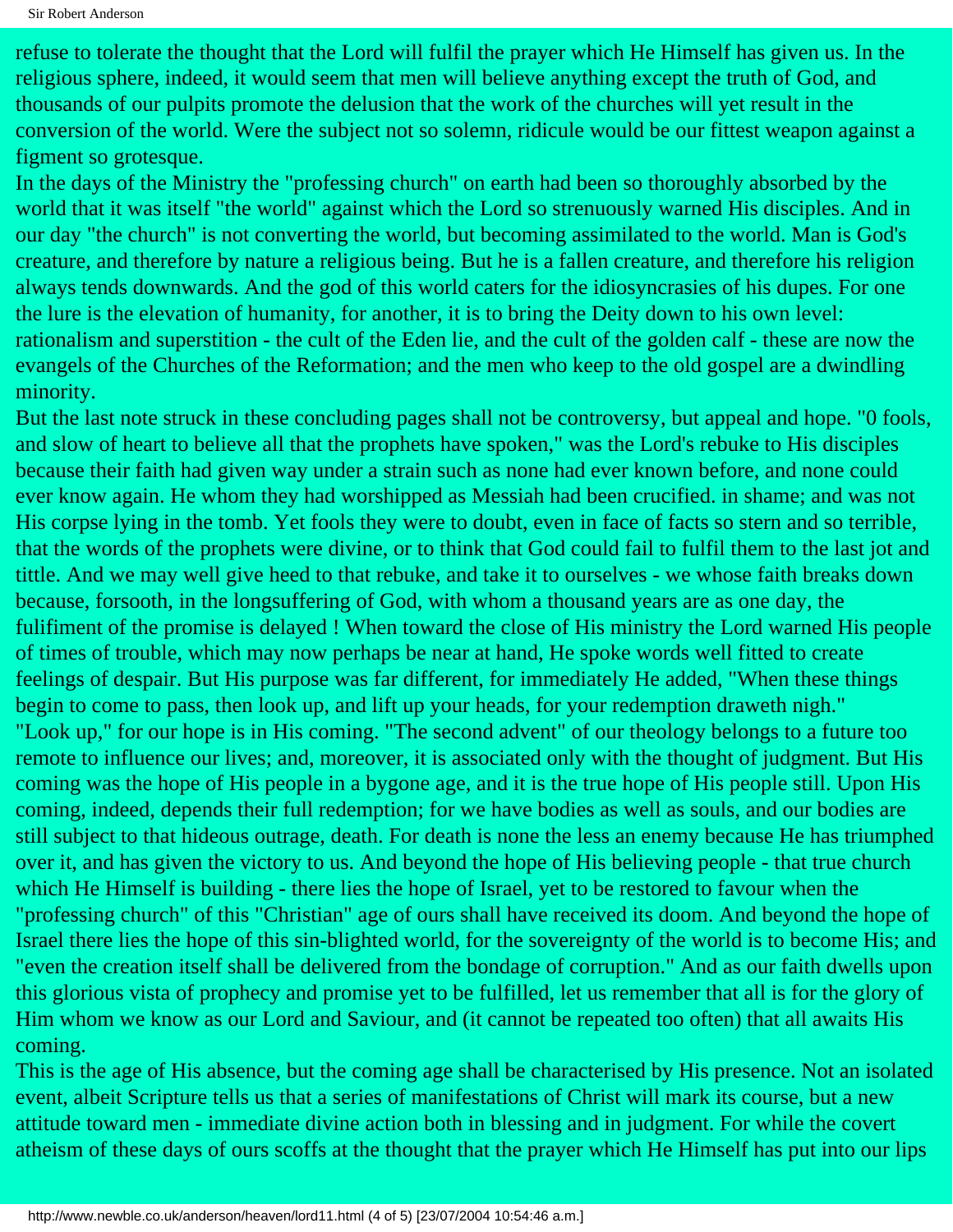refuse to tolerate the thought that the Lord will fulfil the prayer which He Himself has given us. In the religious sphere, indeed, it would seem that men will believe anything except the truth of God, and thousands of our pulpits promote the delusion that the work of the churches will yet result in the conversion of the world. Were the subject not so solemn, ridicule would be our fittest weapon against a figment so grotesque.

In the days of the Ministry the "professing church" on earth had been so thoroughly absorbed by the world that it was itself "the world" against which the Lord so strenuously warned His disciples. And in our day "the church" is not converting the world, but becoming assimilated to the world. Man is God's creature, and therefore by nature a religious being. But he is a fallen creature, and therefore his religion always tends downwards. And the god of this world caters for the idiosyncrasies of his dupes. For one the lure is the elevation of humanity, for another, it is to bring the Deity down to his own level: rationalism and superstition - the cult of the Eden lie, and the cult of the golden calf - these are now the evangels of the Churches of the Reformation; and the men who keep to the old gospel are a dwindling minority.

But the last note struck in these concluding pages shall not be controversy, but appeal and hope. "0 fools, and slow of heart to believe all that the prophets have spoken," was the Lord's rebuke to His disciples because their faith had given way under a strain such as none had ever known before, and none could ever know again. He whom they had worshipped as Messiah had been crucified. in shame; and was not His corpse lying in the tomb. Yet fools they were to doubt, even in face of facts so stern and so terrible, that the words of the prophets were divine, or to think that God could fail to fulfil them to the last jot and tittle. And we may well give heed to that rebuke, and take it to ourselves - we whose faith breaks down because, forsooth, in the longsuffering of God, with whom a thousand years are as one day, the fulifiment of the promise is delayed ! When toward the close of His ministry the Lord warned His people of times of trouble, which may now perhaps be near at hand, He spoke words well fitted to create feelings of despair. But His purpose was far different, for immediately He added, "When these things begin to come to pass, then look up, and lift up your heads, for your redemption draweth nigh."

"Look up," for our hope is in His coming. "The second advent" of our theology belongs to a future too remote to influence our lives; and, moreover, it is associated only with the thought of judgment. But His coming was the hope of His people in a bygone age, and it is the true hope of His people still. Upon His coming, indeed, depends their full redemption; for we have bodies as well as souls, and our bodies are still subject to that hideous outrage, death. For death is none the less an enemy because He has triumphed over it, and has given the victory to us. And beyond the hope of His believing people - that true church which He Himself is building - there lies the hope of Israel, yet to be restored to favour when the "professing church" of this "Christian" age of ours shall have received its doom. And beyond the hope of Israel there lies the hope of this sin-blighted world, for the sovereignty of the world is to become His; and "even the creation itself shall be delivered from the bondage of corruption." And as our faith dwells upon this glorious vista of prophecy and promise yet to be fulfilled, let us remember that all is for the glory of Him whom we know as our Lord and Saviour, and (it cannot be repeated too often) that all awaits His coming.

This is the age of His absence, but the coming age shall be characterised by His presence. Not an isolated event, albeit Scripture tells us that a series of manifestations of Christ will mark its course, but a new attitude toward men - immediate divine action both in blessing and in judgment. For while the covert atheism of these days of ours scoffs at the thought that the prayer which He Himself has put into our lips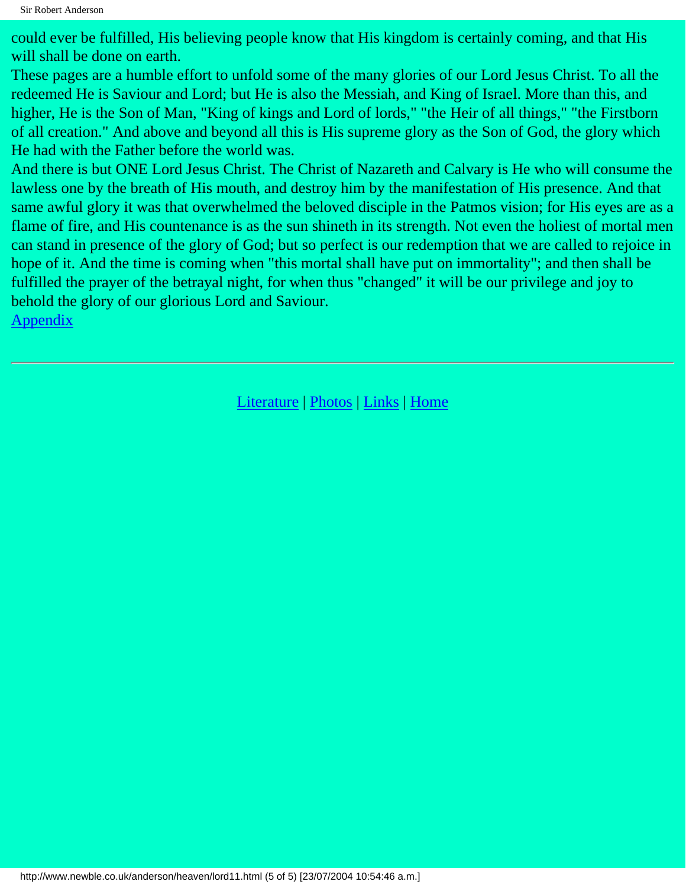could ever be fulfilled, His believing people know that His kingdom is certainly coming, and that His will shall be done on earth.

These pages are a humble effort to unfold some of the many glories of our Lord Jesus Christ. To all the redeemed He is Saviour and Lord; but He is also the Messiah, and King of Israel. More than this, and higher, He is the Son of Man, "King of kings and Lord of lords," "the Heir of all things," "the Firstborn of all creation." And above and beyond all this is His supreme glory as the Son of God, the glory which He had with the Father before the world was.

And there is but ONE Lord Jesus Christ. The Christ of Nazareth and Calvary is He who will consume the lawless one by the breath of His mouth, and destroy him by the manifestation of His presence. And that same awful glory it was that overwhelmed the beloved disciple in the Patmos vision; for His eyes are as a flame of fire, and His countenance is as the sun shineth in its strength. Not even the holiest of mortal men can stand in presence of the glory of God; but so perfect is our redemption that we are called to rejoice in hope of it. And the time is coming when "this mortal shall have put on immortality"; and then shall be fulfilled the prayer of the betrayal night, for when thus "changed" it will be our privilege and joy to behold the glory of our glorious Lord and Saviour.

Appendix

---

Literature | Photos | Links | Home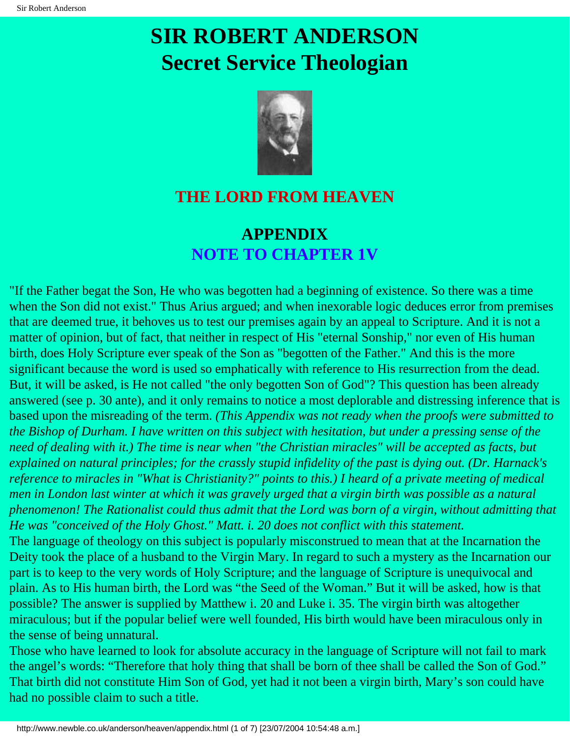# SIR ROBERT ANDERSON
# Secret Service Theologian

## THE LORD FROM HEAVEN

## APPENDIX
## NOTE TO CHAPTER 1V

"If the Father begat the Son, He who was begotten had a beginning of existence. So there was a time when the Son did not exist." Thus Arius argued; and when inexorable logic deduces error from premises that are deemed true, it behoves us to test our premises again by an appeal to Scripture. And it is not a matter of opinion, but of fact, that neither in respect of His "eternal Sonship," nor even of His human birth, does Holy Scripture ever speak of the Son as "begotten of the Father." And this is the more significant because the word is used so emphatically with reference to His resurrection from the dead. But, it will be asked, is He not called "the only begotten Son of God"? This question has been already answered (see p. 30 ante), and it only remains to notice a most deplorable and distressing inference that is based upon the misreading of the term. *(This Appendix was not ready when the proofs were submitted to the Bishop of Durham. I have written on this subject with hesitation, but under a pressing sense of the need of dealing with it.) The time is near when "the Christian miracles" will be accepted as facts, but explained on natural principles; for the crassly stupid infidelity of the past is dying out. (Dr. Harnack's reference to miracles in "What is Christianity?" points to this.) I heard of a private meeting of medical men in London last winter at which it was gravely urged that a virgin birth was possible as a natural phenomenon! The Rationalist could thus admit that the Lord was born of a virgin, without admitting that He was "conceived of the Holy Ghost." Matt. i. 20 does not conflict with this statement.*

The language of theology on this subject is popularly misconstrued to mean that at the Incarnation the Deity took the place of a husband to the Virgin Mary. In regard to such a mystery as the Incarnation our part is to keep to the very words of Holy Scripture; and the language of Scripture is unequivocal and plain. As to His human birth, the Lord was "the Seed of the Woman." But it will be asked, how is that possible? The answer is supplied by Matthew i. 20 and Luke i. 35. The virgin birth was altogether miraculous; but if the popular belief were well founded, His birth would have been miraculous only in the sense of being unnatural.

Those who have learned to look for absolute accuracy in the language of Scripture will not fail to mark the angel's words: "Therefore that holy thing that shall be born of thee shall be called the Son of God." That birth did not constitute Him Son of God, yet had it not been a virgin birth, Mary's son could have had no possible claim to such a title.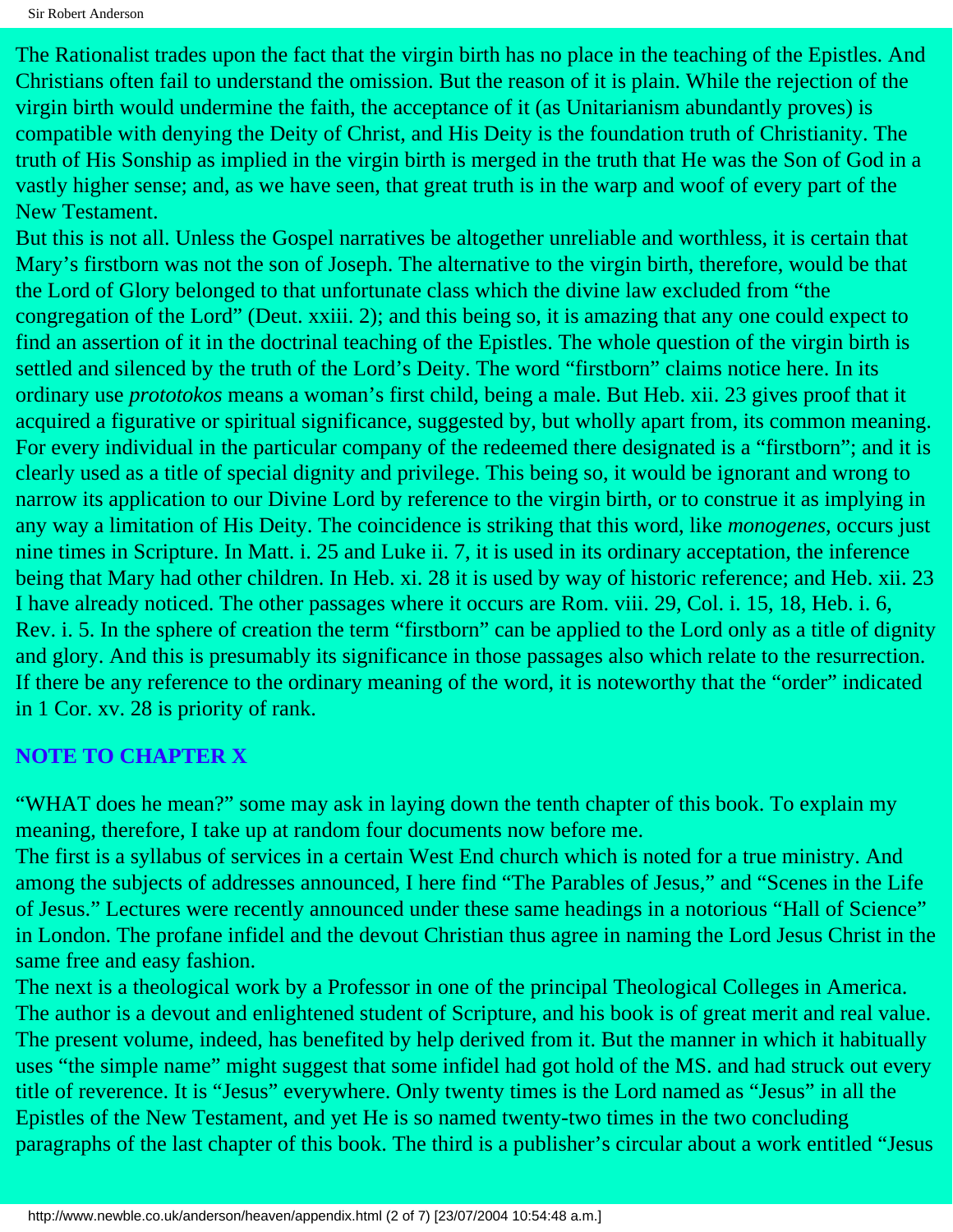The Rationalist trades upon the fact that the virgin birth has no place in the teaching of the Epistles. And Christians often fail to understand the omission. But the reason of it is plain. While the rejection of the virgin birth would undermine the faith, the acceptance of it (as Unitarianism abundantly proves) is compatible with denying the Deity of Christ, and His Deity is the foundation truth of Christianity. The truth of His Sonship as implied in the virgin birth is merged in the truth that He was the Son of God in a vastly higher sense; and, as we have seen, that great truth is in the warp and woof of every part of the New Testament.

But this is not all. Unless the Gospel narratives be altogether unreliable and worthless, it is certain that Mary's firstborn was not the son of Joseph. The alternative to the virgin birth, therefore, would be that the Lord of Glory belonged to that unfortunate class which the divine law excluded from "the congregation of the Lord" (Deut. xxiii. 2); and this being so, it is amazing that any one could expect to find an assertion of it in the doctrinal teaching of the Epistles. The whole question of the virgin birth is settled and silenced by the truth of the Lord's Deity. The word "firstborn" claims notice here. In its ordinary use *prototokos* means a woman's first child, being a male. But Heb. xii. 23 gives proof that it acquired a figurative or spiritual significance, suggested by, but wholly apart from, its common meaning. For every individual in the particular company of the redeemed there designated is a "firstborn"; and it is clearly used as a title of special dignity and privilege. This being so, it would be ignorant and wrong to narrow its application to our Divine Lord by reference to the virgin birth, or to construe it as implying in any way a limitation of His Deity. The coincidence is striking that this word, like *monogenes*, occurs just nine times in Scripture. In Matt. i. 25 and Luke ii. 7, it is used in its ordinary acceptation, the inference being that Mary had other children. In Heb. xi. 28 it is used by way of historic reference; and Heb. xii. 23 I have already noticed. The other passages where it occurs are Rom. viii. 29, Col. i. 15, 18, Heb. i. 6, Rev. i. 5. In the sphere of creation the term "firstborn" can be applied to the Lord only as a title of dignity and glory. And this is presumably its significance in those passages also which relate to the resurrection. If there be any reference to the ordinary meaning of the word, it is noteworthy that the "order" indicated in 1 Cor. xv. 28 is priority of rank.

## NOTE TO CHAPTER X

"WHAT does he mean?" some may ask in laying down the tenth chapter of this book. To explain my meaning, therefore, I take up at random four documents now before me.

The first is a syllabus of services in a certain West End church which is noted for a true ministry. And among the subjects of addresses announced, I here find "The Parables of Jesus," and "Scenes in the Life of Jesus." Lectures were recently announced under these same headings in a notorious "Hall of Science" in London. The profane infidel and the devout Christian thus agree in naming the Lord Jesus Christ in the same free and easy fashion.

The next is a theological work by a Professor in one of the principal Theological Colleges in America. The author is a devout and enlightened student of Scripture, and his book is of great merit and real value. The present volume, indeed, has benefited by help derived from it. But the manner in which it habitually uses "the simple name" might suggest that some infidel had got hold of the MS. and had struck out every title of reverence. It is "Jesus" everywhere. Only twenty times is the Lord named as "Jesus" in all the Epistles of the New Testament, and yet He is so named twenty-two times in the two concluding paragraphs of the last chapter of this book. The third is a publisher's circular about a work entitled "Jesus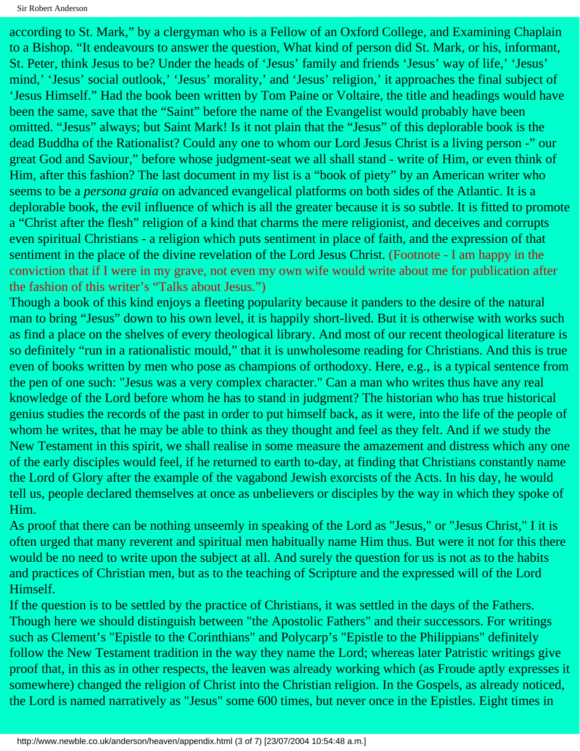according to St. Mark," by a clergyman who is a Fellow of an Oxford College, and Examining Chaplain to a Bishop. "It endeavours to answer the question, What kind of person did St. Mark, or his, informant, St. Peter, think Jesus to be? Under the heads of 'Jesus' family and friends 'Jesus' way of life,' 'Jesus' mind,' 'Jesus' social outlook,' 'Jesus' morality,' and 'Jesus' religion,' it approaches the final subject of 'Jesus Himself." Had the book been written by Tom Paine or Voltaire, the title and headings would have been the same, save that the "Saint" before the name of the Evangelist would probably have been omitted. "Jesus" always; but Saint Mark! Is it not plain that the "Jesus" of this deplorable book is the dead Buddha of the Rationalist? Could any one to whom our Lord Jesus Christ is a living person -" our great God and Saviour," before whose judgment-seat we all shall stand - write of Him, or even think of Him, after this fashion? The last document in my list is a "book of piety" by an American writer who seems to be a *persona graia* on advanced evangelical platforms on both sides of the Atlantic. It is a deplorable book, the evil influence of which is all the greater because it is so subtle. It is fitted to promote a "Christ after the flesh" religion of a kind that charms the mere religionist, and deceives and corrupts even spiritual Christians - a religion which puts sentiment in place of faith, and the expression of that sentiment in the place of the divine revelation of the Lord Jesus Christ. (Footnote - I am happy in the conviction that if I were in my grave, not even my own wife would write about me for publication after the fashion of this writer's "Talks about Jesus.")

Though a book of this kind enjoys a fleeting popularity because it panders to the desire of the natural man to bring "Jesus" down to his own level, it is happily short-lived. But it is otherwise with works such as find a place on the shelves of every theological library. And most of our recent theological literature is so definitely "run in a rationalistic mould," that it is unwholesome reading for Christians. And this is true even of books written by men who pose as champions of orthodoxy. Here, e.g., is a typical sentence from the pen of one such: "Jesus was a very complex character." Can a man who writes thus have any real knowledge of the Lord before whom he has to stand in judgment? The historian who has true historical genius studies the records of the past in order to put himself back, as it were, into the life of the people of whom he writes, that he may be able to think as they thought and feel as they felt. And if we study the New Testament in this spirit, we shall realise in some measure the amazement and distress which any one of the early disciples would feel, if he returned to earth to-day, at finding that Christians constantly name the Lord of Glory after the example of the vagabond Jewish exorcists of the Acts. In his day, he would tell us, people declared themselves at once as unbelievers or disciples by the way in which they spoke of Him.

As proof that there can be nothing unseemly in speaking of the Lord as "Jesus," or "Jesus Christ," I it is often urged that many reverent and spiritual men habitually name Him thus. But were it not for this there would be no need to write upon the subject at all. And surely the question for us is not as to the habits and practices of Christian men, but as to the teaching of Scripture and the expressed will of the Lord Himself.

If the question is to be settled by the practice of Christians, it was settled in the days of the Fathers. Though here we should distinguish between "the Apostolic Fathers" and their successors. For writings such as Clement's "Epistle to the Corinthians" and Polycarp's "Epistle to the Philippians" definitely follow the New Testament tradition in the way they name the Lord; whereas later Patristic writings give proof that, in this as in other respects, the leaven was already working which (as Froude aptly expresses it somewhere) changed the religion of Christ into the Christian religion. In the Gospels, as already noticed, the Lord is named narratively as "Jesus" some 600 times, but never once in the Epistles. Eight times in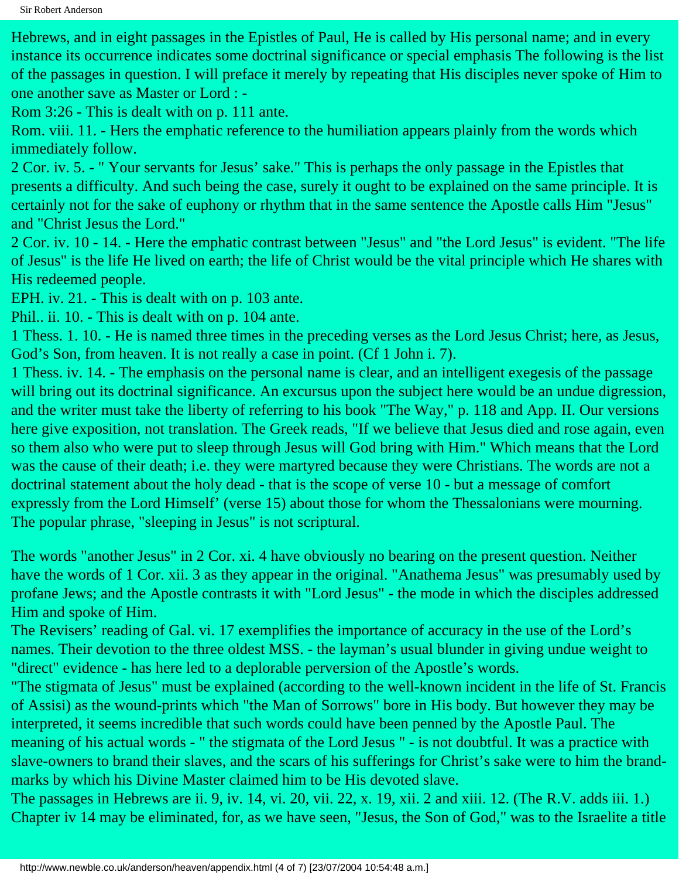Hebrews, and in eight passages in the Epistles of Paul, He is called by His personal name; and in every instance its occurrence indicates some doctrinal significance or special emphasis The following is the list of the passages in question. I will preface it merely by repeating that His disciples never spoke of Him to one another save as Master or Lord : -

Rom 3:26 - This is dealt with on p. 111 ante.

Rom. viii. 11. - Hers the emphatic reference to the humiliation appears plainly from the words which immediately follow.

2 Cor. iv. 5. - " Your servants for Jesus' sake." This is perhaps the only passage in the Epistles that presents a difficulty. And such being the case, surely it ought to be explained on the same principle. It is certainly not for the sake of euphony or rhythm that in the same sentence the Apostle calls Him "Jesus" and "Christ Jesus the Lord."

2 Cor. iv. 10 - 14. - Here the emphatic contrast between "Jesus" and "the Lord Jesus" is evident. "The life of Jesus" is the life He lived on earth; the life of Christ would be the vital principle which He shares with His redeemed people.

EPH. iv. 21. - This is dealt with on p. 103 ante.

Phil.. ii. 10. - This is dealt with on p. 104 ante.

1 Thess. 1. 10. - He is named three times in the preceding verses as the Lord Jesus Christ; here, as Jesus, God's Son, from heaven. It is not really a case in point. (Cf 1 John i. 7).

1 Thess. iv. 14. - The emphasis on the personal name is clear, and an intelligent exegesis of the passage will bring out its doctrinal significance. An excursus upon the subject here would be an undue digression, and the writer must take the liberty of referring to his book "The Way," p. 118 and App. II. Our versions here give exposition, not translation. The Greek reads, "If we believe that Jesus died and rose again, even so them also who were put to sleep through Jesus will God bring with Him." Which means that the Lord was the cause of their death; i.e. they were martyred because they were Christians. The words are not a doctrinal statement about the holy dead - that is the scope of verse 10 - but a message of comfort expressly from the Lord Himself' (verse 15) about those for whom the Thessalonians were mourning. The popular phrase, "sleeping in Jesus" is not scriptural.

The words "another Jesus" in 2 Cor. xi. 4 have obviously no bearing on the present question. Neither have the words of 1 Cor. xii. 3 as they appear in the original. "Anathema Jesus" was presumably used by profane Jews; and the Apostle contrasts it with "Lord Jesus" - the mode in which the disciples addressed Him and spoke of Him.

The Revisers' reading of Gal. vi. 17 exemplifies the importance of accuracy in the use of the Lord's names. Their devotion to the three oldest MSS. - the layman's usual blunder in giving undue weight to "direct" evidence - has here led to a deplorable perversion of the Apostle's words.

"The stigmata of Jesus" must be explained (according to the well-known incident in the life of St. Francis of Assisi) as the wound-prints which "the Man of Sorrows" bore in His body. But however they may be interpreted, it seems incredible that such words could have been penned by the Apostle Paul. The meaning of his actual words - " the stigmata of the Lord Jesus " - is not doubtful. It was a practice with slave-owners to brand their slaves, and the scars of his sufferings for Christ's sake were to him the brand-marks by which his Divine Master claimed him to be His devoted slave.

The passages in Hebrews are ii. 9, iv. 14, vi. 20, vii. 22, x. 19, xii. 2 and xiii. 12. (The R.V. adds iii. 1.) Chapter iv 14 may be eliminated, for, as we have seen, "Jesus, the Son of God," was to the Israelite a title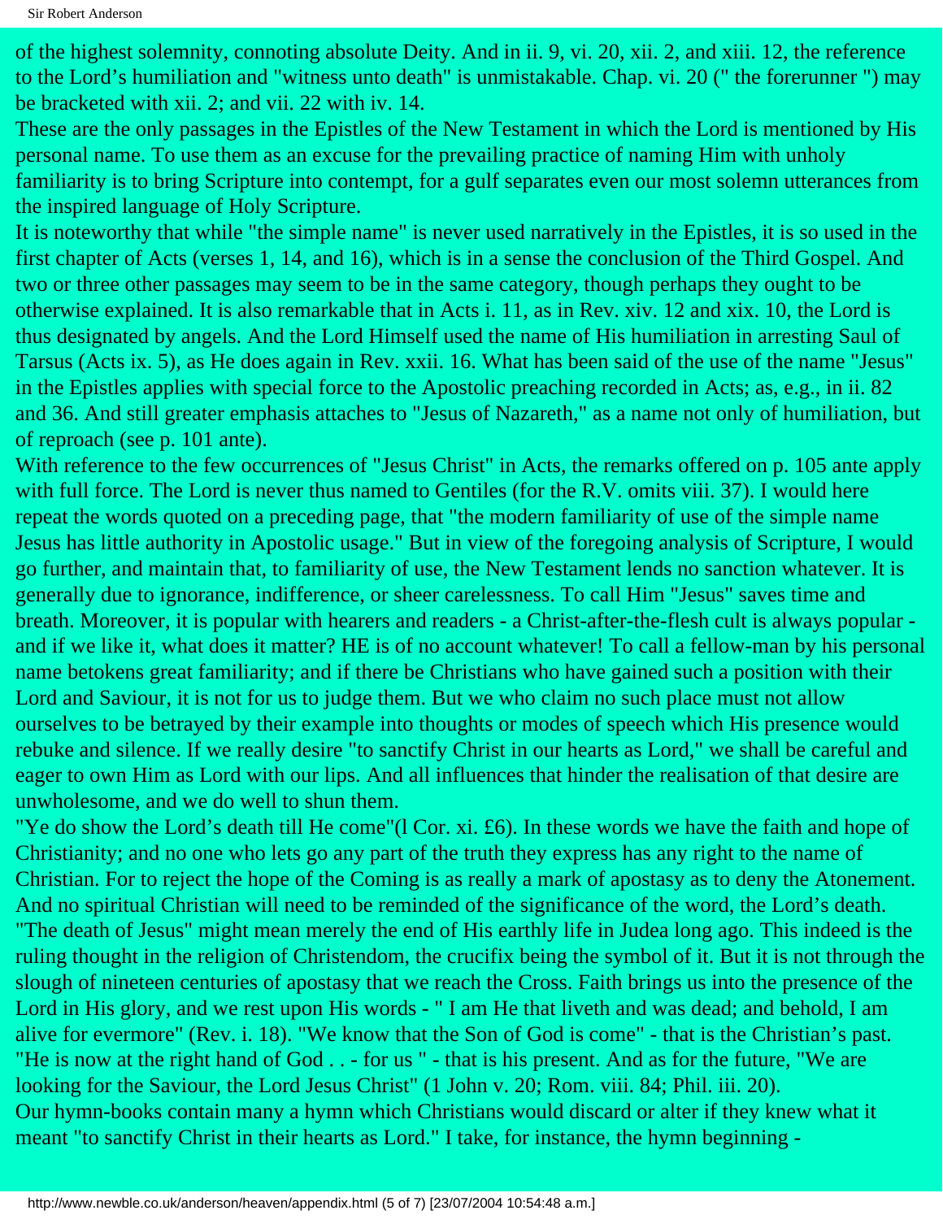of the highest solemnity, connoting absolute Deity. And in ii. 9, vi. 20, xii. 2, and xiii. 12, the reference to the Lord's humiliation and "witness unto death" is unmistakable. Chap. vi. 20 (" the forerunner ") may be bracketed with xii. 2; and vii. 22 with iv. 14.

These are the only passages in the Epistles of the New Testament in which the Lord is mentioned by His personal name. To use them as an excuse for the prevailing practice of naming Him with unholy familiarity is to bring Scripture into contempt, for a gulf separates even our most solemn utterances from the inspired language of Holy Scripture.

It is noteworthy that while "the simple name" is never used narratively in the Epistles, it is so used in the first chapter of Acts (verses 1, 14, and 16), which is in a sense the conclusion of the Third Gospel. And two or three other passages may seem to be in the same category, though perhaps they ought to be otherwise explained. It is also remarkable that in Acts i. 11, as in Rev. xiv. 12 and xix. 10, the Lord is thus designated by angels. And the Lord Himself used the name of His humiliation in arresting Saul of Tarsus (Acts ix. 5), as He does again in Rev. xxii. 16. What has been said of the use of the name "Jesus" in the Epistles applies with special force to the Apostolic preaching recorded in Acts; as, e.g., in ii. 82 and 36. And still greater emphasis attaches to "Jesus of Nazareth," as a name not only of humiliation, but of reproach (see p. 101 ante).

With reference to the few occurrences of "Jesus Christ" in Acts, the remarks offered on p. 105 ante apply with full force. The Lord is never thus named to Gentiles (for the R.V. omits viii. 37). I would here repeat the words quoted on a preceding page, that "the modern familiarity of use of the simple name Jesus has little authority in Apostolic usage." But in view of the foregoing analysis of Scripture, I would go further, and maintain that, to familiarity of use, the New Testament lends no sanction whatever. It is generally due to ignorance, indifference, or sheer carelessness. To call Him "Jesus" saves time and breath. Moreover, it is popular with hearers and readers - a Christ-after-the-flesh cult is always popular - and if we like it, what does it matter? HE is of no account whatever! To call a fellow-man by his personal name betokens great familiarity; and if there be Christians who have gained such a position with their Lord and Saviour, it is not for us to judge them. But we who claim no such place must not allow ourselves to be betrayed by their example into thoughts or modes of speech which His presence would rebuke and silence. If we really desire "to sanctify Christ in our hearts as Lord," we shall be careful and eager to own Him as Lord with our lips. And all influences that hinder the realisation of that desire are unwholesome, and we do well to shun them.

"Ye do show the Lord's death till He come"(l Cor. xi. £6). In these words we have the faith and hope of Christianity; and no one who lets go any part of the truth they express has any right to the name of Christian. For to reject the hope of the Coming is as really a mark of apostasy as to deny the Atonement. And no spiritual Christian will need to be reminded of the significance of the word, the Lord's death. "The death of Jesus" might mean merely the end of His earthly life in Judea long ago. This indeed is the ruling thought in the religion of Christendom, the crucifix being the symbol of it. But it is not through the slough of nineteen centuries of apostasy that we reach the Cross. Faith brings us into the presence of the Lord in His glory, and we rest upon His words - " I am He that liveth and was dead; and behold, I am alive for evermore" (Rev. i. 18). "We know that the Son of God is come" - that is the Christian's past. "He is now at the right hand of God . . - for us " - that is his present. And as for the future, "We are looking for the Saviour, the Lord Jesus Christ" (1 John v. 20; Rom. viii. 84; Phil. iii. 20).

Our hymn-books contain many a hymn which Christians would discard or alter if they knew what it meant "to sanctify Christ in their hearts as Lord." I take, for instance, the hymn beginning -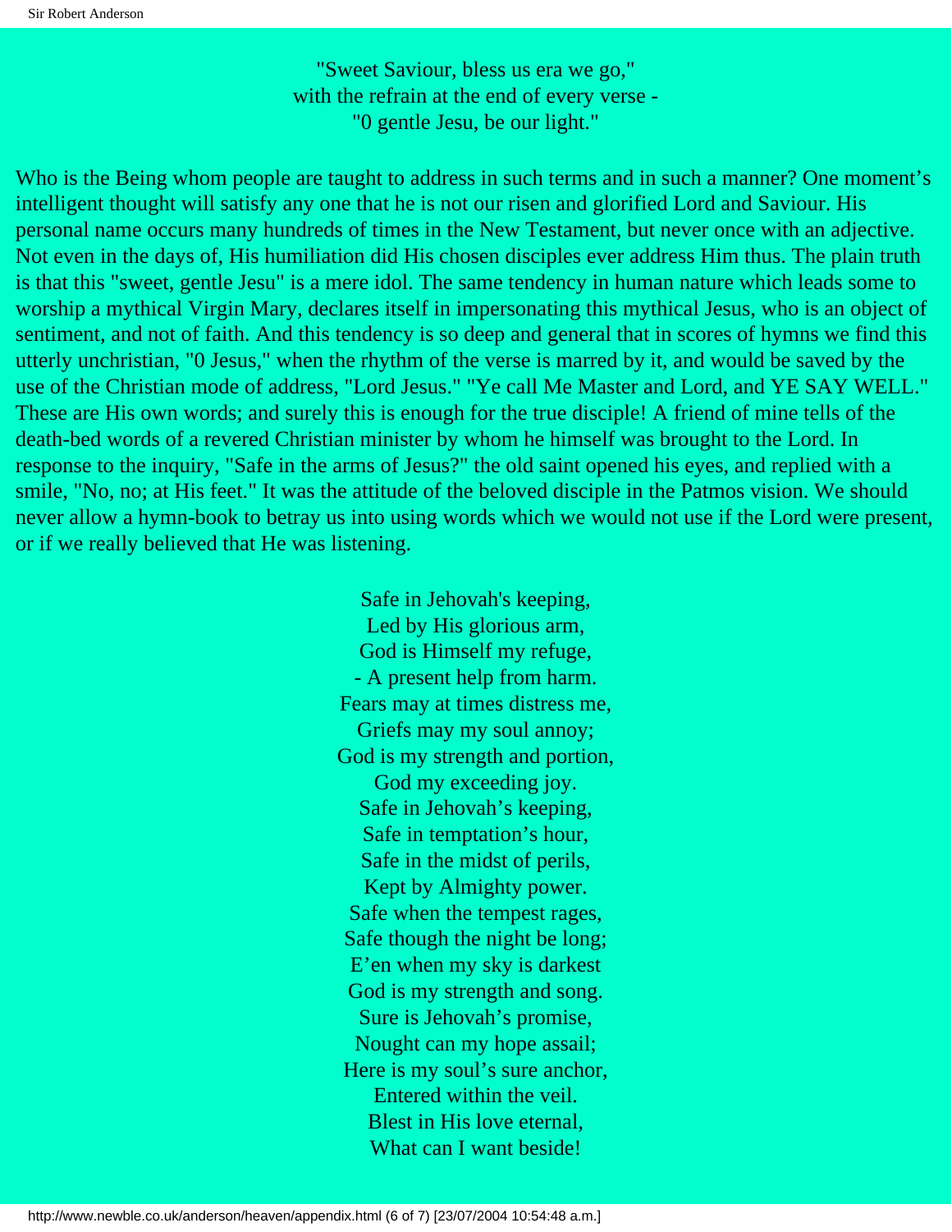"Sweet Saviour, bless us era we go,"  
with the refrain at the end of every verse -  
"0 gentle Jesu, be our light."

Who is the Being whom people are taught to address in such terms and in such a manner? One moment's intelligent thought will satisfy any one that he is not our risen and glorified Lord and Saviour. His personal name occurs many hundreds of times in the New Testament, but never once with an adjective. Not even in the days of, His humiliation did His chosen disciples ever address Him thus. The plain truth is that this "sweet, gentle Jesu" is a mere idol. The same tendency in human nature which leads some to worship a mythical Virgin Mary, declares itself in impersonating this mythical Jesus, who is an object of sentiment, and not of faith. And this tendency is so deep and general that in scores of hymns we find this utterly unchristian, "0 Jesus," when the rhythm of the verse is marred by it, and would be saved by the use of the Christian mode of address, "Lord Jesus." "Ye call Me Master and Lord, and YE SAY WELL." These are His own words; and surely this is enough for the true disciple! A friend of mine tells of the death-bed words of a revered Christian minister by whom he himself was brought to the Lord. In response to the inquiry, "Safe in the arms of Jesus?" the old saint opened his eyes, and replied with a smile, "No, no; at His feet." It was the attitude of the beloved disciple in the Patmos vision. We should never allow a hymn-book to betray us into using words which we would not use if the Lord were present, or if we really believed that He was listening.

Safe in Jehovah's keeping,  
Led by His glorious arm,  
God is Himself my refuge,  
- A present help from harm.  
Fears may at times distress me,  
Griefs may my soul annoy;  
God is my strength and portion,  
God my exceeding joy.  
Safe in Jehovah's keeping,  
Safe in temptation's hour,  
Safe in the midst of perils,  
Kept by Almighty power.  
Safe when the tempest rages,  
Safe though the night be long;  
E'en when my sky is darkest  
God is my strength and song.  
Sure is Jehovah's promise,  
Nought can my hope assail;  
Here is my soul's sure anchor,  
Entered within the veil.  
Blest in His love eternal,  
What can I want beside!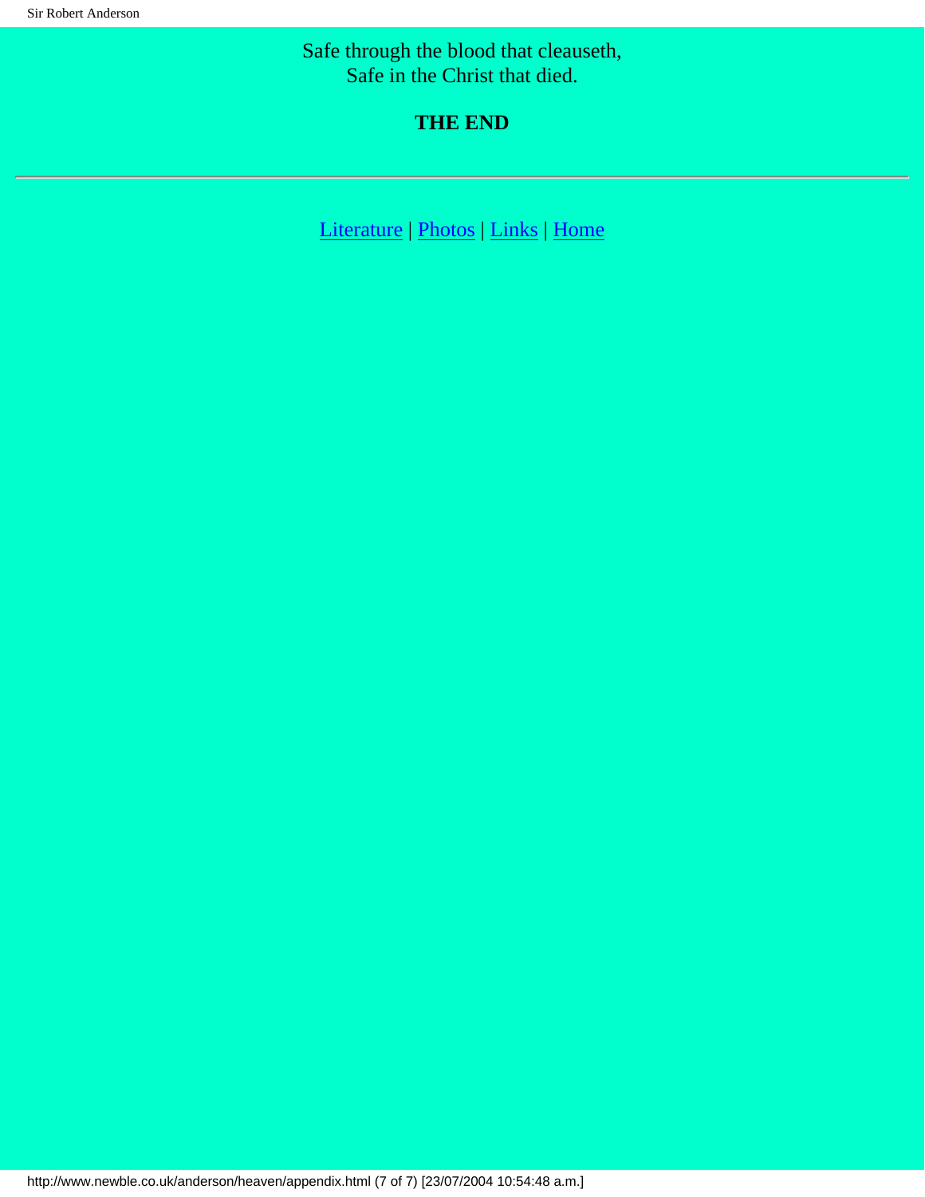Safe through the blood that cleauseth,
Safe in the Christ that died.

**THE END**

---

Literature | Photos | Links | Home